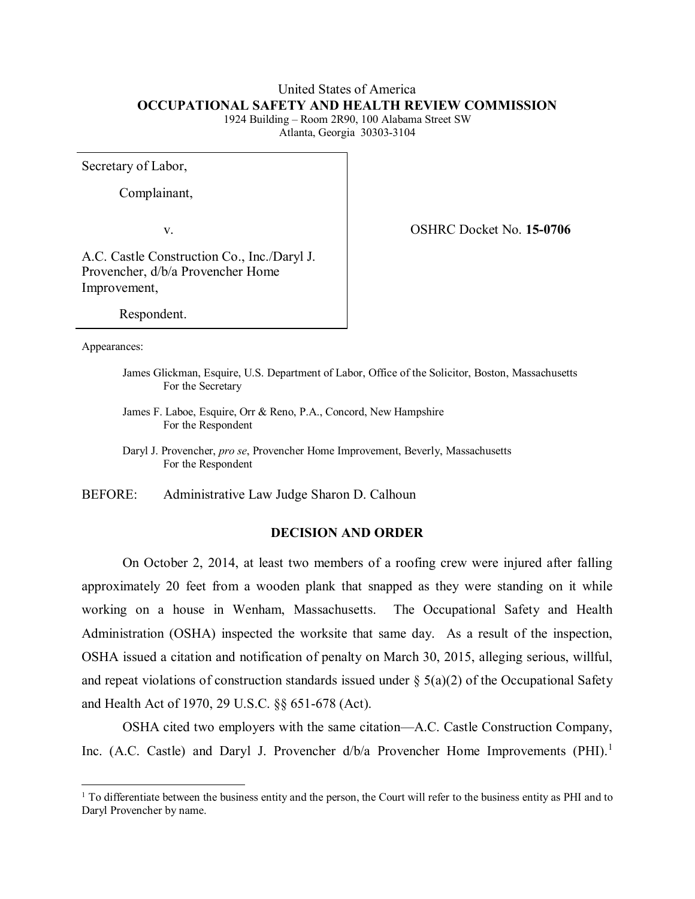United States of America
**OCCUPATIONAL SAFETY AND HEALTH REVIEW COMMISSION**
1924 Building – Room 2R90, 100 Alabama Street SW
Atlanta, Georgia 30303-3104

| | |
|---|---|
| Secretary of Labor,<br><br>Complainant,<br><br>v.<br><br>A.C. Castle Construction Co., Inc./Daryl J. Provencher, d/b/a Provencher Home Improvement,<br><br>Respondent. | OSHRC Docket No. **15-0706** |

Appearances:

James Glickman, Esquire, U.S. Department of Labor, Office of the Solicitor, Boston, Massachusetts
For the Secretary

James F. Laboe, Esquire, Orr & Reno, P.A., Concord, New Hampshire
For the Respondent

Daryl J. Provencher, *pro se*, Provencher Home Improvement, Beverly, Massachusetts
For the Respondent

BEFORE: Administrative Law Judge Sharon D. Calhoun

## DECISION AND ORDER

On October 2, 2014, at least two members of a roofing crew were injured after falling approximately 20 feet from a wooden plank that snapped as they were standing on it while working on a house in Wenham, Massachusetts. The Occupational Safety and Health Administration (OSHA) inspected the worksite that same day. As a result of the inspection, OSHA issued a citation and notification of penalty on March 30, 2015, alleging serious, willful, and repeat violations of construction standards issued under § 5(a)(2) of the Occupational Safety and Health Act of 1970, 29 U.S.C. §§ 651-678 (Act).

OSHA cited two employers with the same citation—A.C. Castle Construction Company, Inc. (A.C. Castle) and Daryl J. Provencher d/b/a Provencher Home Improvements (PHI).[1]

[1] To differentiate between the business entity and the person, the Court will refer to the business entity as PHI and to Daryl Provencher by name.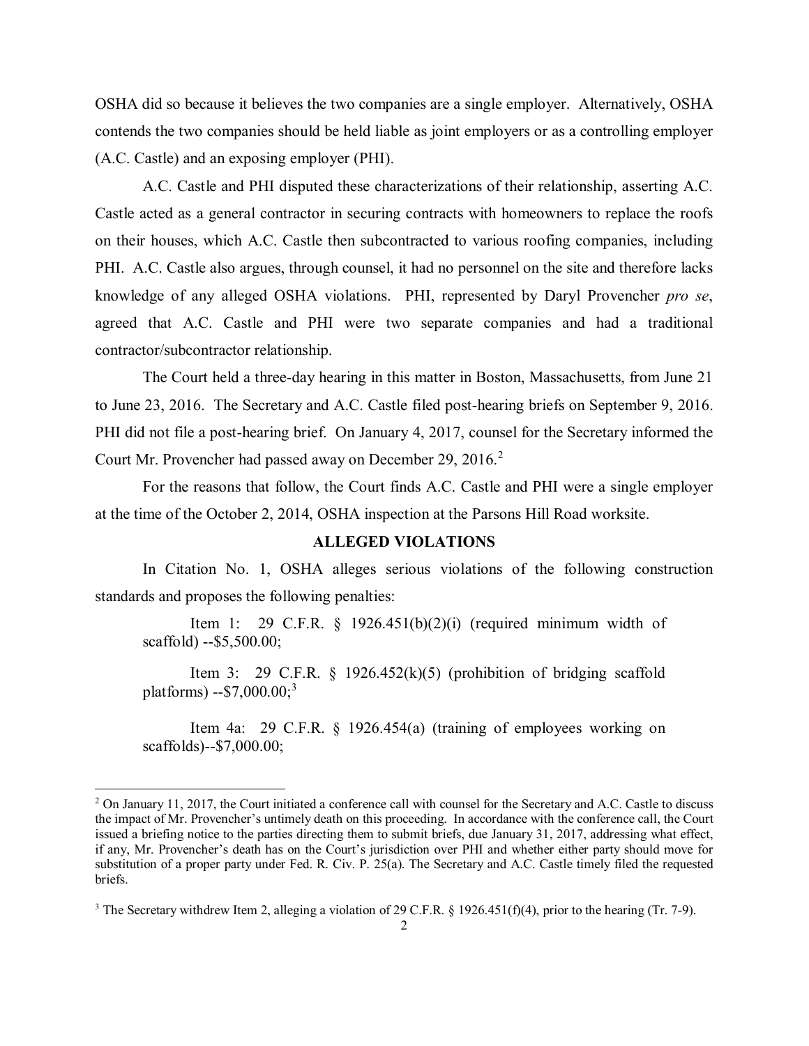OSHA did so because it believes the two companies are a single employer. Alternatively, OSHA contends the two companies should be held liable as joint employers or as a controlling employer (A.C. Castle) and an exposing employer (PHI).

A.C. Castle and PHI disputed these characterizations of their relationship, asserting A.C. Castle acted as a general contractor in securing contracts with homeowners to replace the roofs on their houses, which A.C. Castle then subcontracted to various roofing companies, including PHI. A.C. Castle also argues, through counsel, it had no personnel on the site and therefore lacks knowledge of any alleged OSHA violations. PHI, represented by Daryl Provencher *pro se*, agreed that A.C. Castle and PHI were two separate companies and had a traditional contractor/subcontractor relationship.

The Court held a three-day hearing in this matter in Boston, Massachusetts, from June 21 to June 23, 2016. The Secretary and A.C. Castle filed post-hearing briefs on September 9, 2016. PHI did not file a post-hearing brief. On January 4, 2017, counsel for the Secretary informed the Court Mr. Provencher had passed away on December 29, 2016.[2]

For the reasons that follow, the Court finds A.C. Castle and PHI were a single employer at the time of the October 2, 2014, OSHA inspection at the Parsons Hill Road worksite.

## ALLEGED VIOLATIONS

In Citation No. 1, OSHA alleges serious violations of the following construction standards and proposes the following penalties:

Item 1: 29 C.F.R. § 1926.451(b)(2)(i) (required minimum width of scaffold) --$5,500.00;

Item 3: 29 C.F.R. § 1926.452(k)(5) (prohibition of bridging scaffold platforms) --$7,000.00;[3]

Item 4a: 29 C.F.R. § 1926.454(a) (training of employees working on scaffolds)--$7,000.00;

---

[2] On January 11, 2017, the Court initiated a conference call with counsel for the Secretary and A.C. Castle to discuss the impact of Mr. Provencher's untimely death on this proceeding. In accordance with the conference call, the Court issued a briefing notice to the parties directing them to submit briefs, due January 31, 2017, addressing what effect, if any, Mr. Provencher's death has on the Court's jurisdiction over PHI and whether either party should move for substitution of a proper party under Fed. R. Civ. P. 25(a). The Secretary and A.C. Castle timely filed the requested briefs.

[3] The Secretary withdrew Item 2, alleging a violation of 29 C.F.R. § 1926.451(f)(4), prior to the hearing (Tr. 7-9).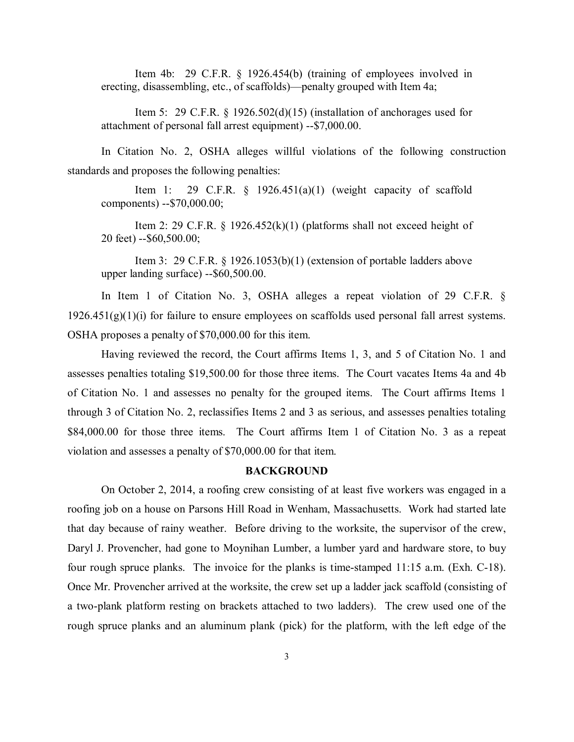Item 4b: 29 C.F.R. § 1926.454(b) (training of employees involved in erecting, disassembling, etc., of scaffolds)—penalty grouped with Item 4a;

Item 5: 29 C.F.R. § 1926.502(d)(15) (installation of anchorages used for attachment of personal fall arrest equipment) --$7,000.00.

In Citation No. 2, OSHA alleges willful violations of the following construction standards and proposes the following penalties:

Item 1: 29 C.F.R. § 1926.451(a)(1) (weight capacity of scaffold components) --$70,000.00;

Item 2: 29 C.F.R. § 1926.452(k)(1) (platforms shall not exceed height of 20 feet) --$60,500.00;

Item 3: 29 C.F.R. § 1926.1053(b)(1) (extension of portable ladders above upper landing surface) --$60,500.00.

In Item 1 of Citation No. 3, OSHA alleges a repeat violation of 29 C.F.R. § 1926.451(g)(1)(i) for failure to ensure employees on scaffolds used personal fall arrest systems. OSHA proposes a penalty of $70,000.00 for this item.

Having reviewed the record, the Court affirms Items 1, 3, and 5 of Citation No. 1 and assesses penalties totaling $19,500.00 for those three items. The Court vacates Items 4a and 4b of Citation No. 1 and assesses no penalty for the grouped items. The Court affirms Items 1 through 3 of Citation No. 2, reclassifies Items 2 and 3 as serious, and assesses penalties totaling $84,000.00 for those three items. The Court affirms Item 1 of Citation No. 3 as a repeat violation and assesses a penalty of $70,000.00 for that item.

## BACKGROUND

On October 2, 2014, a roofing crew consisting of at least five workers was engaged in a roofing job on a house on Parsons Hill Road in Wenham, Massachusetts. Work had started late that day because of rainy weather. Before driving to the worksite, the supervisor of the crew, Daryl J. Provencher, had gone to Moynihan Lumber, a lumber yard and hardware store, to buy four rough spruce planks. The invoice for the planks is time-stamped 11:15 a.m. (Exh. C-18). Once Mr. Provencher arrived at the worksite, the crew set up a ladder jack scaffold (consisting of a two-plank platform resting on brackets attached to two ladders). The crew used one of the rough spruce planks and an aluminum plank (pick) for the platform, with the left edge of the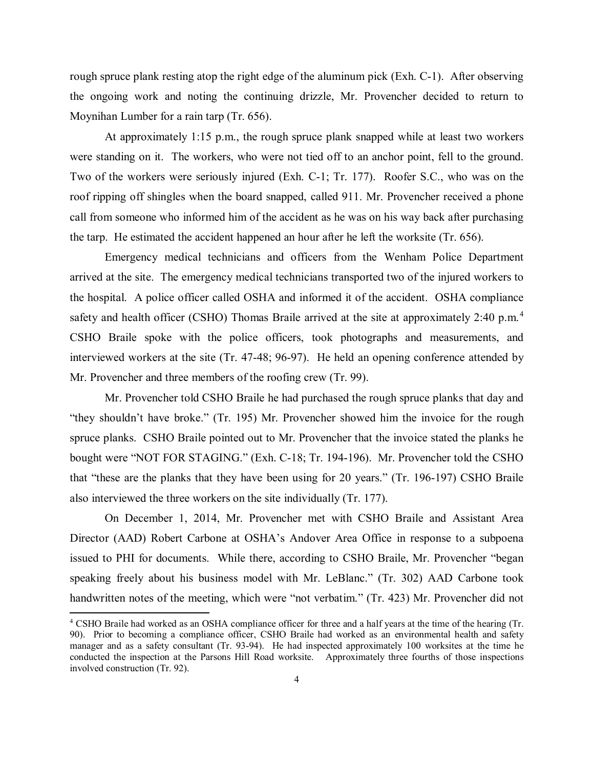rough spruce plank resting atop the right edge of the aluminum pick (Exh. C-1). After observing the ongoing work and noting the continuing drizzle, Mr. Provencher decided to return to Moynihan Lumber for a rain tarp (Tr. 656).

At approximately 1:15 p.m., the rough spruce plank snapped while at least two workers were standing on it. The workers, who were not tied off to an anchor point, fell to the ground. Two of the workers were seriously injured (Exh. C-1; Tr. 177). Roofer S.C., who was on the roof ripping off shingles when the board snapped, called 911. Mr. Provencher received a phone call from someone who informed him of the accident as he was on his way back after purchasing the tarp. He estimated the accident happened an hour after he left the worksite (Tr. 656).

Emergency medical technicians and officers from the Wenham Police Department arrived at the site. The emergency medical technicians transported two of the injured workers to the hospital. A police officer called OSHA and informed it of the accident. OSHA compliance safety and health officer (CSHO) Thomas Braile arrived at the site at approximately 2:40 p.m.[4] CSHO Braile spoke with the police officers, took photographs and measurements, and interviewed workers at the site (Tr. 47-48; 96-97). He held an opening conference attended by Mr. Provencher and three members of the roofing crew (Tr. 99).

Mr. Provencher told CSHO Braile he had purchased the rough spruce planks that day and "they shouldn't have broke." (Tr. 195) Mr. Provencher showed him the invoice for the rough spruce planks. CSHO Braile pointed out to Mr. Provencher that the invoice stated the planks he bought were "NOT FOR STAGING." (Exh. C-18; Tr. 194-196). Mr. Provencher told the CSHO that "these are the planks that they have been using for 20 years." (Tr. 196-197) CSHO Braile also interviewed the three workers on the site individually (Tr. 177).

On December 1, 2014, Mr. Provencher met with CSHO Braile and Assistant Area Director (AAD) Robert Carbone at OSHA's Andover Area Office in response to a subpoena issued to PHI for documents. While there, according to CSHO Braile, Mr. Provencher "began speaking freely about his business model with Mr. LeBlanc." (Tr. 302) AAD Carbone took handwritten notes of the meeting, which were "not verbatim." (Tr. 423) Mr. Provencher did not

[4] CSHO Braile had worked as an OSHA compliance officer for three and a half years at the time of the hearing (Tr. 90). Prior to becoming a compliance officer, CSHO Braile had worked as an environmental health and safety manager and as a safety consultant (Tr. 93-94). He had inspected approximately 100 worksites at the time he conducted the inspection at the Parsons Hill Road worksite. Approximately three fourths of those inspections involved construction (Tr. 92).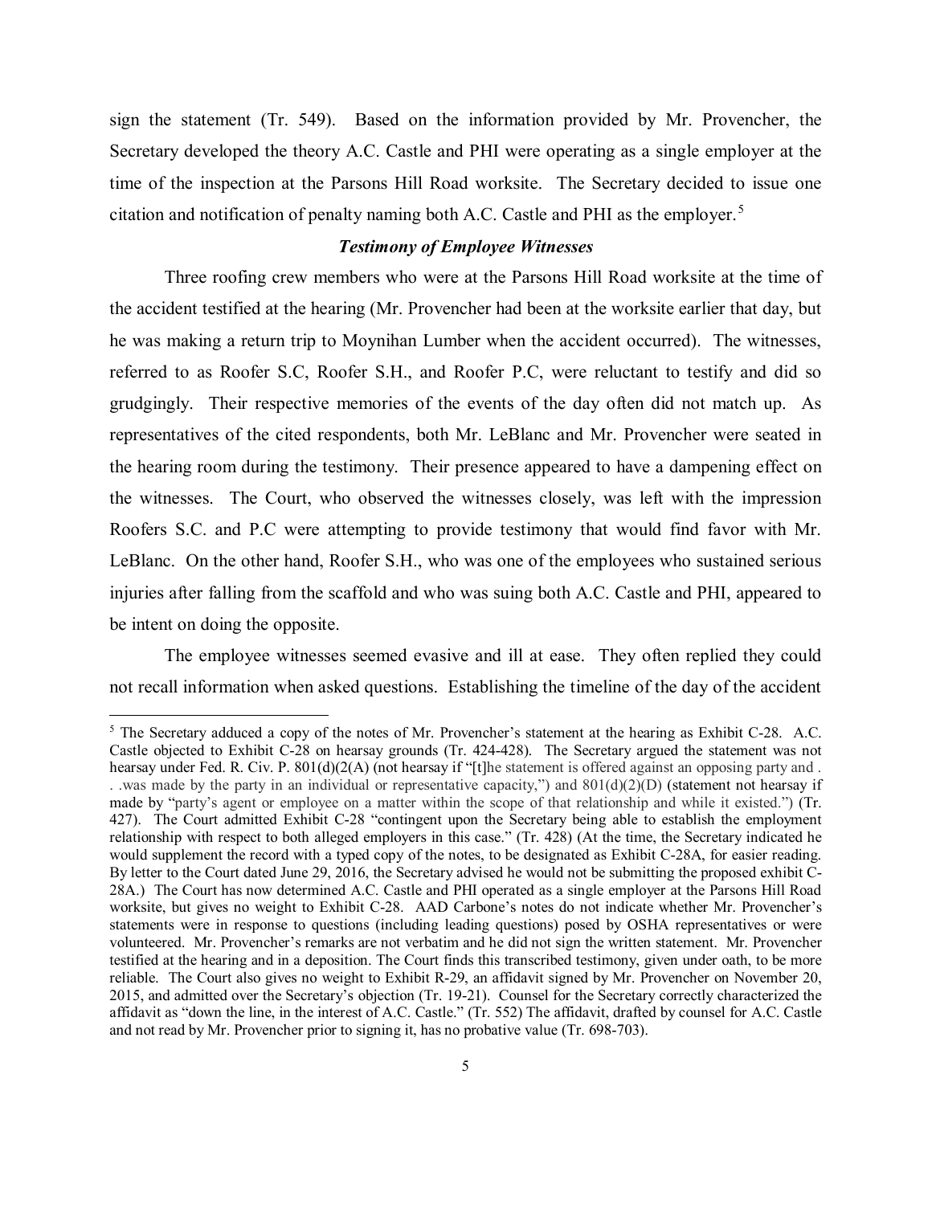sign the statement (Tr. 549). Based on the information provided by Mr. Provencher, the Secretary developed the theory A.C. Castle and PHI were operating as a single employer at the time of the inspection at the Parsons Hill Road worksite. The Secretary decided to issue one citation and notification of penalty naming both A.C. Castle and PHI as the employer.[5]

### *Testimony of Employee Witnesses*

Three roofing crew members who were at the Parsons Hill Road worksite at the time of the accident testified at the hearing (Mr. Provencher had been at the worksite earlier that day, but he was making a return trip to Moynihan Lumber when the accident occurred). The witnesses, referred to as Roofer S.C, Roofer S.H., and Roofer P.C, were reluctant to testify and did so grudgingly. Their respective memories of the events of the day often did not match up. As representatives of the cited respondents, both Mr. LeBlanc and Mr. Provencher were seated in the hearing room during the testimony. Their presence appeared to have a dampening effect on the witnesses. The Court, who observed the witnesses closely, was left with the impression Roofers S.C. and P.C were attempting to provide testimony that would find favor with Mr. LeBlanc. On the other hand, Roofer S.H., who was one of the employees who sustained serious injuries after falling from the scaffold and who was suing both A.C. Castle and PHI, appeared to be intent on doing the opposite.

The employee witnesses seemed evasive and ill at ease. They often replied they could not recall information when asked questions. Establishing the timeline of the day of the accident

---

[5] The Secretary adduced a copy of the notes of Mr. Provencher's statement at the hearing as Exhibit C-28. A.C. Castle objected to Exhibit C-28 on hearsay grounds (Tr. 424-428). The Secretary argued the statement was not hearsay under Fed. R. Civ. P. 801(d)(2(A) (not hearsay if "[t]he statement is offered against an opposing party and . . .was made by the party in an individual or representative capacity,") and 801(d)(2)(D) (statement not hearsay if made by "party's agent or employee on a matter within the scope of that relationship and while it existed.") (Tr. 427). The Court admitted Exhibit C-28 "contingent upon the Secretary being able to establish the employment relationship with respect to both alleged employers in this case." (Tr. 428) (At the time, the Secretary indicated he would supplement the record with a typed copy of the notes, to be designated as Exhibit C-28A, for easier reading. By letter to the Court dated June 29, 2016, the Secretary advised he would not be submitting the proposed exhibit C-28A.) The Court has now determined A.C. Castle and PHI operated as a single employer at the Parsons Hill Road worksite, but gives no weight to Exhibit C-28. AAD Carbone's notes do not indicate whether Mr. Provencher's statements were in response to questions (including leading questions) posed by OSHA representatives or were volunteered. Mr. Provencher's remarks are not verbatim and he did not sign the written statement. Mr. Provencher testified at the hearing and in a deposition. The Court finds this transcribed testimony, given under oath, to be more reliable. The Court also gives no weight to Exhibit R-29, an affidavit signed by Mr. Provencher on November 20, 2015, and admitted over the Secretary's objection (Tr. 19-21). Counsel for the Secretary correctly characterized the affidavit as "down the line, in the interest of A.C. Castle." (Tr. 552) The affidavit, drafted by counsel for A.C. Castle and not read by Mr. Provencher prior to signing it, has no probative value (Tr. 698-703).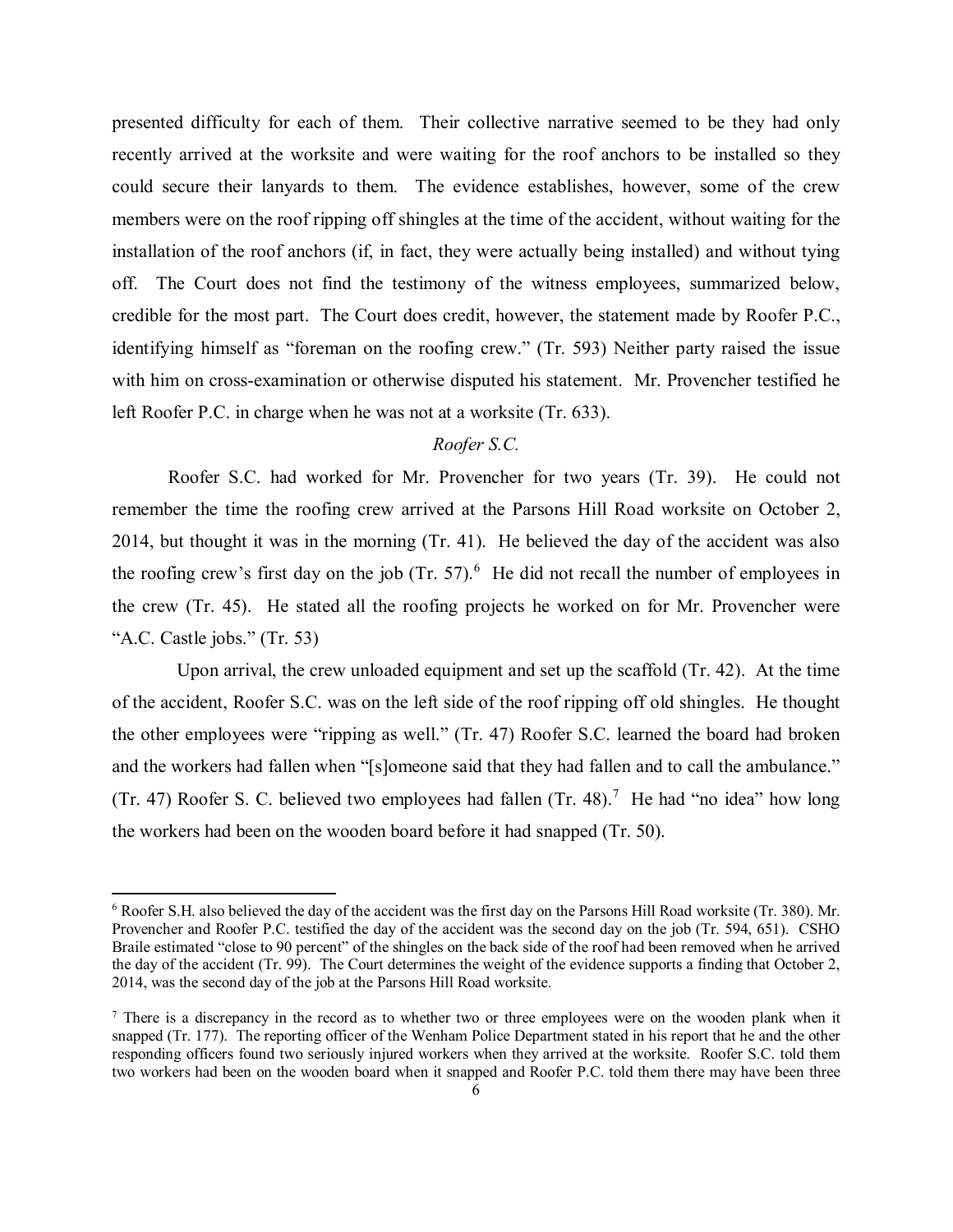presented difficulty for each of them. Their collective narrative seemed to be they had only recently arrived at the worksite and were waiting for the roof anchors to be installed so they could secure their lanyards to them. The evidence establishes, however, some of the crew members were on the roof ripping off shingles at the time of the accident, without waiting for the installation of the roof anchors (if, in fact, they were actually being installed) and without tying off. The Court does not find the testimony of the witness employees, summarized below, credible for the most part. The Court does credit, however, the statement made by Roofer P.C., identifying himself as "foreman on the roofing crew." (Tr. 593) Neither party raised the issue with him on cross-examination or otherwise disputed his statement. Mr. Provencher testified he left Roofer P.C. in charge when he was not at a worksite (Tr. 633).

*Roofer S.C.*

Roofer S.C. had worked for Mr. Provencher for two years (Tr. 39). He could not remember the time the roofing crew arrived at the Parsons Hill Road worksite on October 2, 2014, but thought it was in the morning (Tr. 41). He believed the day of the accident was also the roofing crew's first day on the job (Tr. 57).[6] He did not recall the number of employees in the crew (Tr. 45). He stated all the roofing projects he worked on for Mr. Provencher were "A.C. Castle jobs." (Tr. 53)

Upon arrival, the crew unloaded equipment and set up the scaffold (Tr. 42). At the time of the accident, Roofer S.C. was on the left side of the roof ripping off old shingles. He thought the other employees were "ripping as well." (Tr. 47) Roofer S.C. learned the board had broken and the workers had fallen when "[s]omeone said that they had fallen and to call the ambulance." (Tr. 47) Roofer S. C. believed two employees had fallen (Tr. 48).[7] He had "no idea" how long the workers had been on the wooden board before it had snapped (Tr. 50).

---

[6] Roofer S.H. also believed the day of the accident was the first day on the Parsons Hill Road worksite (Tr. 380). Mr. Provencher and Roofer P.C. testified the day of the accident was the second day on the job (Tr. 594, 651). CSHO Braile estimated "close to 90 percent" of the shingles on the back side of the roof had been removed when he arrived the day of the accident (Tr. 99). The Court determines the weight of the evidence supports a finding that October 2, 2014, was the second day of the job at the Parsons Hill Road worksite.

[7] There is a discrepancy in the record as to whether two or three employees were on the wooden plank when it snapped (Tr. 177). The reporting officer of the Wenham Police Department stated in his report that he and the other responding officers found two seriously injured workers when they arrived at the worksite. Roofer S.C. told them two workers had been on the wooden board when it snapped and Roofer P.C. told them there may have been three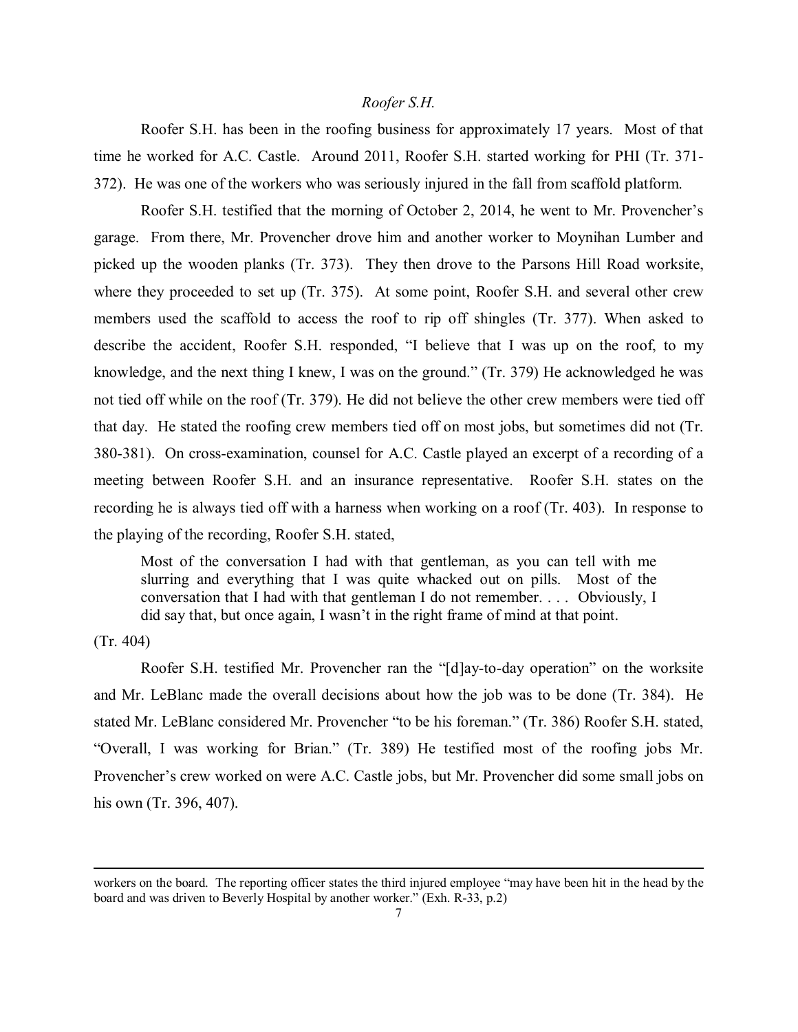*Roofer S.H.*

Roofer S.H. has been in the roofing business for approximately 17 years. Most of that time he worked for A.C. Castle. Around 2011, Roofer S.H. started working for PHI (Tr. 371-372). He was one of the workers who was seriously injured in the fall from scaffold platform.

Roofer S.H. testified that the morning of October 2, 2014, he went to Mr. Provencher's garage. From there, Mr. Provencher drove him and another worker to Moynihan Lumber and picked up the wooden planks (Tr. 373). They then drove to the Parsons Hill Road worksite, where they proceeded to set up (Tr. 375). At some point, Roofer S.H. and several other crew members used the scaffold to access the roof to rip off shingles (Tr. 377). When asked to describe the accident, Roofer S.H. responded, "I believe that I was up on the roof, to my knowledge, and the next thing I knew, I was on the ground." (Tr. 379) He acknowledged he was not tied off while on the roof (Tr. 379). He did not believe the other crew members were tied off that day. He stated the roofing crew members tied off on most jobs, but sometimes did not (Tr. 380-381). On cross-examination, counsel for A.C. Castle played an excerpt of a recording of a meeting between Roofer S.H. and an insurance representative. Roofer S.H. states on the recording he is always tied off with a harness when working on a roof (Tr. 403). In response to the playing of the recording, Roofer S.H. stated,

> Most of the conversation I had with that gentleman, as you can tell with me slurring and everything that I was quite whacked out on pills. Most of the conversation that I had with that gentleman I do not remember. . . . Obviously, I did say that, but once again, I wasn't in the right frame of mind at that point.

(Tr. 404)

Roofer S.H. testified Mr. Provencher ran the "[d]ay-to-day operation" on the worksite and Mr. LeBlanc made the overall decisions about how the job was to be done (Tr. 384). He stated Mr. LeBlanc considered Mr. Provencher "to be his foreman." (Tr. 386) Roofer S.H. stated, "Overall, I was working for Brian." (Tr. 389) He testified most of the roofing jobs Mr. Provencher's crew worked on were A.C. Castle jobs, but Mr. Provencher did some small jobs on his own (Tr. 396, 407).

---

workers on the board. The reporting officer states the third injured employee "may have been hit in the head by the board and was driven to Beverly Hospital by another worker." (Exh. R-33, p.2)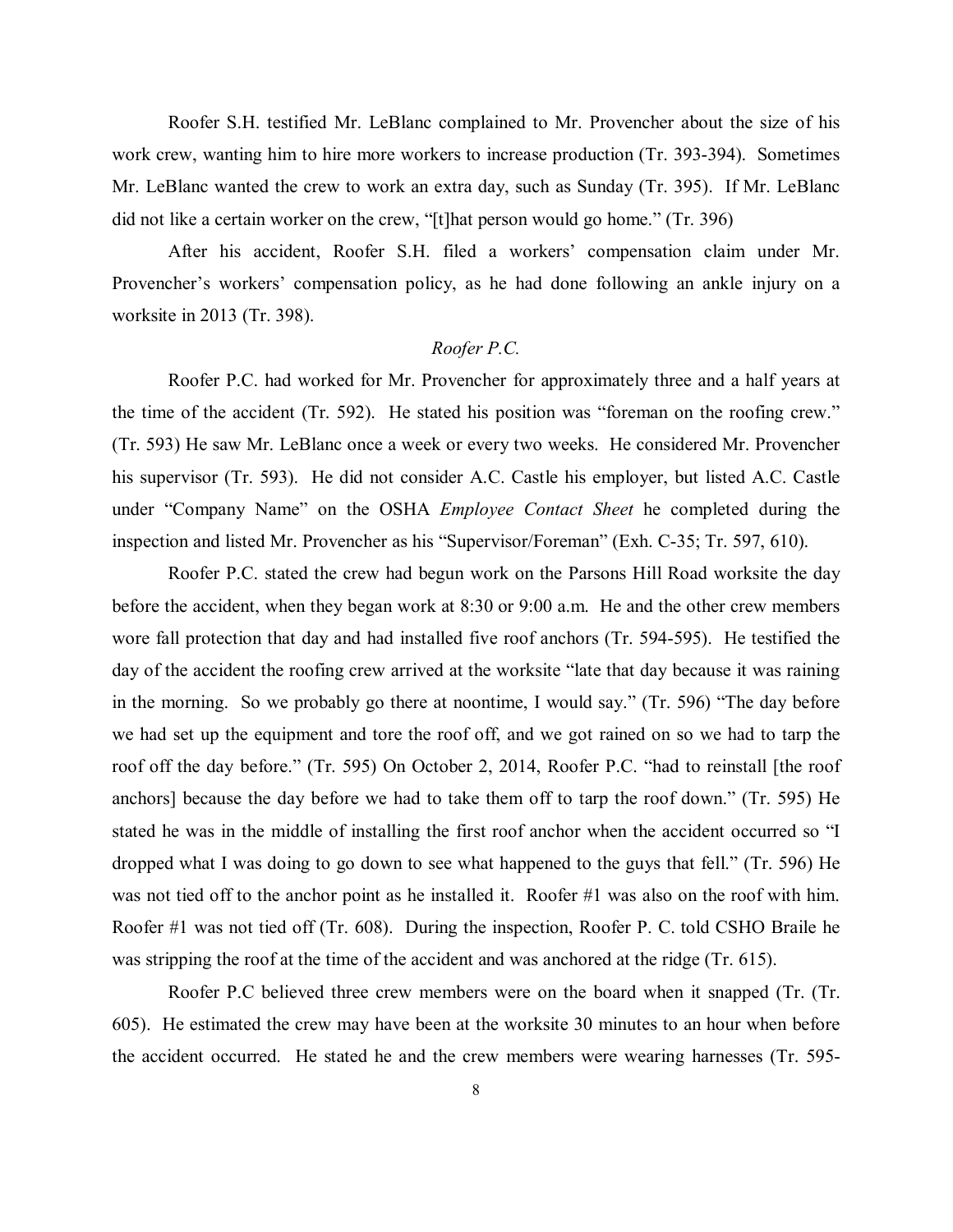Roofer S.H. testified Mr. LeBlanc complained to Mr. Provencher about the size of his work crew, wanting him to hire more workers to increase production (Tr. 393-394). Sometimes Mr. LeBlanc wanted the crew to work an extra day, such as Sunday (Tr. 395). If Mr. LeBlanc did not like a certain worker on the crew, "[t]hat person would go home." (Tr. 396)

After his accident, Roofer S.H. filed a workers' compensation claim under Mr. Provencher's workers' compensation policy, as he had done following an ankle injury on a worksite in 2013 (Tr. 398).

*Roofer P.C.*

Roofer P.C. had worked for Mr. Provencher for approximately three and a half years at the time of the accident (Tr. 592). He stated his position was "foreman on the roofing crew." (Tr. 593) He saw Mr. LeBlanc once a week or every two weeks. He considered Mr. Provencher his supervisor (Tr. 593). He did not consider A.C. Castle his employer, but listed A.C. Castle under "Company Name" on the OSHA *Employee Contact Sheet* he completed during the inspection and listed Mr. Provencher as his "Supervisor/Foreman" (Exh. C-35; Tr. 597, 610).

Roofer P.C. stated the crew had begun work on the Parsons Hill Road worksite the day before the accident, when they began work at 8:30 or 9:00 a.m. He and the other crew members wore fall protection that day and had installed five roof anchors (Tr. 594-595). He testified the day of the accident the roofing crew arrived at the worksite "late that day because it was raining in the morning. So we probably go there at noontime, I would say." (Tr. 596) "The day before we had set up the equipment and tore the roof off, and we got rained on so we had to tarp the roof off the day before." (Tr. 595) On October 2, 2014, Roofer P.C. "had to reinstall [the roof anchors] because the day before we had to take them off to tarp the roof down." (Tr. 595) He stated he was in the middle of installing the first roof anchor when the accident occurred so "I dropped what I was doing to go down to see what happened to the guys that fell." (Tr. 596) He was not tied off to the anchor point as he installed it. Roofer #1 was also on the roof with him. Roofer #1 was not tied off (Tr. 608). During the inspection, Roofer P. C. told CSHO Braile he was stripping the roof at the time of the accident and was anchored at the ridge (Tr. 615).

Roofer P.C believed three crew members were on the board when it snapped (Tr. (Tr. 605). He estimated the crew may have been at the worksite 30 minutes to an hour when before the accident occurred. He stated he and the crew members were wearing harnesses (Tr. 595-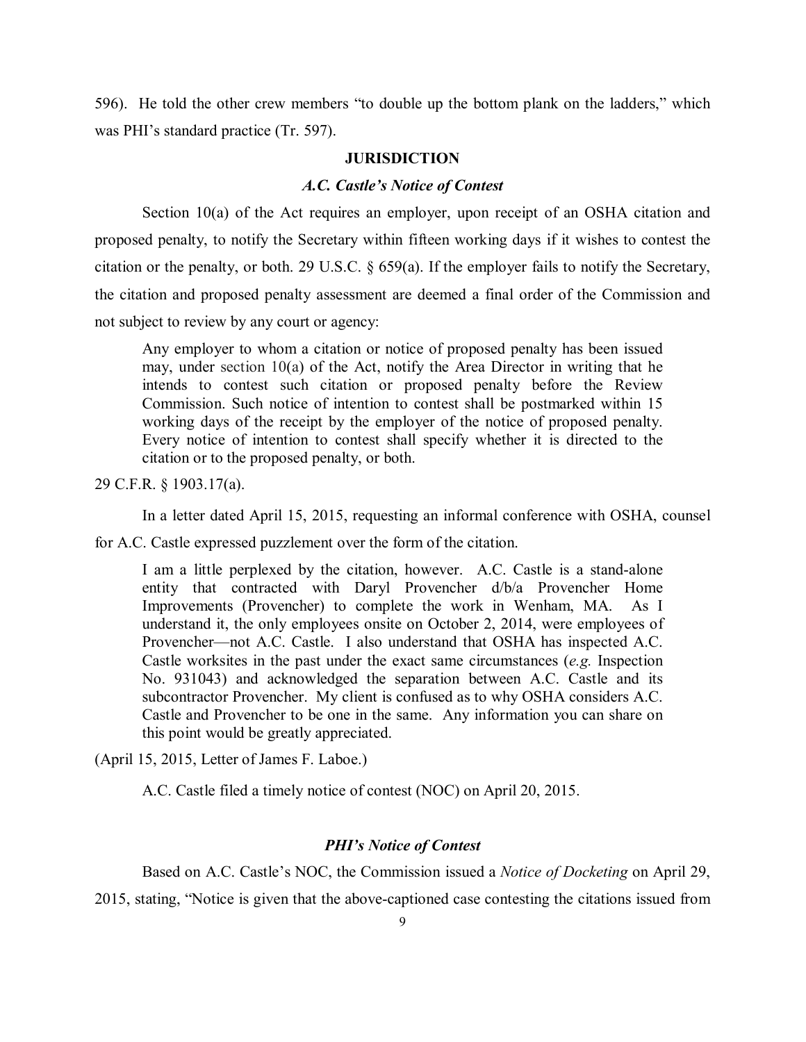596). He told the other crew members "to double up the bottom plank on the ladders," which was PHI's standard practice (Tr. 597).

## JURISDICTION

### *A.C. Castle's Notice of Contest*

Section 10(a) of the Act requires an employer, upon receipt of an OSHA citation and proposed penalty, to notify the Secretary within fifteen working days if it wishes to contest the citation or the penalty, or both. 29 U.S.C. § 659(a). If the employer fails to notify the Secretary, the citation and proposed penalty assessment are deemed a final order of the Commission and not subject to review by any court or agency:

> Any employer to whom a citation or notice of proposed penalty has been issued may, under section 10(a) of the Act, notify the Area Director in writing that he intends to contest such citation or proposed penalty before the Review Commission. Such notice of intention to contest shall be postmarked within 15 working days of the receipt by the employer of the notice of proposed penalty. Every notice of intention to contest shall specify whether it is directed to the citation or to the proposed penalty, or both.

29 C.F.R. § 1903.17(a).

In a letter dated April 15, 2015, requesting an informal conference with OSHA, counsel for A.C. Castle expressed puzzlement over the form of the citation.

> I am a little perplexed by the citation, however. A.C. Castle is a stand-alone entity that contracted with Daryl Provencher d/b/a Provencher Home Improvements (Provencher) to complete the work in Wenham, MA. As I understand it, the only employees onsite on October 2, 2014, were employees of Provencher—not A.C. Castle. I also understand that OSHA has inspected A.C. Castle worksites in the past under the exact same circumstances (*e.g.* Inspection No. 931043) and acknowledged the separation between A.C. Castle and its subcontractor Provencher. My client is confused as to why OSHA considers A.C. Castle and Provencher to be one in the same. Any information you can share on this point would be greatly appreciated.

(April 15, 2015, Letter of James F. Laboe.)

A.C. Castle filed a timely notice of contest (NOC) on April 20, 2015.

### *PHI's Notice of Contest*

Based on A.C. Castle's NOC, the Commission issued a *Notice of Docketing* on April 29, 2015, stating, "Notice is given that the above-captioned case contesting the citations issued from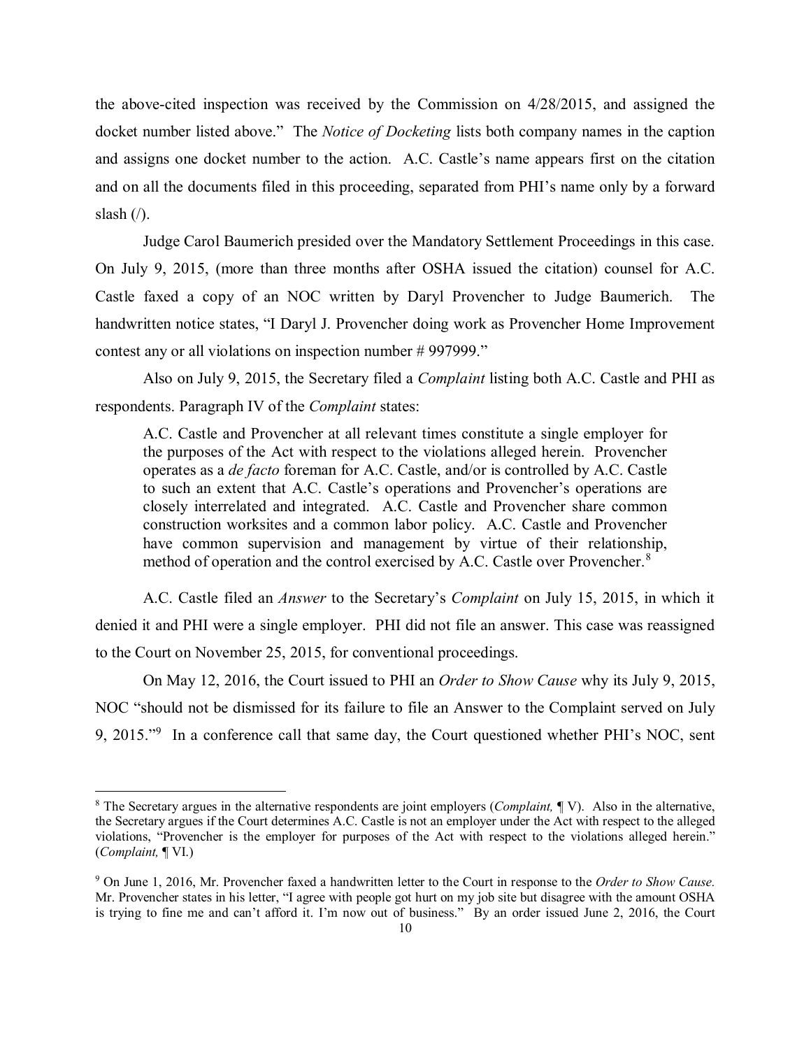the above-cited inspection was received by the Commission on 4/28/2015, and assigned the docket number listed above." The *Notice of Docketing* lists both company names in the caption and assigns one docket number to the action. A.C. Castle's name appears first on the citation and on all the documents filed in this proceeding, separated from PHI's name only by a forward slash (/).

Judge Carol Baumerich presided over the Mandatory Settlement Proceedings in this case. On July 9, 2015, (more than three months after OSHA issued the citation) counsel for A.C. Castle faxed a copy of an NOC written by Daryl Provencher to Judge Baumerich. The handwritten notice states, "I Daryl J. Provencher doing work as Provencher Home Improvement contest any or all violations on inspection number # 997999."

Also on July 9, 2015, the Secretary filed a *Complaint* listing both A.C. Castle and PHI as respondents. Paragraph IV of the *Complaint* states:

> A.C. Castle and Provencher at all relevant times constitute a single employer for the purposes of the Act with respect to the violations alleged herein. Provencher operates as a *de facto* foreman for A.C. Castle, and/or is controlled by A.C. Castle to such an extent that A.C. Castle's operations and Provencher's operations are closely interrelated and integrated. A.C. Castle and Provencher share common construction worksites and a common labor policy. A.C. Castle and Provencher have common supervision and management by virtue of their relationship, method of operation and the control exercised by A.C. Castle over Provencher.[8]

A.C. Castle filed an *Answer* to the Secretary's *Complaint* on July 15, 2015, in which it denied it and PHI were a single employer. PHI did not file an answer. This case was reassigned to the Court on November 25, 2015, for conventional proceedings.

On May 12, 2016, the Court issued to PHI an *Order to Show Cause* why its July 9, 2015, NOC "should not be dismissed for its failure to file an Answer to the Complaint served on July 9, 2015."[9] In a conference call that same day, the Court questioned whether PHI's NOC, sent

---

[8] The Secretary argues in the alternative respondents are joint employers (*Complaint,* ¶ V). Also in the alternative, the Secretary argues if the Court determines A.C. Castle is not an employer under the Act with respect to the alleged violations, "Provencher is the employer for purposes of the Act with respect to the violations alleged herein." (*Complaint,* ¶ VI.)

[9] On June 1, 2016, Mr. Provencher faxed a handwritten letter to the Court in response to the *Order to Show Cause.* Mr. Provencher states in his letter, "I agree with people got hurt on my job site but disagree with the amount OSHA is trying to fine me and can't afford it. I'm now out of business." By an order issued June 2, 2016, the Court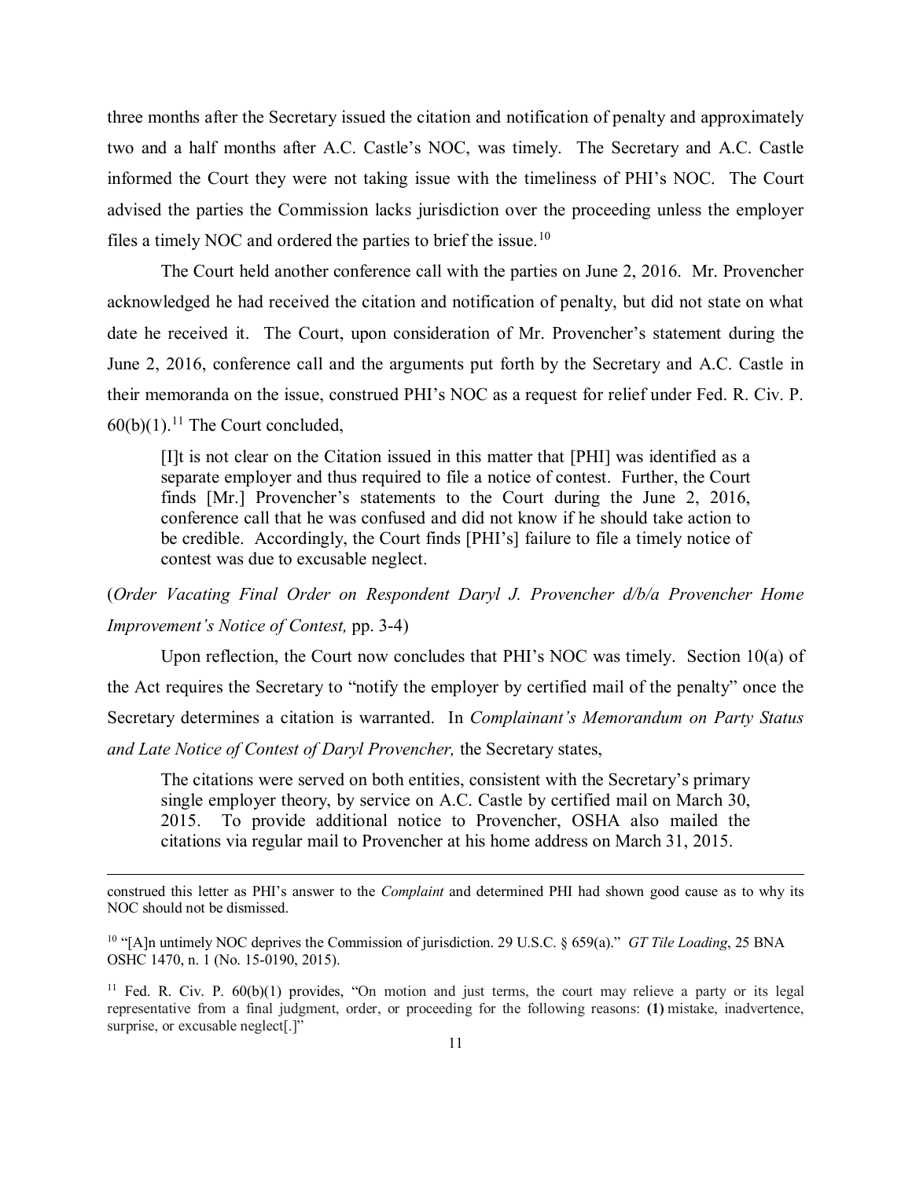three months after the Secretary issued the citation and notification of penalty and approximately two and a half months after A.C. Castle's NOC, was timely. The Secretary and A.C. Castle informed the Court they were not taking issue with the timeliness of PHI's NOC. The Court advised the parties the Commission lacks jurisdiction over the proceeding unless the employer files a timely NOC and ordered the parties to brief the issue.[10]

The Court held another conference call with the parties on June 2, 2016. Mr. Provencher acknowledged he had received the citation and notification of penalty, but did not state on what date he received it. The Court, upon consideration of Mr. Provencher's statement during the June 2, 2016, conference call and the arguments put forth by the Secretary and A.C. Castle in their memoranda on the issue, construed PHI's NOC as a request for relief under Fed. R. Civ. P. 60(b)(1).[11] The Court concluded,

> [I]t is not clear on the Citation issued in this matter that [PHI] was identified as a separate employer and thus required to file a notice of contest. Further, the Court finds [Mr.] Provencher's statements to the Court during the June 2, 2016, conference call that he was confused and did not know if he should take action to be credible. Accordingly, the Court finds [PHI's] failure to file a timely notice of contest was due to excusable neglect.

(*Order Vacating Final Order on Respondent Daryl J. Provencher d/b/a Provencher Home Improvement's Notice of Contest,* pp. 3-4)

Upon reflection, the Court now concludes that PHI's NOC was timely. Section 10(a) of the Act requires the Secretary to "notify the employer by certified mail of the penalty" once the Secretary determines a citation is warranted. In *Complainant's Memorandum on Party Status and Late Notice of Contest of Daryl Provencher,* the Secretary states,

> The citations were served on both entities, consistent with the Secretary's primary single employer theory, by service on A.C. Castle by certified mail on March 30, 2015. To provide additional notice to Provencher, OSHA also mailed the citations via regular mail to Provencher at his home address on March 31, 2015.

---

construed this letter as PHI's answer to the *Complaint* and determined PHI had shown good cause as to why its NOC should not be dismissed.

[10] "[A]n untimely NOC deprives the Commission of jurisdiction. 29 U.S.C. § 659(a)." *GT Tile Loading*, 25 BNA OSHC 1470, n. 1 (No. 15-0190, 2015).

[11] Fed. R. Civ. P. 60(b)(1) provides, "On motion and just terms, the court may relieve a party or its legal representative from a final judgment, order, or proceeding for the following reasons: **(1)** mistake, inadvertence, surprise, or excusable neglect[.]"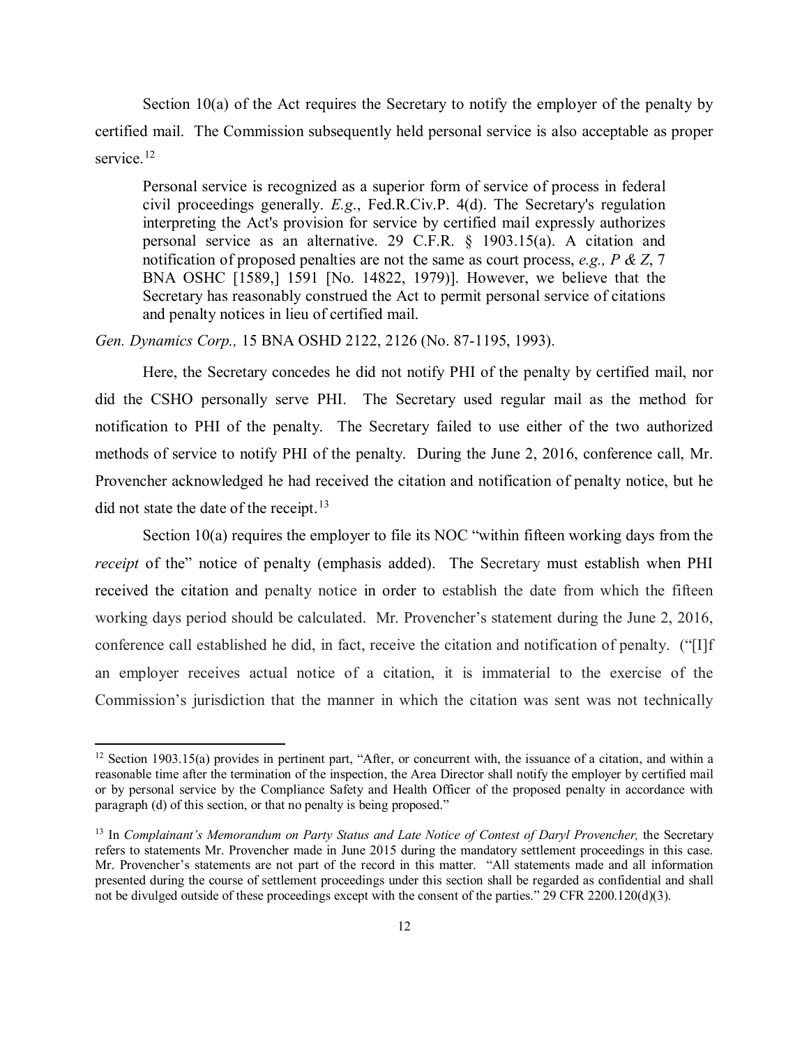Section 10(a) of the Act requires the Secretary to notify the employer of the penalty by certified mail. The Commission subsequently held personal service is also acceptable as proper service.[12]

> Personal service is recognized as a superior form of service of process in federal civil proceedings generally. *E.g*., Fed.R.Civ.P. 4(d). The Secretary's regulation interpreting the Act's provision for service by certified mail expressly authorizes personal service as an alternative. 29 C.F.R. § 1903.15(a). A citation and notification of proposed penalties are not the same as court process, *e.g., P & Z*, 7 BNA OSHC [1589,] 1591 [No. 14822, 1979)]. However, we believe that the Secretary has reasonably construed the Act to permit personal service of citations and penalty notices in lieu of certified mail.

*Gen. Dynamics Corp.,* 15 BNA OSHD 2122, 2126 (No. 87-1195, 1993).

Here, the Secretary concedes he did not notify PHI of the penalty by certified mail, nor did the CSHO personally serve PHI. The Secretary used regular mail as the method for notification to PHI of the penalty. The Secretary failed to use either of the two authorized methods of service to notify PHI of the penalty. During the June 2, 2016, conference call, Mr. Provencher acknowledged he had received the citation and notification of penalty notice, but he did not state the date of the receipt.[13]

Section 10(a) requires the employer to file its NOC "within fifteen working days from the *receipt* of the" notice of penalty (emphasis added). The Secretary must establish when PHI received the citation and penalty notice in order to establish the date from which the fifteen working days period should be calculated. Mr. Provencher's statement during the June 2, 2016, conference call established he did, in fact, receive the citation and notification of penalty. ("[I]f an employer receives actual notice of a citation, it is immaterial to the exercise of the Commission's jurisdiction that the manner in which the citation was sent was not technically

---

[12] Section 1903.15(a) provides in pertinent part, "After, or concurrent with, the issuance of a citation, and within a reasonable time after the termination of the inspection, the Area Director shall notify the employer by certified mail or by personal service by the Compliance Safety and Health Officer of the proposed penalty in accordance with paragraph (d) of this section, or that no penalty is being proposed."

[13] In *Complainant's Memorandum on Party Status and Late Notice of Contest of Daryl Provencher,* the Secretary refers to statements Mr. Provencher made in June 2015 during the mandatory settlement proceedings in this case. Mr. Provencher's statements are not part of the record in this matter. "All statements made and all information presented during the course of settlement proceedings under this section shall be regarded as confidential and shall not be divulged outside of these proceedings except with the consent of the parties." 29 CFR 2200.120(d)(3).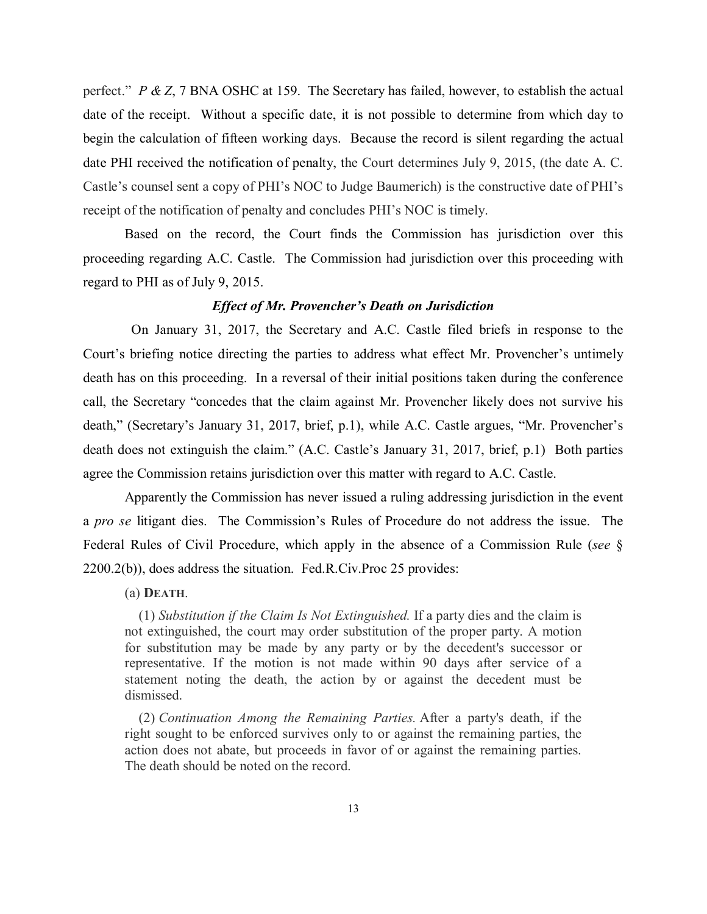perfect." *P & Z*, 7 BNA OSHC at 159. The Secretary has failed, however, to establish the actual date of the receipt. Without a specific date, it is not possible to determine from which day to begin the calculation of fifteen working days. Because the record is silent regarding the actual date PHI received the notification of penalty, the Court determines July 9, 2015, (the date A. C. Castle's counsel sent a copy of PHI's NOC to Judge Baumerich) is the constructive date of PHI's receipt of the notification of penalty and concludes PHI's NOC is timely.

Based on the record, the Court finds the Commission has jurisdiction over this proceeding regarding A.C. Castle. The Commission had jurisdiction over this proceeding with regard to PHI as of July 9, 2015.

### *Effect of Mr. Provencher's Death on Jurisdiction*

On January 31, 2017, the Secretary and A.C. Castle filed briefs in response to the Court's briefing notice directing the parties to address what effect Mr. Provencher's untimely death has on this proceeding. In a reversal of their initial positions taken during the conference call, the Secretary "concedes that the claim against Mr. Provencher likely does not survive his death," (Secretary's January 31, 2017, brief, p.1), while A.C. Castle argues, "Mr. Provencher's death does not extinguish the claim." (A.C. Castle's January 31, 2017, brief, p.1) Both parties agree the Commission retains jurisdiction over this matter with regard to A.C. Castle.

Apparently the Commission has never issued a ruling addressing jurisdiction in the event a *pro se* litigant dies. The Commission's Rules of Procedure do not address the issue. The Federal Rules of Civil Procedure, which apply in the absence of a Commission Rule (*see* § 2200.2(b)), does address the situation. Fed.R.Civ.Proc 25 provides:

> (a) **DEATH**.
>
> (1) *Substitution if the Claim Is Not Extinguished.* If a party dies and the claim is not extinguished, the court may order substitution of the proper party. A motion for substitution may be made by any party or by the decedent's successor or representative. If the motion is not made within 90 days after service of a statement noting the death, the action by or against the decedent must be dismissed.
>
> (2) *Continuation Among the Remaining Parties.* After a party's death, if the right sought to be enforced survives only to or against the remaining parties, the action does not abate, but proceeds in favor of or against the remaining parties. The death should be noted on the record.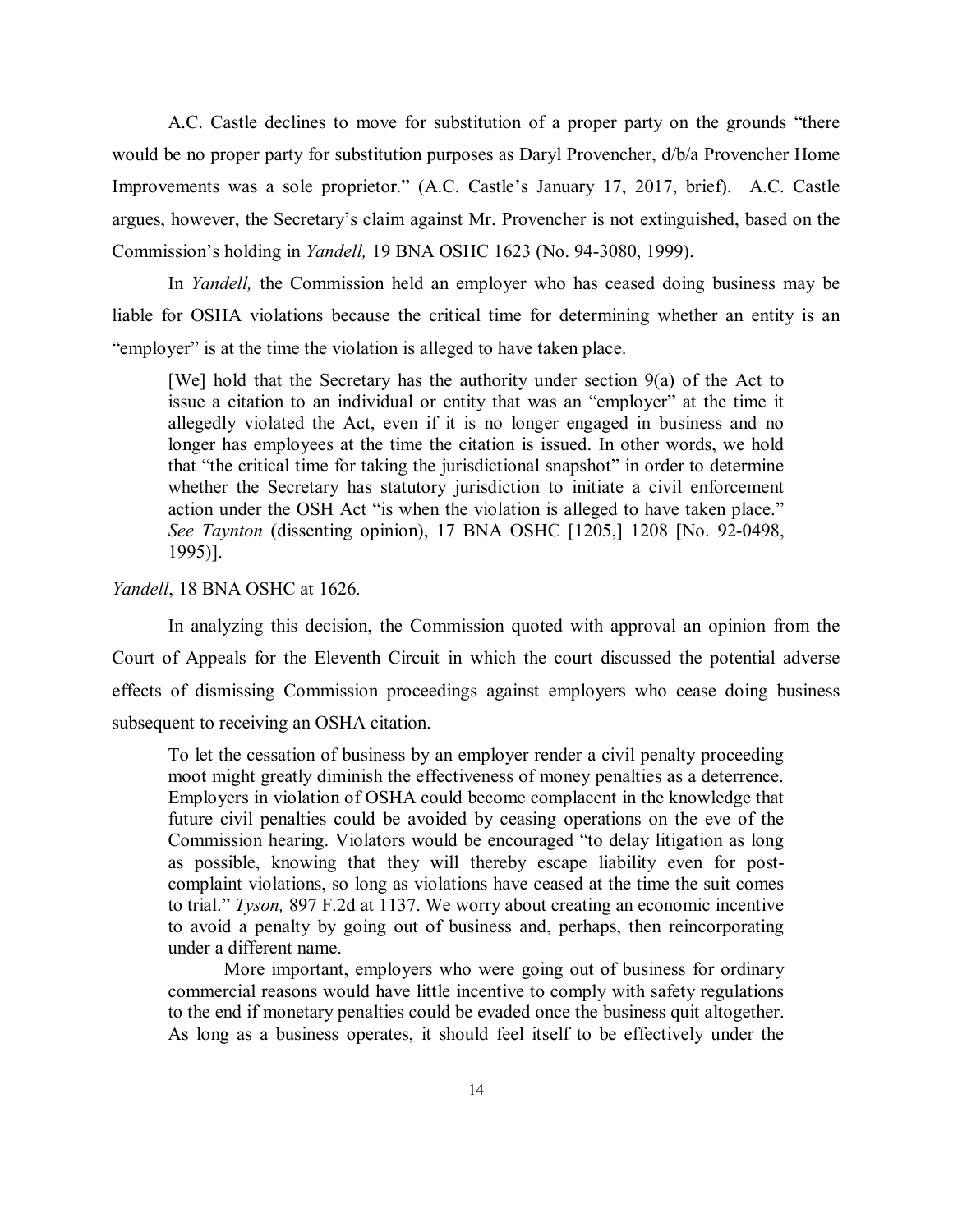A.C. Castle declines to move for substitution of a proper party on the grounds "there would be no proper party for substitution purposes as Daryl Provencher, d/b/a Provencher Home Improvements was a sole proprietor." (A.C. Castle's January 17, 2017, brief). A.C. Castle argues, however, the Secretary's claim against Mr. Provencher is not extinguished, based on the Commission's holding in *Yandell,* 19 BNA OSHC 1623 (No. 94-3080, 1999).

In *Yandell,* the Commission held an employer who has ceased doing business may be liable for OSHA violations because the critical time for determining whether an entity is an "employer" is at the time the violation is alleged to have taken place.

> [We] hold that the Secretary has the authority under section 9(a) of the Act to issue a citation to an individual or entity that was an "employer" at the time it allegedly violated the Act, even if it is no longer engaged in business and no longer has employees at the time the citation is issued. In other words, we hold that "the critical time for taking the jurisdictional snapshot" in order to determine whether the Secretary has statutory jurisdiction to initiate a civil enforcement action under the OSH Act "is when the violation is alleged to have taken place." *See Taynton* (dissenting opinion), 17 BNA OSHC [1205,] 1208 [No. 92-0498, 1995)].

*Yandell*, 18 BNA OSHC at 1626.

In analyzing this decision, the Commission quoted with approval an opinion from the Court of Appeals for the Eleventh Circuit in which the court discussed the potential adverse effects of dismissing Commission proceedings against employers who cease doing business subsequent to receiving an OSHA citation.

> To let the cessation of business by an employer render a civil penalty proceeding moot might greatly diminish the effectiveness of money penalties as a deterrence. Employers in violation of OSHA could become complacent in the knowledge that future civil penalties could be avoided by ceasing operations on the eve of the Commission hearing. Violators would be encouraged "to delay litigation as long as possible, knowing that they will thereby escape liability even for post-complaint violations, so long as violations have ceased at the time the suit comes to trial." *Tyson,* 897 F.2d at 1137. We worry about creating an economic incentive to avoid a penalty by going out of business and, perhaps, then reincorporating under a different name.
>
> More important, employers who were going out of business for ordinary commercial reasons would have little incentive to comply with safety regulations to the end if monetary penalties could be evaded once the business quit altogether. As long as a business operates, it should feel itself to be effectively under the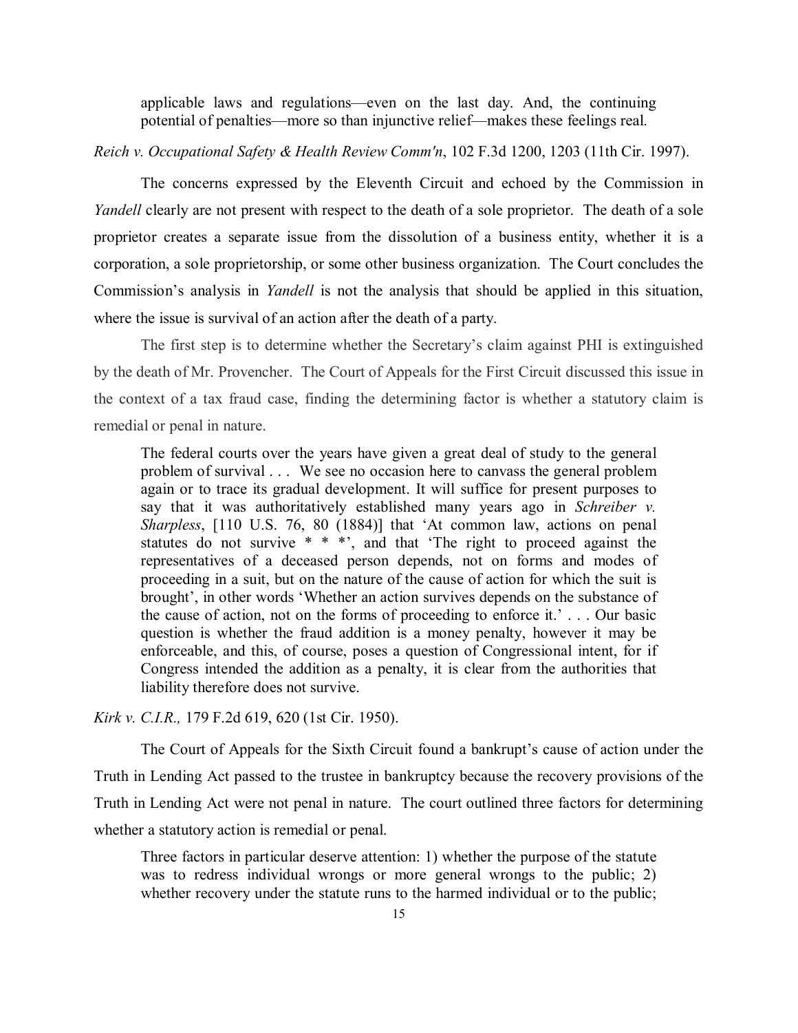> applicable laws and regulations—even on the last day. And, the continuing potential of penalties—more so than injunctive relief—makes these feelings real.

*Reich v. Occupational Safety & Health Review Comm'n*, 102 F.3d 1200, 1203 (11th Cir. 1997).

The concerns expressed by the Eleventh Circuit and echoed by the Commission in *Yandell* clearly are not present with respect to the death of a sole proprietor. The death of a sole proprietor creates a separate issue from the dissolution of a business entity, whether it is a corporation, a sole proprietorship, or some other business organization. The Court concludes the Commission's analysis in *Yandell* is not the analysis that should be applied in this situation, where the issue is survival of an action after the death of a party.

The first step is to determine whether the Secretary's claim against PHI is extinguished by the death of Mr. Provencher. The Court of Appeals for the First Circuit discussed this issue in the context of a tax fraud case, finding the determining factor is whether a statutory claim is remedial or penal in nature.

> The federal courts over the years have given a great deal of study to the general problem of survival . . . We see no occasion here to canvass the general problem again or to trace its gradual development. It will suffice for present purposes to say that it was authoritatively established many years ago in *Schreiber v. Sharpless*, [110 U.S. 76, 80 (1884)] that 'At common law, actions on penal statutes do not survive * * *', and that 'The right to proceed against the representatives of a deceased person depends, not on forms and modes of proceeding in a suit, but on the nature of the cause of action for which the suit is brought', in other words 'Whether an action survives depends on the substance of the cause of action, not on the forms of proceeding to enforce it.' . . . Our basic question is whether the fraud addition is a money penalty, however it may be enforceable, and this, of course, poses a question of Congressional intent, for if Congress intended the addition as a penalty, it is clear from the authorities that liability therefore does not survive.

*Kirk v. C.I.R.,* 179 F.2d 619, 620 (1st Cir. 1950).

The Court of Appeals for the Sixth Circuit found a bankrupt's cause of action under the Truth in Lending Act passed to the trustee in bankruptcy because the recovery provisions of the Truth in Lending Act were not penal in nature. The court outlined three factors for determining whether a statutory action is remedial or penal.

> Three factors in particular deserve attention: 1) whether the purpose of the statute was to redress individual wrongs or more general wrongs to the public; 2) whether recovery under the statute runs to the harmed individual or to the public;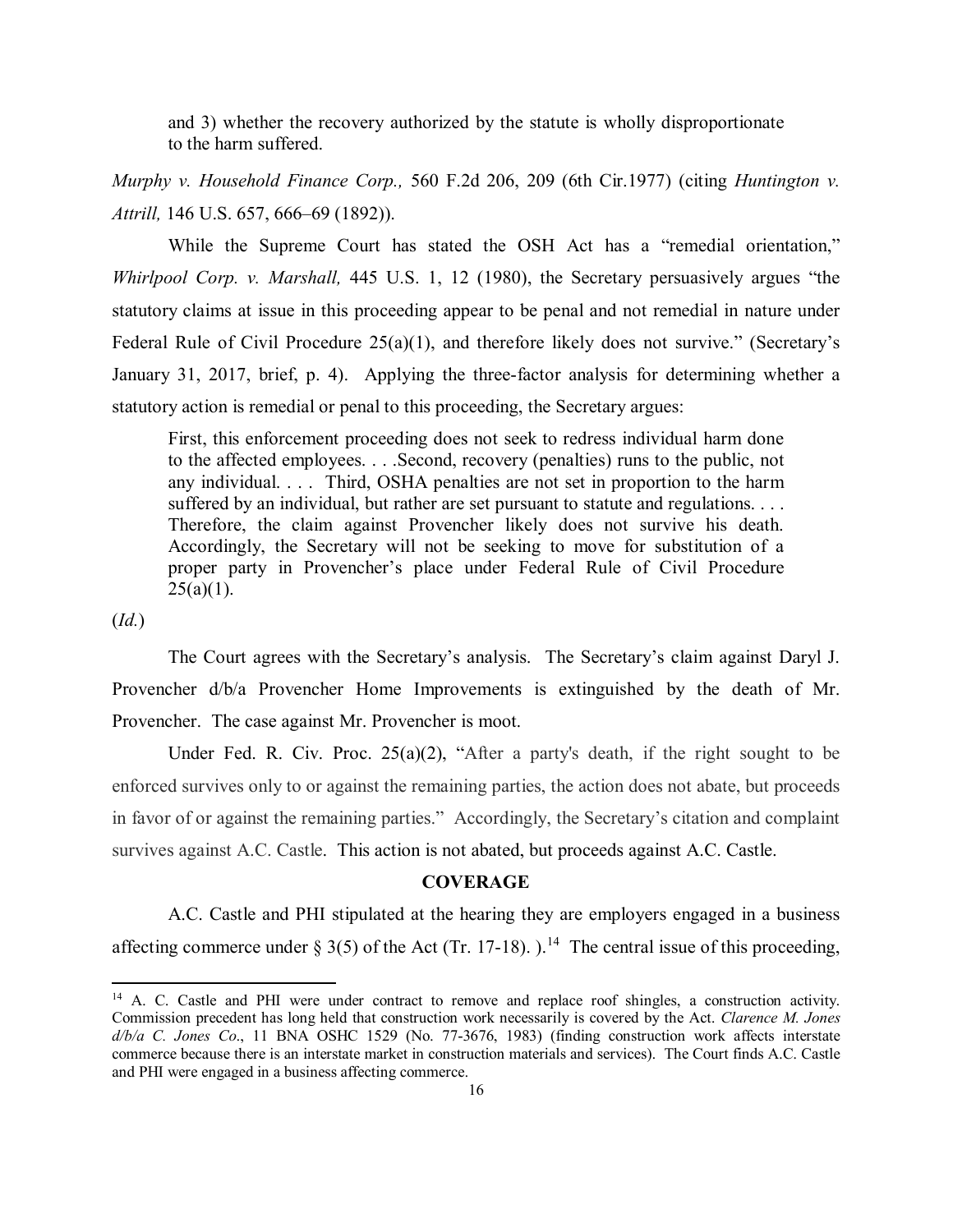> and 3) whether the recovery authorized by the statute is wholly disproportionate to the harm suffered.

*Murphy v. Household Finance Corp.,* 560 F.2d 206, 209 (6th Cir.1977) (citing *Huntington v. Attrill,* 146 U.S. 657, 666–69 (1892)).

While the Supreme Court has stated the OSH Act has a "remedial orientation," *Whirlpool Corp. v. Marshall,* 445 U.S. 1, 12 (1980), the Secretary persuasively argues "the statutory claims at issue in this proceeding appear to be penal and not remedial in nature under Federal Rule of Civil Procedure 25(a)(1), and therefore likely does not survive." (Secretary's January 31, 2017, brief, p. 4). Applying the three-factor analysis for determining whether a statutory action is remedial or penal to this proceeding, the Secretary argues:

> First, this enforcement proceeding does not seek to redress individual harm done to the affected employees. . . .Second, recovery (penalties) runs to the public, not any individual. . . . Third, OSHA penalties are not set in proportion to the harm suffered by an individual, but rather are set pursuant to statute and regulations. . . . Therefore, the claim against Provencher likely does not survive his death. Accordingly, the Secretary will not be seeking to move for substitution of a proper party in Provencher's place under Federal Rule of Civil Procedure 25(a)(1).

(*Id.*)

The Court agrees with the Secretary's analysis. The Secretary's claim against Daryl J. Provencher d/b/a Provencher Home Improvements is extinguished by the death of Mr. Provencher. The case against Mr. Provencher is moot.

Under Fed. R. Civ. Proc. 25(a)(2), "After a party's death, if the right sought to be enforced survives only to or against the remaining parties, the action does not abate, but proceeds in favor of or against the remaining parties." Accordingly, the Secretary's citation and complaint survives against A.C. Castle. This action is not abated, but proceeds against A.C. Castle.

## COVERAGE

A.C. Castle and PHI stipulated at the hearing they are employers engaged in a business affecting commerce under § 3(5) of the Act (Tr. 17-18). ).[14] The central issue of this proceeding,

---

[14] A. C. Castle and PHI were under contract to remove and replace roof shingles, a construction activity. Commission precedent has long held that construction work necessarily is covered by the Act. *Clarence M. Jones d/b/a C. Jones Co*., 11 BNA OSHC 1529 (No. 77-3676, 1983) (finding construction work affects interstate commerce because there is an interstate market in construction materials and services). The Court finds A.C. Castle and PHI were engaged in a business affecting commerce.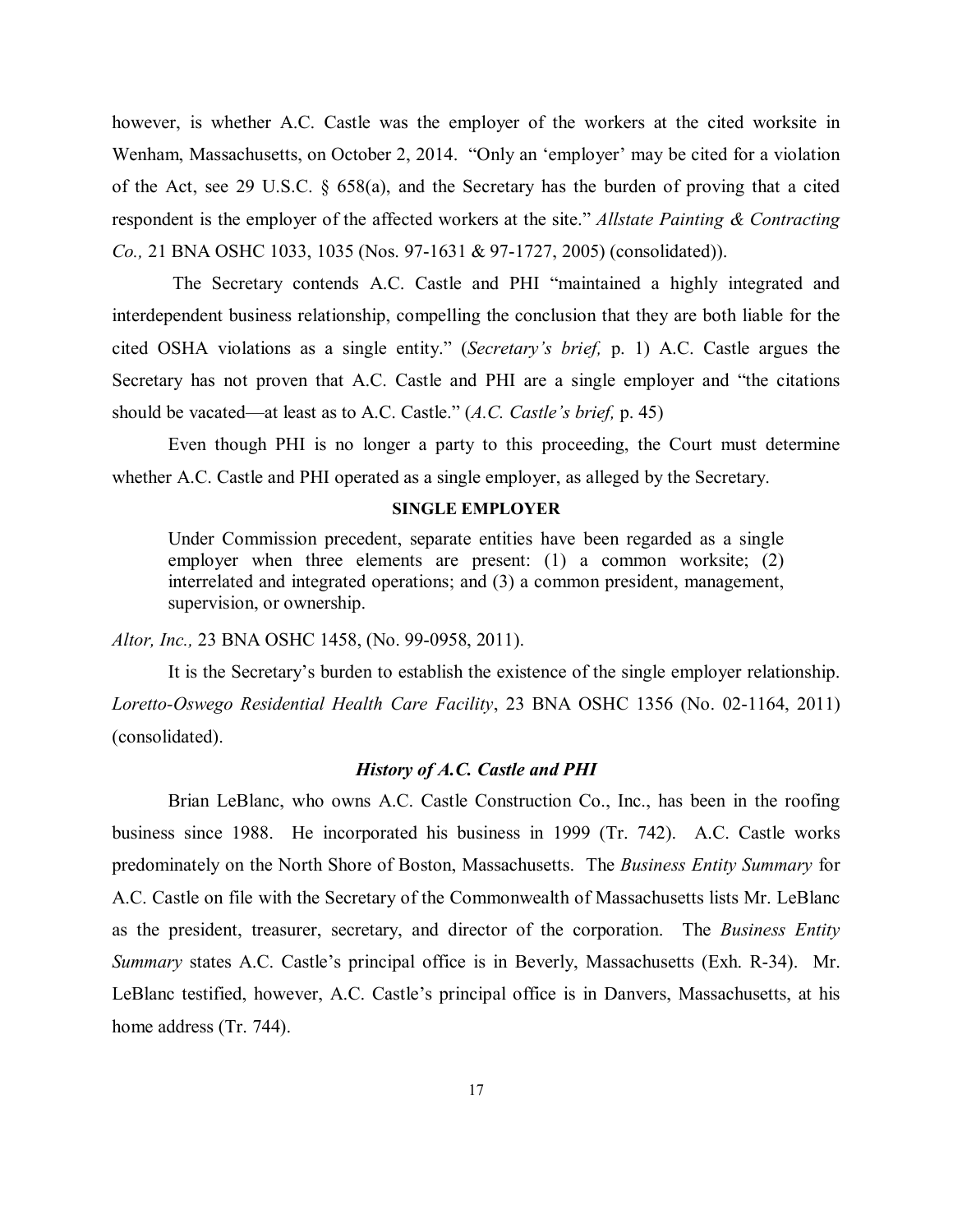however, is whether A.C. Castle was the employer of the workers at the cited worksite in Wenham, Massachusetts, on October 2, 2014. "Only an 'employer' may be cited for a violation of the Act, see 29 U.S.C. § 658(a), and the Secretary has the burden of proving that a cited respondent is the employer of the affected workers at the site." *Allstate Painting & Contracting Co.,* 21 BNA OSHC 1033, 1035 (Nos. 97-1631 & 97-1727, 2005) (consolidated)).

The Secretary contends A.C. Castle and PHI "maintained a highly integrated and interdependent business relationship, compelling the conclusion that they are both liable for the cited OSHA violations as a single entity." (*Secretary's brief,* p. 1) A.C. Castle argues the Secretary has not proven that A.C. Castle and PHI are a single employer and "the citations should be vacated—at least as to A.C. Castle." (*A.C. Castle's brief,* p. 45)

Even though PHI is no longer a party to this proceeding, the Court must determine whether A.C. Castle and PHI operated as a single employer, as alleged by the Secretary.

**SINGLE EMPLOYER**

> Under Commission precedent, separate entities have been regarded as a single employer when three elements are present: (1) a common worksite; (2) interrelated and integrated operations; and (3) a common president, management, supervision, or ownership.

*Altor, Inc.,* 23 BNA OSHC 1458, (No. 99-0958, 2011).

It is the Secretary's burden to establish the existence of the single employer relationship. *Loretto-Oswego Residential Health Care Facility*, 23 BNA OSHC 1356 (No. 02-1164, 2011) (consolidated).

***History of A.C. Castle and PHI***

Brian LeBlanc, who owns A.C. Castle Construction Co., Inc., has been in the roofing business since 1988. He incorporated his business in 1999 (Tr. 742). A.C. Castle works predominately on the North Shore of Boston, Massachusetts. The *Business Entity Summary* for A.C. Castle on file with the Secretary of the Commonwealth of Massachusetts lists Mr. LeBlanc as the president, treasurer, secretary, and director of the corporation. The *Business Entity Summary* states A.C. Castle's principal office is in Beverly, Massachusetts (Exh. R-34). Mr. LeBlanc testified, however, A.C. Castle's principal office is in Danvers, Massachusetts, at his home address (Tr. 744).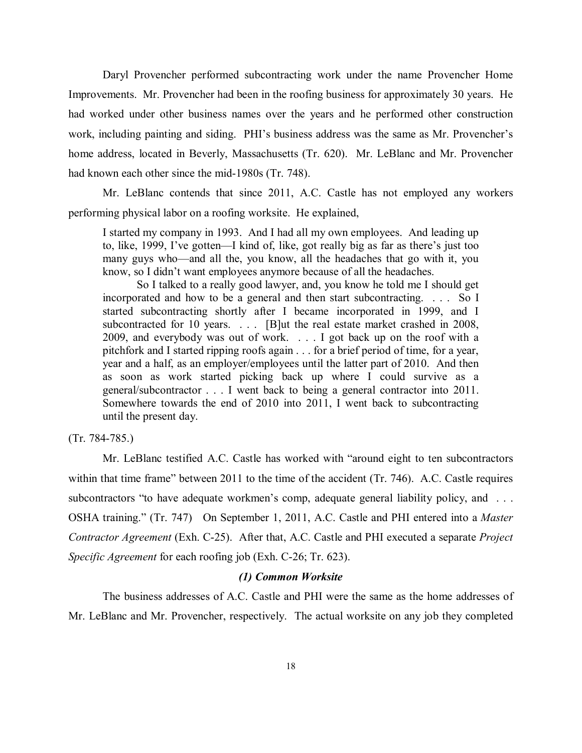Daryl Provencher performed subcontracting work under the name Provencher Home Improvements. Mr. Provencher had been in the roofing business for approximately 30 years. He had worked under other business names over the years and he performed other construction work, including painting and siding. PHI's business address was the same as Mr. Provencher's home address, located in Beverly, Massachusetts (Tr. 620). Mr. LeBlanc and Mr. Provencher had known each other since the mid-1980s (Tr. 748).

Mr. LeBlanc contends that since 2011, A.C. Castle has not employed any workers performing physical labor on a roofing worksite. He explained,

> I started my company in 1993. And I had all my own employees. And leading up to, like, 1999, I've gotten—I kind of, like, got really big as far as there's just too many guys who—and all the, you know, all the headaches that go with it, you know, so I didn't want employees anymore because of all the headaches.
>
> So I talked to a really good lawyer, and, you know he told me I should get incorporated and how to be a general and then start subcontracting. . . . So I started subcontracting shortly after I became incorporated in 1999, and I subcontracted for 10 years. . . . [B]ut the real estate market crashed in 2008, 2009, and everybody was out of work. . . . I got back up on the roof with a pitchfork and I started ripping roofs again . . . for a brief period of time, for a year, year and a half, as an employer/employees until the latter part of 2010. And then as soon as work started picking back up where I could survive as a general/subcontractor . . . I went back to being a general contractor into 2011. Somewhere towards the end of 2010 into 2011, I went back to subcontracting until the present day.

(Tr. 784-785.)

Mr. LeBlanc testified A.C. Castle has worked with "around eight to ten subcontractors within that time frame" between 2011 to the time of the accident (Tr. 746). A.C. Castle requires subcontractors "to have adequate workmen's comp, adequate general liability policy, and . . . OSHA training." (Tr. 747) On September 1, 2011, A.C. Castle and PHI entered into a *Master Contractor Agreement* (Exh. C-25). After that, A.C. Castle and PHI executed a separate *Project Specific Agreement* for each roofing job (Exh. C-26; Tr. 623).

### *(1) Common Worksite*

The business addresses of A.C. Castle and PHI were the same as the home addresses of Mr. LeBlanc and Mr. Provencher, respectively. The actual worksite on any job they completed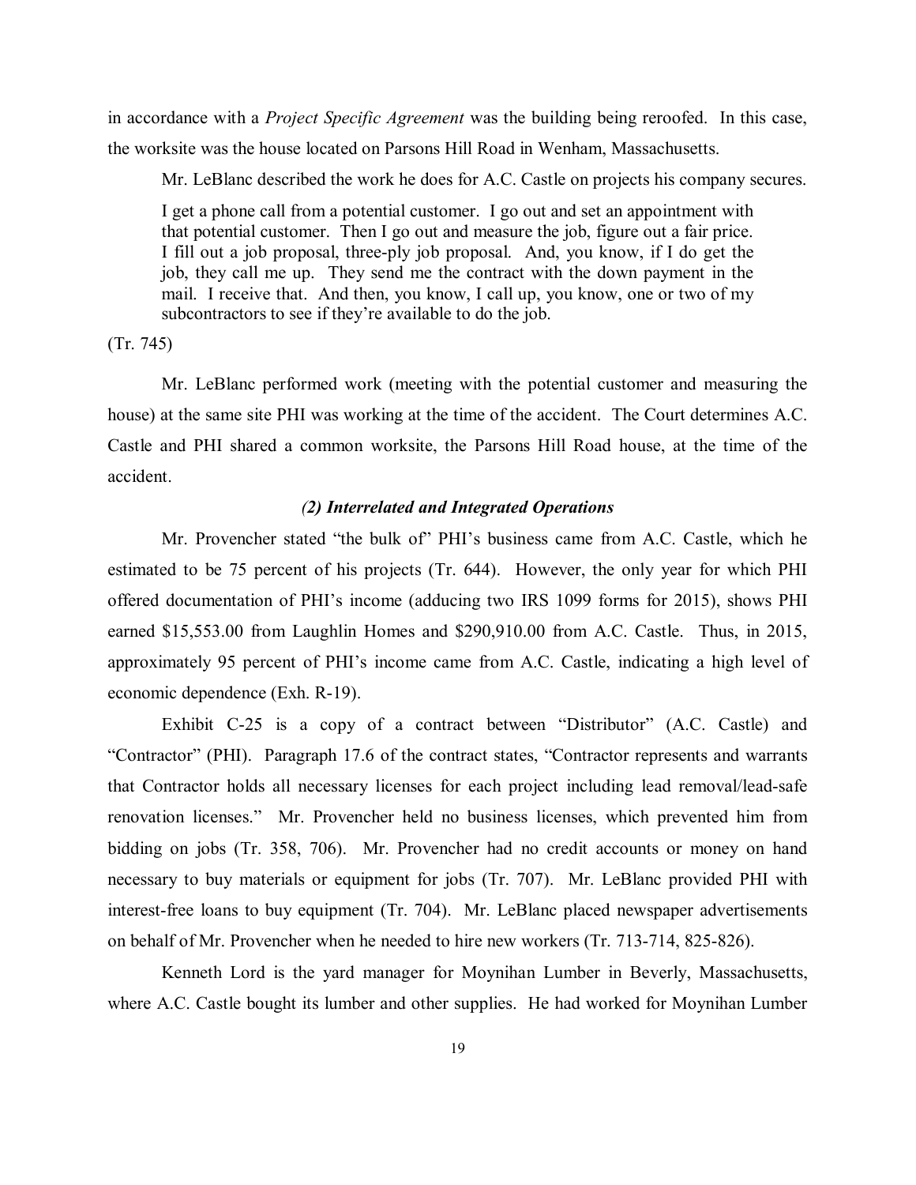in accordance with a *Project Specific Agreement* was the building being reroofed. In this case, the worksite was the house located on Parsons Hill Road in Wenham, Massachusetts.

Mr. LeBlanc described the work he does for A.C. Castle on projects his company secures.

> I get a phone call from a potential customer. I go out and set an appointment with that potential customer. Then I go out and measure the job, figure out a fair price. I fill out a job proposal, three-ply job proposal. And, you know, if I do get the job, they call me up. They send me the contract with the down payment in the mail. I receive that. And then, you know, I call up, you know, one or two of my subcontractors to see if they're available to do the job.

(Tr. 745)

Mr. LeBlanc performed work (meeting with the potential customer and measuring the house) at the same site PHI was working at the time of the accident. The Court determines A.C. Castle and PHI shared a common worksite, the Parsons Hill Road house, at the time of the accident.

### *(2) Interrelated and Integrated Operations*

Mr. Provencher stated "the bulk of" PHI's business came from A.C. Castle, which he estimated to be 75 percent of his projects (Tr. 644). However, the only year for which PHI offered documentation of PHI's income (adducing two IRS 1099 forms for 2015), shows PHI earned $15,553.00 from Laughlin Homes and $290,910.00 from A.C. Castle. Thus, in 2015, approximately 95 percent of PHI's income came from A.C. Castle, indicating a high level of economic dependence (Exh. R-19).

Exhibit C-25 is a copy of a contract between "Distributor" (A.C. Castle) and "Contractor" (PHI). Paragraph 17.6 of the contract states, "Contractor represents and warrants that Contractor holds all necessary licenses for each project including lead removal/lead-safe renovation licenses." Mr. Provencher held no business licenses, which prevented him from bidding on jobs (Tr. 358, 706). Mr. Provencher had no credit accounts or money on hand necessary to buy materials or equipment for jobs (Tr. 707). Mr. LeBlanc provided PHI with interest-free loans to buy equipment (Tr. 704). Mr. LeBlanc placed newspaper advertisements on behalf of Mr. Provencher when he needed to hire new workers (Tr. 713-714, 825-826).

Kenneth Lord is the yard manager for Moynihan Lumber in Beverly, Massachusetts, where A.C. Castle bought its lumber and other supplies. He had worked for Moynihan Lumber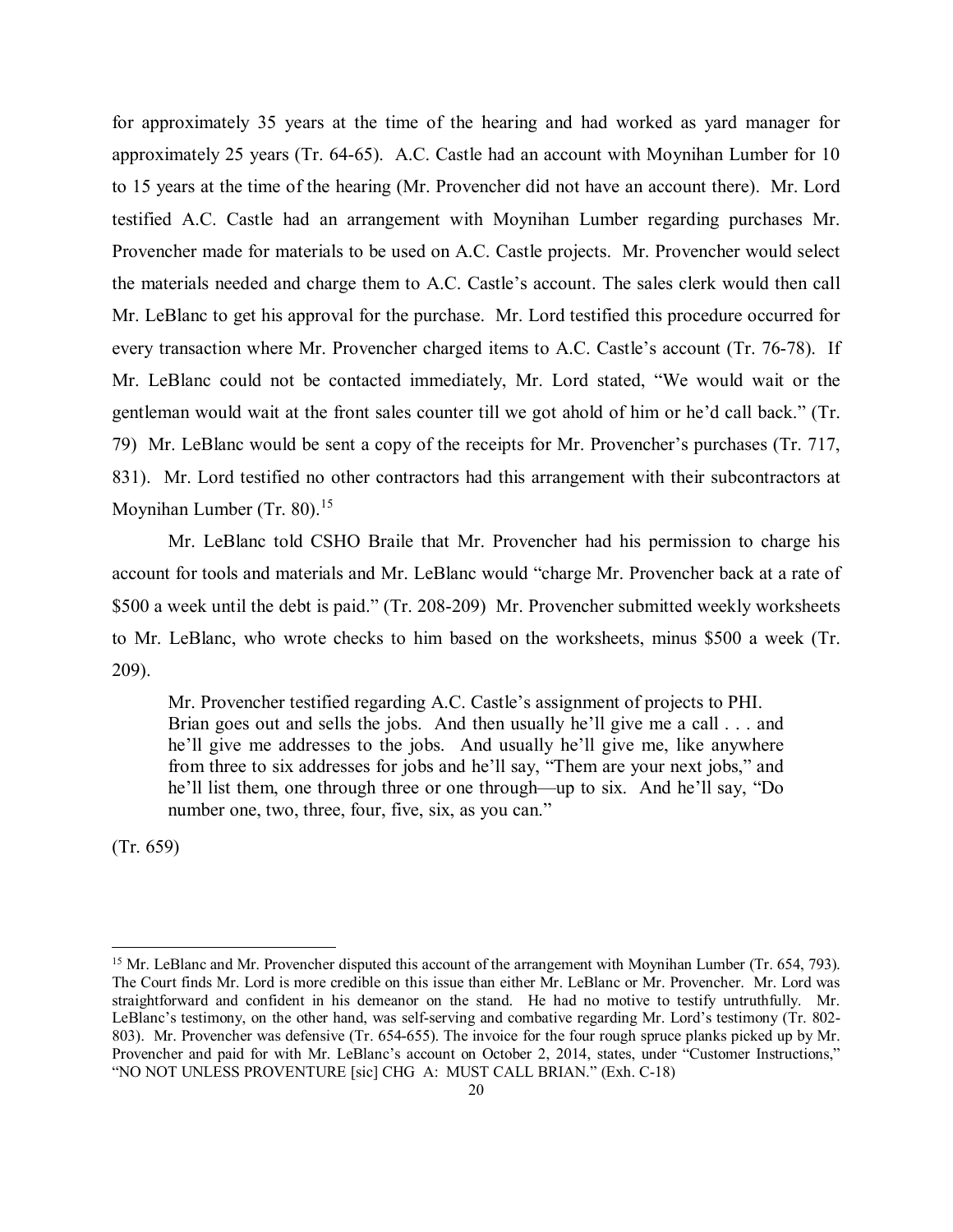for approximately 35 years at the time of the hearing and had worked as yard manager for approximately 25 years (Tr. 64-65). A.C. Castle had an account with Moynihan Lumber for 10 to 15 years at the time of the hearing (Mr. Provencher did not have an account there). Mr. Lord testified A.C. Castle had an arrangement with Moynihan Lumber regarding purchases Mr. Provencher made for materials to be used on A.C. Castle projects. Mr. Provencher would select the materials needed and charge them to A.C. Castle's account. The sales clerk would then call Mr. LeBlanc to get his approval for the purchase. Mr. Lord testified this procedure occurred for every transaction where Mr. Provencher charged items to A.C. Castle's account (Tr. 76-78). If Mr. LeBlanc could not be contacted immediately, Mr. Lord stated, "We would wait or the gentleman would wait at the front sales counter till we got ahold of him or he'd call back." (Tr. 79) Mr. LeBlanc would be sent a copy of the receipts for Mr. Provencher's purchases (Tr. 717, 831). Mr. Lord testified no other contractors had this arrangement with their subcontractors at Moynihan Lumber (Tr. 80).[15]

Mr. LeBlanc told CSHO Braile that Mr. Provencher had his permission to charge his account for tools and materials and Mr. LeBlanc would "charge Mr. Provencher back at a rate of $500 a week until the debt is paid." (Tr. 208-209) Mr. Provencher submitted weekly worksheets to Mr. LeBlanc, who wrote checks to him based on the worksheets, minus $500 a week (Tr. 209).

> Mr. Provencher testified regarding A.C. Castle's assignment of projects to PHI.
> Brian goes out and sells the jobs. And then usually he'll give me a call . . . and he'll give me addresses to the jobs. And usually he'll give me, like anywhere from three to six addresses for jobs and he'll say, "Them are your next jobs," and he'll list them, one through three or one through—up to six. And he'll say, "Do number one, two, three, four, five, six, as you can."

(Tr. 659)

---

[15] Mr. LeBlanc and Mr. Provencher disputed this account of the arrangement with Moynihan Lumber (Tr. 654, 793). The Court finds Mr. Lord is more credible on this issue than either Mr. LeBlanc or Mr. Provencher. Mr. Lord was straightforward and confident in his demeanor on the stand. He had no motive to testify untruthfully. Mr. LeBlanc's testimony, on the other hand, was self-serving and combative regarding Mr. Lord's testimony (Tr. 802-803). Mr. Provencher was defensive (Tr. 654-655). The invoice for the four rough spruce planks picked up by Mr. Provencher and paid for with Mr. LeBlanc's account on October 2, 2014, states, under "Customer Instructions," "NO NOT UNLESS PROVENTURE [sic] CHG A: MUST CALL BRIAN." (Exh. C-18)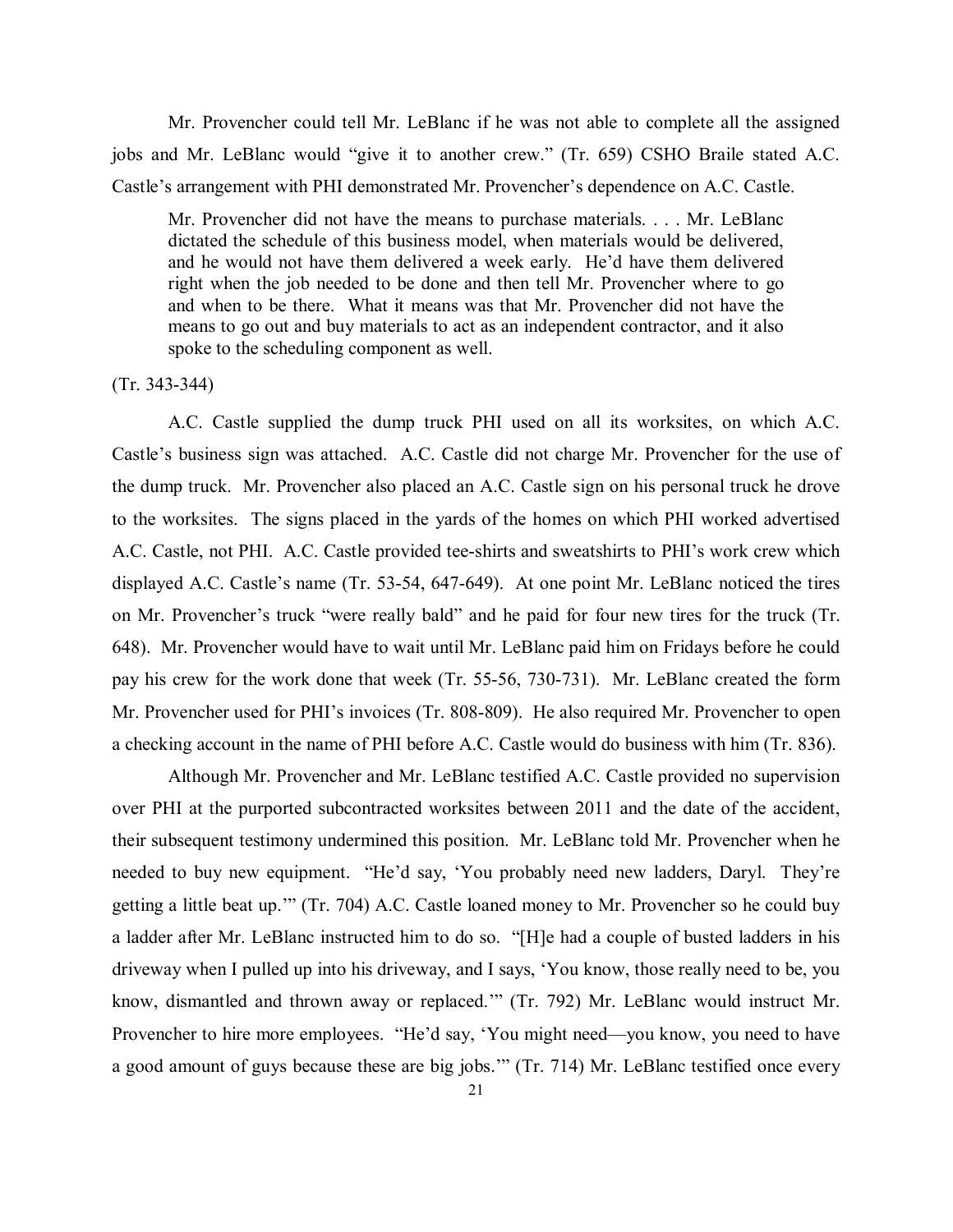Mr. Provencher could tell Mr. LeBlanc if he was not able to complete all the assigned jobs and Mr. LeBlanc would "give it to another crew." (Tr. 659) CSHO Braile stated A.C. Castle's arrangement with PHI demonstrated Mr. Provencher's dependence on A.C. Castle.

> Mr. Provencher did not have the means to purchase materials. . . . Mr. LeBlanc dictated the schedule of this business model, when materials would be delivered, and he would not have them delivered a week early. He'd have them delivered right when the job needed to be done and then tell Mr. Provencher where to go and when to be there. What it means was that Mr. Provencher did not have the means to go out and buy materials to act as an independent contractor, and it also spoke to the scheduling component as well.

(Tr. 343-344)

A.C. Castle supplied the dump truck PHI used on all its worksites, on which A.C. Castle's business sign was attached. A.C. Castle did not charge Mr. Provencher for the use of the dump truck. Mr. Provencher also placed an A.C. Castle sign on his personal truck he drove to the worksites. The signs placed in the yards of the homes on which PHI worked advertised A.C. Castle, not PHI. A.C. Castle provided tee-shirts and sweatshirts to PHI's work crew which displayed A.C. Castle's name (Tr. 53-54, 647-649). At one point Mr. LeBlanc noticed the tires on Mr. Provencher's truck "were really bald" and he paid for four new tires for the truck (Tr. 648). Mr. Provencher would have to wait until Mr. LeBlanc paid him on Fridays before he could pay his crew for the work done that week (Tr. 55-56, 730-731). Mr. LeBlanc created the form Mr. Provencher used for PHI's invoices (Tr. 808-809). He also required Mr. Provencher to open a checking account in the name of PHI before A.C. Castle would do business with him (Tr. 836).

Although Mr. Provencher and Mr. LeBlanc testified A.C. Castle provided no supervision over PHI at the purported subcontracted worksites between 2011 and the date of the accident, their subsequent testimony undermined this position. Mr. LeBlanc told Mr. Provencher when he needed to buy new equipment. "He'd say, 'You probably need new ladders, Daryl. They're getting a little beat up.'" (Tr. 704) A.C. Castle loaned money to Mr. Provencher so he could buy a ladder after Mr. LeBlanc instructed him to do so. "[H]e had a couple of busted ladders in his driveway when I pulled up into his driveway, and I says, 'You know, those really need to be, you know, dismantled and thrown away or replaced.'" (Tr. 792) Mr. LeBlanc would instruct Mr. Provencher to hire more employees. "He'd say, 'You might need—you know, you need to have a good amount of guys because these are big jobs.'" (Tr. 714) Mr. LeBlanc testified once every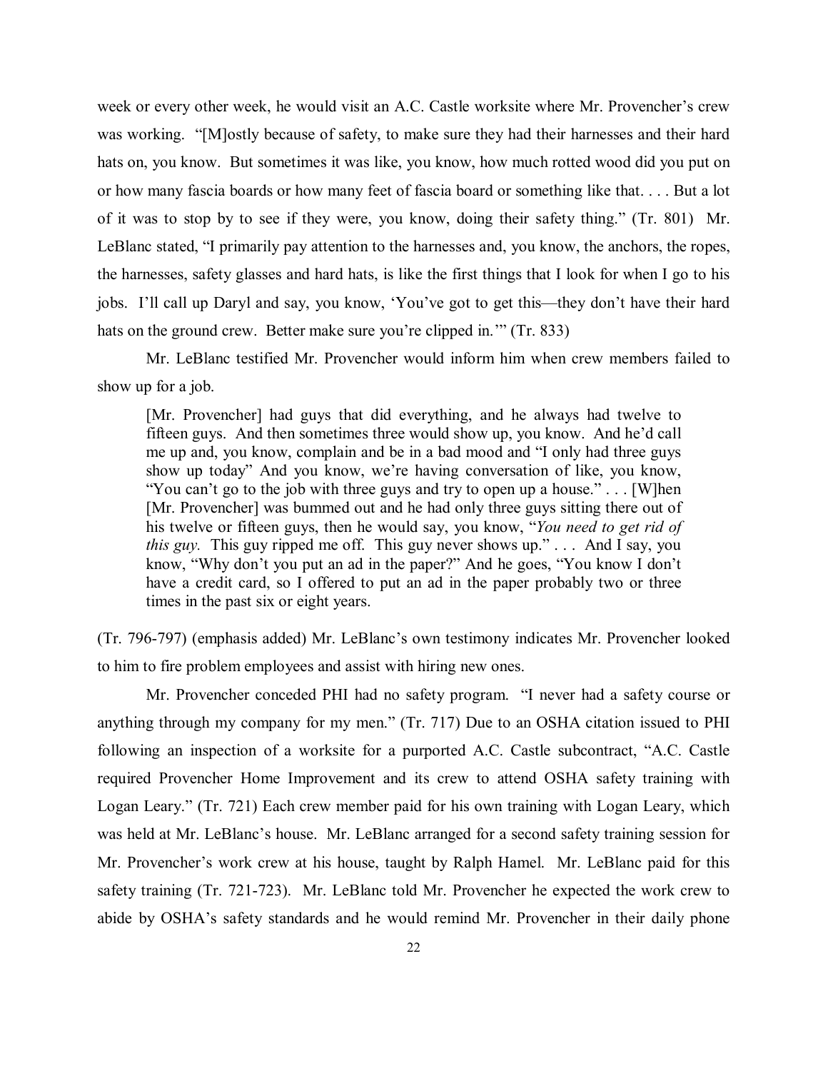week or every other week, he would visit an A.C. Castle worksite where Mr. Provencher's crew was working. "[M]ostly because of safety, to make sure they had their harnesses and their hard hats on, you know. But sometimes it was like, you know, how much rotted wood did you put on or how many fascia boards or how many feet of fascia board or something like that. . . . But a lot of it was to stop by to see if they were, you know, doing their safety thing." (Tr. 801) Mr. LeBlanc stated, "I primarily pay attention to the harnesses and, you know, the anchors, the ropes, the harnesses, safety glasses and hard hats, is like the first things that I look for when I go to his jobs. I'll call up Daryl and say, you know, 'You've got to get this—they don't have their hard hats on the ground crew. Better make sure you're clipped in.'" (Tr. 833)

Mr. LeBlanc testified Mr. Provencher would inform him when crew members failed to show up for a job.

> [Mr. Provencher] had guys that did everything, and he always had twelve to fifteen guys. And then sometimes three would show up, you know. And he'd call me up and, you know, complain and be in a bad mood and "I only had three guys show up today" And you know, we're having conversation of like, you know, "You can't go to the job with three guys and try to open up a house." . . . [W]hen [Mr. Provencher] was bummed out and he had only three guys sitting there out of his twelve or fifteen guys, then he would say, you know, "*You need to get rid of this guy.* This guy ripped me off. This guy never shows up." . . . And I say, you know, "Why don't you put an ad in the paper?" And he goes, "You know I don't have a credit card, so I offered to put an ad in the paper probably two or three times in the past six or eight years.

(Tr. 796-797) (emphasis added) Mr. LeBlanc's own testimony indicates Mr. Provencher looked to him to fire problem employees and assist with hiring new ones.

Mr. Provencher conceded PHI had no safety program. "I never had a safety course or anything through my company for my men." (Tr. 717) Due to an OSHA citation issued to PHI following an inspection of a worksite for a purported A.C. Castle subcontract, "A.C. Castle required Provencher Home Improvement and its crew to attend OSHA safety training with Logan Leary." (Tr. 721) Each crew member paid for his own training with Logan Leary, which was held at Mr. LeBlanc's house. Mr. LeBlanc arranged for a second safety training session for Mr. Provencher's work crew at his house, taught by Ralph Hamel. Mr. LeBlanc paid for this safety training (Tr. 721-723). Mr. LeBlanc told Mr. Provencher he expected the work crew to abide by OSHA's safety standards and he would remind Mr. Provencher in their daily phone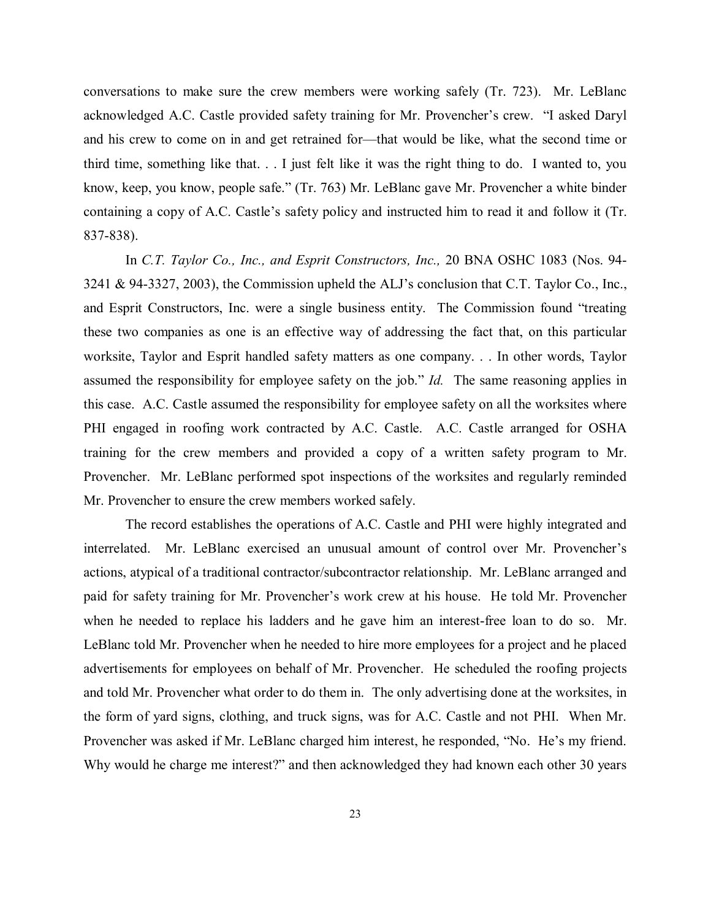conversations to make sure the crew members were working safely (Tr. 723). Mr. LeBlanc acknowledged A.C. Castle provided safety training for Mr. Provencher's crew. "I asked Daryl and his crew to come on in and get retrained for—that would be like, what the second time or third time, something like that. . . I just felt like it was the right thing to do. I wanted to, you know, keep, you know, people safe." (Tr. 763) Mr. LeBlanc gave Mr. Provencher a white binder containing a copy of A.C. Castle's safety policy and instructed him to read it and follow it (Tr. 837-838).

In *C.T. Taylor Co., Inc., and Esprit Constructors, Inc.,* 20 BNA OSHC 1083 (Nos. 94-3241 & 94-3327, 2003), the Commission upheld the ALJ's conclusion that C.T. Taylor Co., Inc., and Esprit Constructors, Inc. were a single business entity. The Commission found "treating these two companies as one is an effective way of addressing the fact that, on this particular worksite, Taylor and Esprit handled safety matters as one company. . . In other words, Taylor assumed the responsibility for employee safety on the job." *Id.* The same reasoning applies in this case. A.C. Castle assumed the responsibility for employee safety on all the worksites where PHI engaged in roofing work contracted by A.C. Castle. A.C. Castle arranged for OSHA training for the crew members and provided a copy of a written safety program to Mr. Provencher. Mr. LeBlanc performed spot inspections of the worksites and regularly reminded Mr. Provencher to ensure the crew members worked safely.

The record establishes the operations of A.C. Castle and PHI were highly integrated and interrelated. Mr. LeBlanc exercised an unusual amount of control over Mr. Provencher's actions, atypical of a traditional contractor/subcontractor relationship. Mr. LeBlanc arranged and paid for safety training for Mr. Provencher's work crew at his house. He told Mr. Provencher when he needed to replace his ladders and he gave him an interest-free loan to do so. Mr. LeBlanc told Mr. Provencher when he needed to hire more employees for a project and he placed advertisements for employees on behalf of Mr. Provencher. He scheduled the roofing projects and told Mr. Provencher what order to do them in. The only advertising done at the worksites, in the form of yard signs, clothing, and truck signs, was for A.C. Castle and not PHI. When Mr. Provencher was asked if Mr. LeBlanc charged him interest, he responded, "No. He's my friend. Why would he charge me interest?" and then acknowledged they had known each other 30 years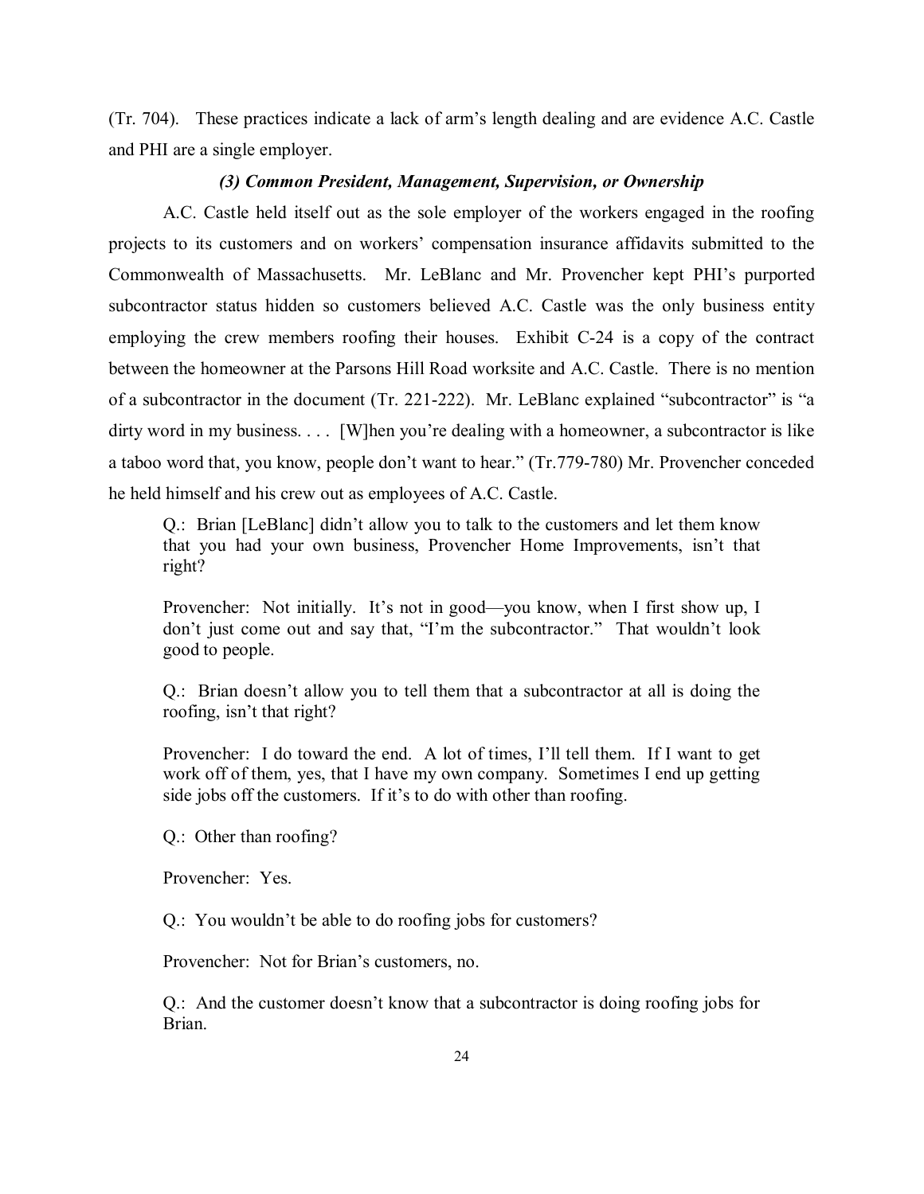(Tr. 704). These practices indicate a lack of arm's length dealing and are evidence A.C. Castle and PHI are a single employer.

### *(3) Common President, Management, Supervision, or Ownership*

A.C. Castle held itself out as the sole employer of the workers engaged in the roofing projects to its customers and on workers' compensation insurance affidavits submitted to the Commonwealth of Massachusetts. Mr. LeBlanc and Mr. Provencher kept PHI's purported subcontractor status hidden so customers believed A.C. Castle was the only business entity employing the crew members roofing their houses. Exhibit C-24 is a copy of the contract between the homeowner at the Parsons Hill Road worksite and A.C. Castle. There is no mention of a subcontractor in the document (Tr. 221-222). Mr. LeBlanc explained "subcontractor" is "a dirty word in my business. . . . [W]hen you're dealing with a homeowner, a subcontractor is like a taboo word that, you know, people don't want to hear." (Tr.779-780) Mr. Provencher conceded he held himself and his crew out as employees of A.C. Castle.

> Q.: Brian [LeBlanc] didn't allow you to talk to the customers and let them know that you had your own business, Provencher Home Improvements, isn't that right?
>
> Provencher: Not initially. It's not in good—you know, when I first show up, I don't just come out and say that, "I'm the subcontractor." That wouldn't look good to people.
>
> Q.: Brian doesn't allow you to tell them that a subcontractor at all is doing the roofing, isn't that right?
>
> Provencher: I do toward the end. A lot of times, I'll tell them. If I want to get work off of them, yes, that I have my own company. Sometimes I end up getting side jobs off the customers. If it's to do with other than roofing.
>
> Q.: Other than roofing?
>
> Provencher: Yes.
>
> Q.: You wouldn't be able to do roofing jobs for customers?
>
> Provencher: Not for Brian's customers, no.
>
> Q.: And the customer doesn't know that a subcontractor is doing roofing jobs for Brian.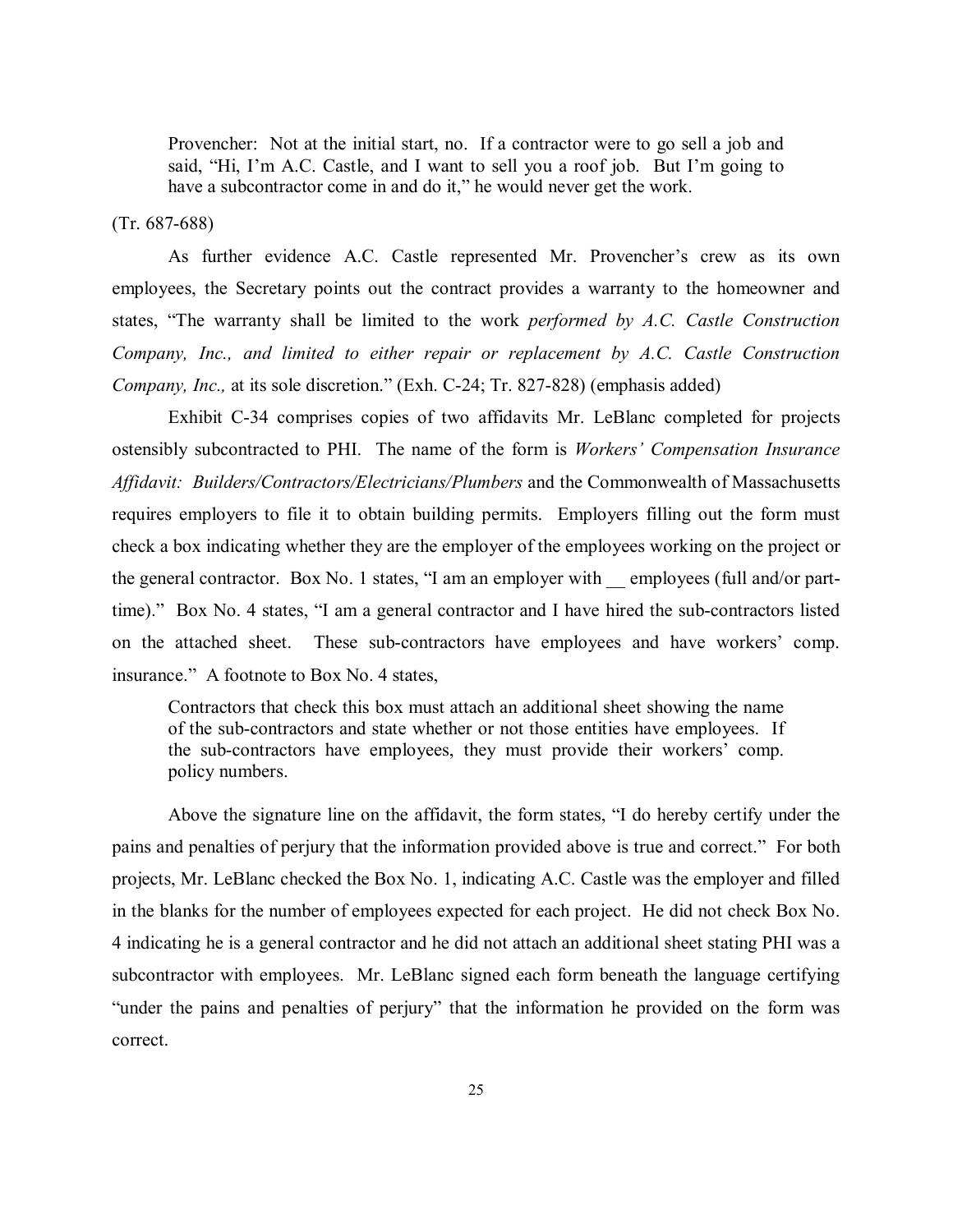> Provencher: Not at the initial start, no. If a contractor were to go sell a job and said, "Hi, I'm A.C. Castle, and I want to sell you a roof job. But I'm going to have a subcontractor come in and do it," he would never get the work.

(Tr. 687-688)

As further evidence A.C. Castle represented Mr. Provencher's crew as its own employees, the Secretary points out the contract provides a warranty to the homeowner and states, "The warranty shall be limited to the work *performed by A.C. Castle Construction Company, Inc., and limited to either repair or replacement by A.C. Castle Construction Company, Inc.,* at its sole discretion." (Exh. C-24; Tr. 827-828) (emphasis added)

Exhibit C-34 comprises copies of two affidavits Mr. LeBlanc completed for projects ostensibly subcontracted to PHI. The name of the form is *Workers' Compensation Insurance Affidavit: Builders/Contractors/Electricians/Plumbers* and the Commonwealth of Massachusetts requires employers to file it to obtain building permits. Employers filling out the form must check a box indicating whether they are the employer of the employees working on the project or the general contractor. Box No. 1 states, "I am an employer with __ employees (full and/or part-time)." Box No. 4 states, "I am a general contractor and I have hired the sub-contractors listed on the attached sheet. These sub-contractors have employees and have workers' comp. insurance." A footnote to Box No. 4 states,

> Contractors that check this box must attach an additional sheet showing the name of the sub-contractors and state whether or not those entities have employees. If the sub-contractors have employees, they must provide their workers' comp. policy numbers.

Above the signature line on the affidavit, the form states, "I do hereby certify under the pains and penalties of perjury that the information provided above is true and correct." For both projects, Mr. LeBlanc checked the Box No. 1, indicating A.C. Castle was the employer and filled in the blanks for the number of employees expected for each project. He did not check Box No. 4 indicating he is a general contractor and he did not attach an additional sheet stating PHI was a subcontractor with employees. Mr. LeBlanc signed each form beneath the language certifying "under the pains and penalties of perjury" that the information he provided on the form was correct.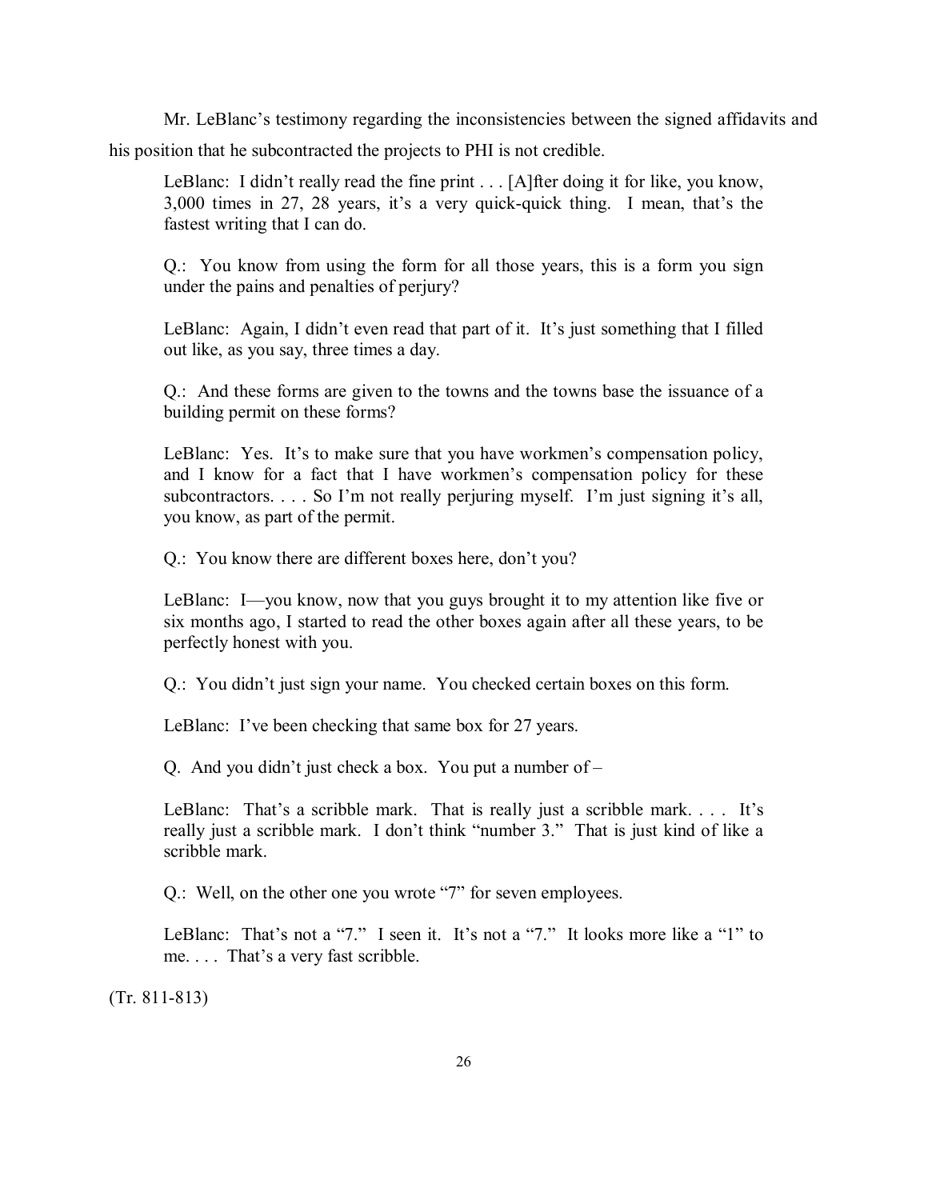Mr. LeBlanc's testimony regarding the inconsistencies between the signed affidavits and his position that he subcontracted the projects to PHI is not credible.

> LeBlanc: I didn't really read the fine print . . . [A]fter doing it for like, you know, 3,000 times in 27, 28 years, it's a very quick-quick thing. I mean, that's the fastest writing that I can do.
>
> Q.: You know from using the form for all those years, this is a form you sign under the pains and penalties of perjury?
>
> LeBlanc: Again, I didn't even read that part of it. It's just something that I filled out like, as you say, three times a day.
>
> Q.: And these forms are given to the towns and the towns base the issuance of a building permit on these forms?
>
> LeBlanc: Yes. It's to make sure that you have workmen's compensation policy, and I know for a fact that I have workmen's compensation policy for these subcontractors. . . . So I'm not really perjuring myself. I'm just signing it's all, you know, as part of the permit.
>
> Q.: You know there are different boxes here, don't you?
>
> LeBlanc: I—you know, now that you guys brought it to my attention like five or six months ago, I started to read the other boxes again after all these years, to be perfectly honest with you.
>
> Q.: You didn't just sign your name. You checked certain boxes on this form.
>
> LeBlanc: I've been checking that same box for 27 years.
>
> Q. And you didn't just check a box. You put a number of –
>
> LeBlanc: That's a scribble mark. That is really just a scribble mark. . . . It's really just a scribble mark. I don't think "number 3." That is just kind of like a scribble mark.
>
> Q.: Well, on the other one you wrote "7" for seven employees.
>
> LeBlanc: That's not a "7." I seen it. It's not a "7." It looks more like a "1" to me. . . . That's a very fast scribble.

(Tr. 811-813)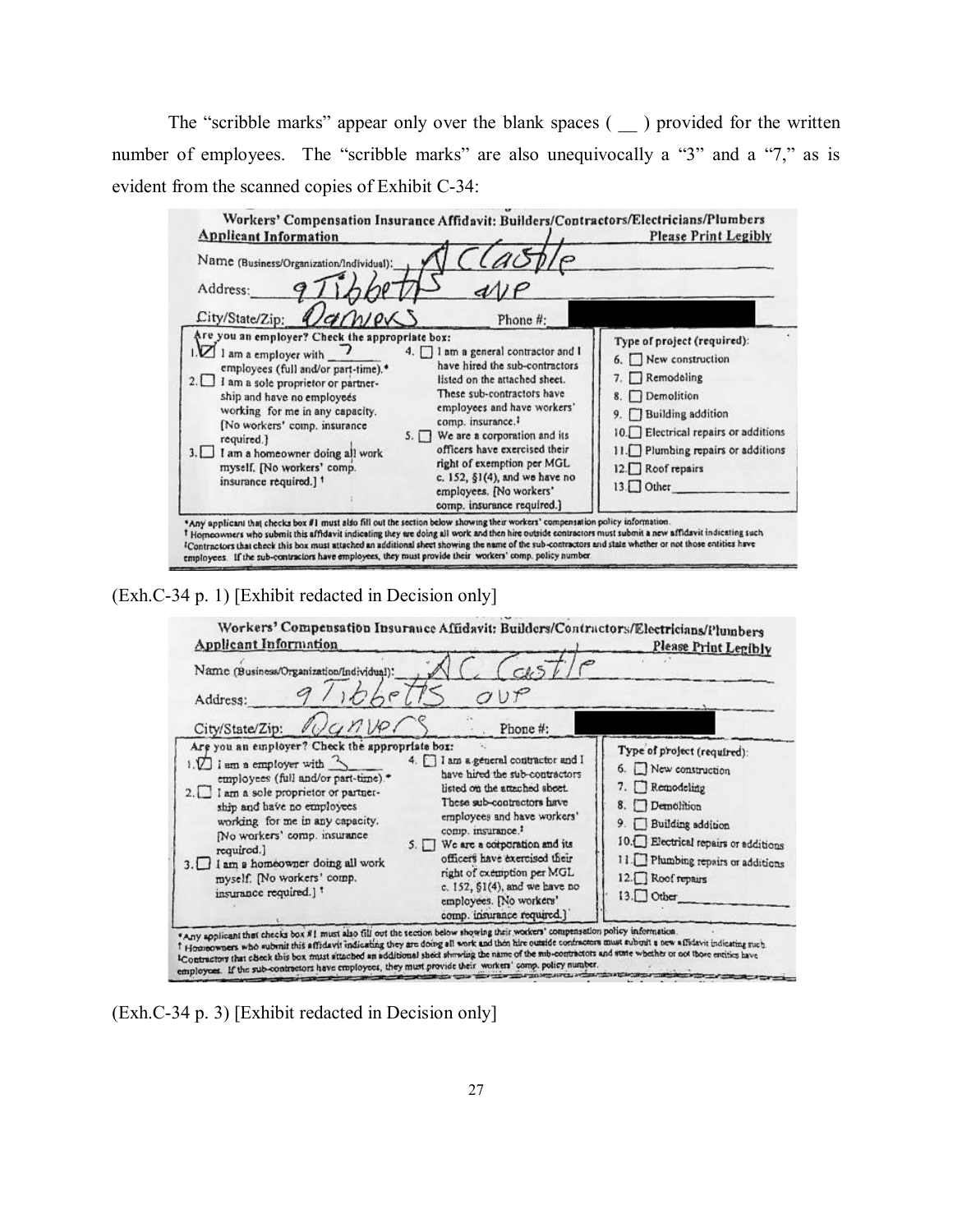The "scribble marks" appear only over the blank spaces ( __ ) provided for the written number of employees. The "scribble marks" are also unequivocally a "3" and a "7," as is evident from the scanned copies of Exhibit C-34:

**Workers' Compensation Insurance Affidavit: Builders/Contractors/Electricians/Plumbers**

**Applicant Information** — **Please Print Legibly**

Name (Business/Organization/Individual): A Castle

Address: 9 Tibbetts ave

City/State/Zip: Danvers — Phone #: [redacted]

Are you an employer? Check the appropriate box:

1. ☑ I am a employer with 7 employees (full and/or part-time).*
2. ☐ I am a sole proprietor or partnership and have no employees working for me in any capacity. [No workers' comp. insurance required.]
3. ☐ I am a homeowner doing all work myself. [No workers' comp. insurance required.] †
4. ☐ I am a general contractor and I have hired the sub-contractors listed on the attached sheet. These sub-contractors have employees and have workers' comp. insurance.‡
5. ☐ We are a corporation and its officers have exercised their right of exemption per MGL c. 152, §1(4), and we have no employees. [No workers' comp. insurance required.]

Type of project (required):

6. ☐ New construction
7. ☐ Remodeling
8. ☐ Demolition
9. ☐ Building addition
10. ☐ Electrical repairs or additions
11. ☐ Plumbing repairs or additions
12. ☐ Roof repairs
13. ☐ Other

*Any applicant that checks box #1 must also fill out the section below showing their workers' compensation policy information.
† Homeowners who submit this affidavit indicating they are doing all work and then hire outside contractors must submit a new affidavit indicating such.
‡Contractors that check this box must attached an additional sheet showing the name of the sub-contractors and state whether or not those entities have employees. If the sub-contractors have employees, they must provide their workers' comp. policy number.

(Exh.C-34 p. 1) [Exhibit redacted in Decision only]

**Workers' Compensation Insurance Affidavit: Builders/Contractors/Electricians/Plumbers**

**Applicant Information** — **Please Print Legibly**

Name (Business/Organization/Individual): A C Castle

Address: 9 Tibbetts ave

City/State/Zip: Danvers — Phone #: [redacted]

Are you an employer? Check the appropriate box:

1. ☑ I am a employer with 3 employees (full and/or part-time).*
2. ☐ I am a sole proprietor or partnership and have no employees working for me in any capacity. [No workers' comp. insurance required.]
3. ☐ I am a homeowner doing all work myself. [No workers' comp. insurance required.] †
4. ☐ I am a general contractor and I have hired the sub-contractors listed on the attached sheet. These sub-contractors have employees and have workers' comp. insurance.‡
5. ☐ We are a corporation and its officers have exercised their right of exemption per MGL c. 152, §1(4), and we have no employees. [No workers' comp. insurance required.]

Type of project (required):

6. ☐ New construction
7. ☐ Remodeling
8. ☐ Demolition
9. ☐ Building addition
10. ☐ Electrical repairs or additions
11. ☐ Plumbing repairs or additions
12. ☐ Roof repairs
13. ☐ Other

*Any applicant that checks box #1 must also fill out the section below showing their workers' compensation policy information.
† Homeowners who submit this affidavit indicating they are doing all work and then hire outside contractors must submit a new affidavit indicating such.
‡Contractors that check this box must attached an additional sheet showing the name of the sub-contractors and state whether or not those entities have employees. If the sub-contractors have employees, they must provide their workers' comp. policy number.

(Exh.C-34 p. 3) [Exhibit redacted in Decision only]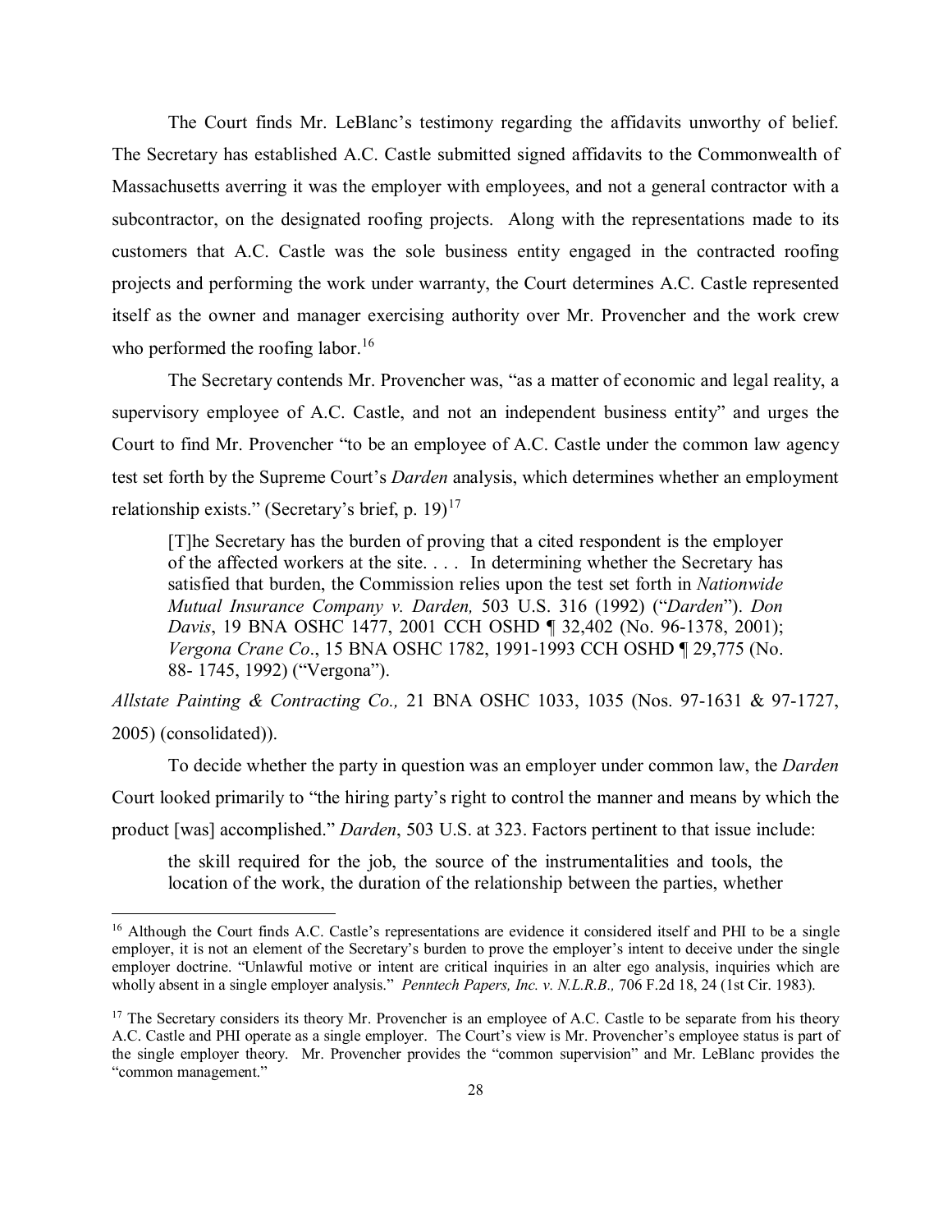The Court finds Mr. LeBlanc's testimony regarding the affidavits unworthy of belief. The Secretary has established A.C. Castle submitted signed affidavits to the Commonwealth of Massachusetts averring it was the employer with employees, and not a general contractor with a subcontractor, on the designated roofing projects. Along with the representations made to its customers that A.C. Castle was the sole business entity engaged in the contracted roofing projects and performing the work under warranty, the Court determines A.C. Castle represented itself as the owner and manager exercising authority over Mr. Provencher and the work crew who performed the roofing labor.[16]

The Secretary contends Mr. Provencher was, "as a matter of economic and legal reality, a supervisory employee of A.C. Castle, and not an independent business entity" and urges the Court to find Mr. Provencher "to be an employee of A.C. Castle under the common law agency test set forth by the Supreme Court's *Darden* analysis, which determines whether an employment relationship exists." (Secretary's brief, p. 19)[17]

> [T]he Secretary has the burden of proving that a cited respondent is the employer of the affected workers at the site. . . . In determining whether the Secretary has satisfied that burden, the Commission relies upon the test set forth in *Nationwide Mutual Insurance Company v. Darden,* 503 U.S. 316 (1992) ("*Darden*"). *Don Davis*, 19 BNA OSHC 1477, 2001 CCH OSHD ¶ 32,402 (No. 96-1378, 2001); *Vergona Crane Co*., 15 BNA OSHC 1782, 1991-1993 CCH OSHD ¶ 29,775 (No. 88- 1745, 1992) ("Vergona").

*Allstate Painting & Contracting Co.,* 21 BNA OSHC 1033, 1035 (Nos. 97-1631 & 97-1727, 2005) (consolidated)).

To decide whether the party in question was an employer under common law, the *Darden* Court looked primarily to "the hiring party's right to control the manner and means by which the product [was] accomplished." *Darden*, 503 U.S. at 323. Factors pertinent to that issue include:

> the skill required for the job, the source of the instrumentalities and tools, the location of the work, the duration of the relationship between the parties, whether

---

[16] Although the Court finds A.C. Castle's representations are evidence it considered itself and PHI to be a single employer, it is not an element of the Secretary's burden to prove the employer's intent to deceive under the single employer doctrine. "Unlawful motive or intent are critical inquiries in an alter ego analysis, inquiries which are wholly absent in a single employer analysis." *Penntech Papers, Inc. v. N.L.R.B.,* 706 F.2d 18, 24 (1st Cir. 1983).

[17] The Secretary considers its theory Mr. Provencher is an employee of A.C. Castle to be separate from his theory A.C. Castle and PHI operate as a single employer. The Court's view is Mr. Provencher's employee status is part of the single employer theory. Mr. Provencher provides the "common supervision" and Mr. LeBlanc provides the "common management."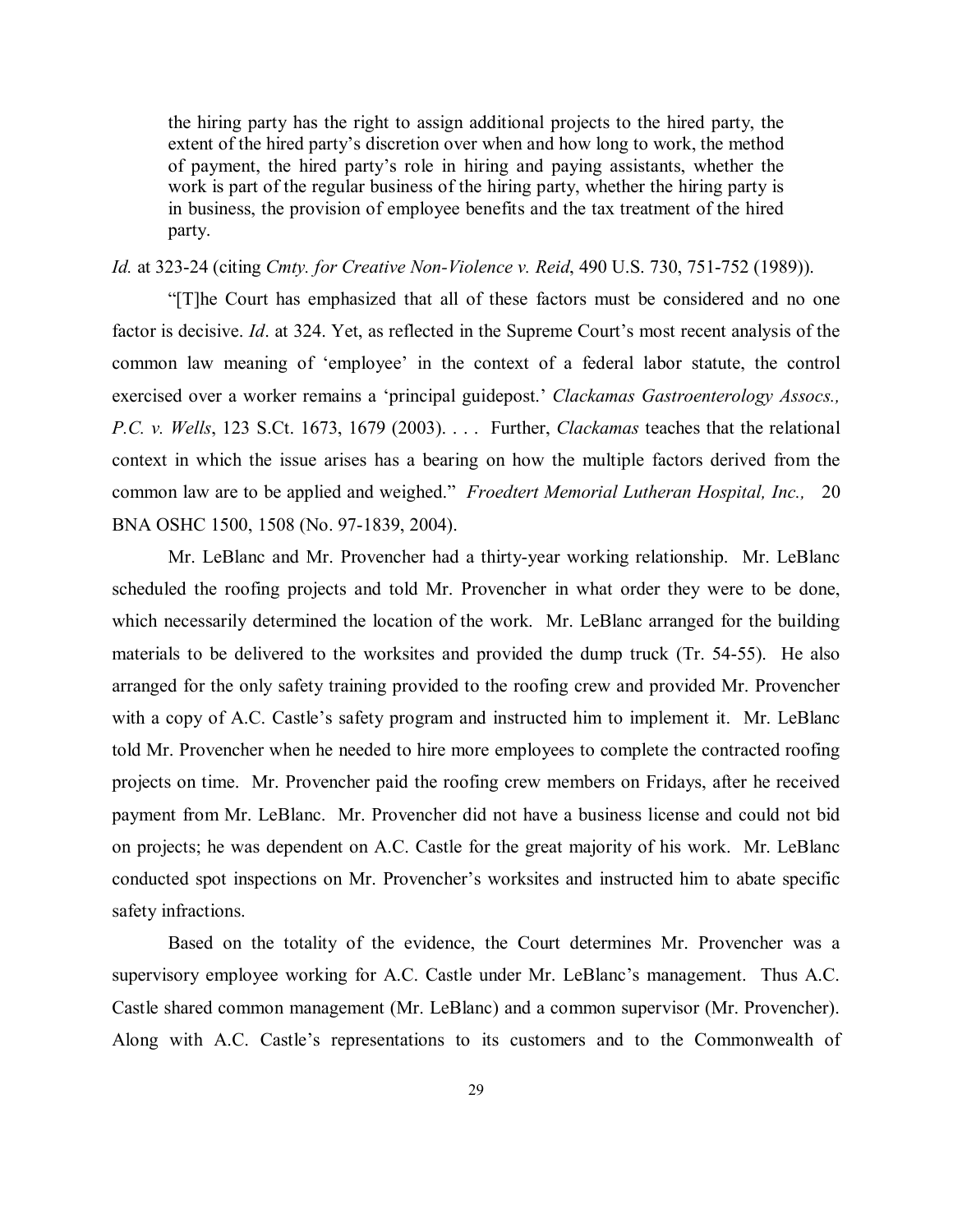> the hiring party has the right to assign additional projects to the hired party, the extent of the hired party's discretion over when and how long to work, the method of payment, the hired party's role in hiring and paying assistants, whether the work is part of the regular business of the hiring party, whether the hiring party is in business, the provision of employee benefits and the tax treatment of the hired party.

*Id.* at 323-24 (citing *Cmty. for Creative Non-Violence v. Reid*, 490 U.S. 730, 751-752 (1989)).

"[T]he Court has emphasized that all of these factors must be considered and no one factor is decisive. *Id*. at 324. Yet, as reflected in the Supreme Court's most recent analysis of the common law meaning of 'employee' in the context of a federal labor statute, the control exercised over a worker remains a 'principal guidepost.' *Clackamas Gastroenterology Assocs., P.C. v. Wells*, 123 S.Ct. 1673, 1679 (2003). . . . Further, *Clackamas* teaches that the relational context in which the issue arises has a bearing on how the multiple factors derived from the common law are to be applied and weighed." *Froedtert Memorial Lutheran Hospital, Inc.,* 20 BNA OSHC 1500, 1508 (No. 97-1839, 2004).

Mr. LeBlanc and Mr. Provencher had a thirty-year working relationship. Mr. LeBlanc scheduled the roofing projects and told Mr. Provencher in what order they were to be done, which necessarily determined the location of the work. Mr. LeBlanc arranged for the building materials to be delivered to the worksites and provided the dump truck (Tr. 54-55). He also arranged for the only safety training provided to the roofing crew and provided Mr. Provencher with a copy of A.C. Castle's safety program and instructed him to implement it. Mr. LeBlanc told Mr. Provencher when he needed to hire more employees to complete the contracted roofing projects on time. Mr. Provencher paid the roofing crew members on Fridays, after he received payment from Mr. LeBlanc. Mr. Provencher did not have a business license and could not bid on projects; he was dependent on A.C. Castle for the great majority of his work. Mr. LeBlanc conducted spot inspections on Mr. Provencher's worksites and instructed him to abate specific safety infractions.

Based on the totality of the evidence, the Court determines Mr. Provencher was a supervisory employee working for A.C. Castle under Mr. LeBlanc's management. Thus A.C. Castle shared common management (Mr. LeBlanc) and a common supervisor (Mr. Provencher). Along with A.C. Castle's representations to its customers and to the Commonwealth of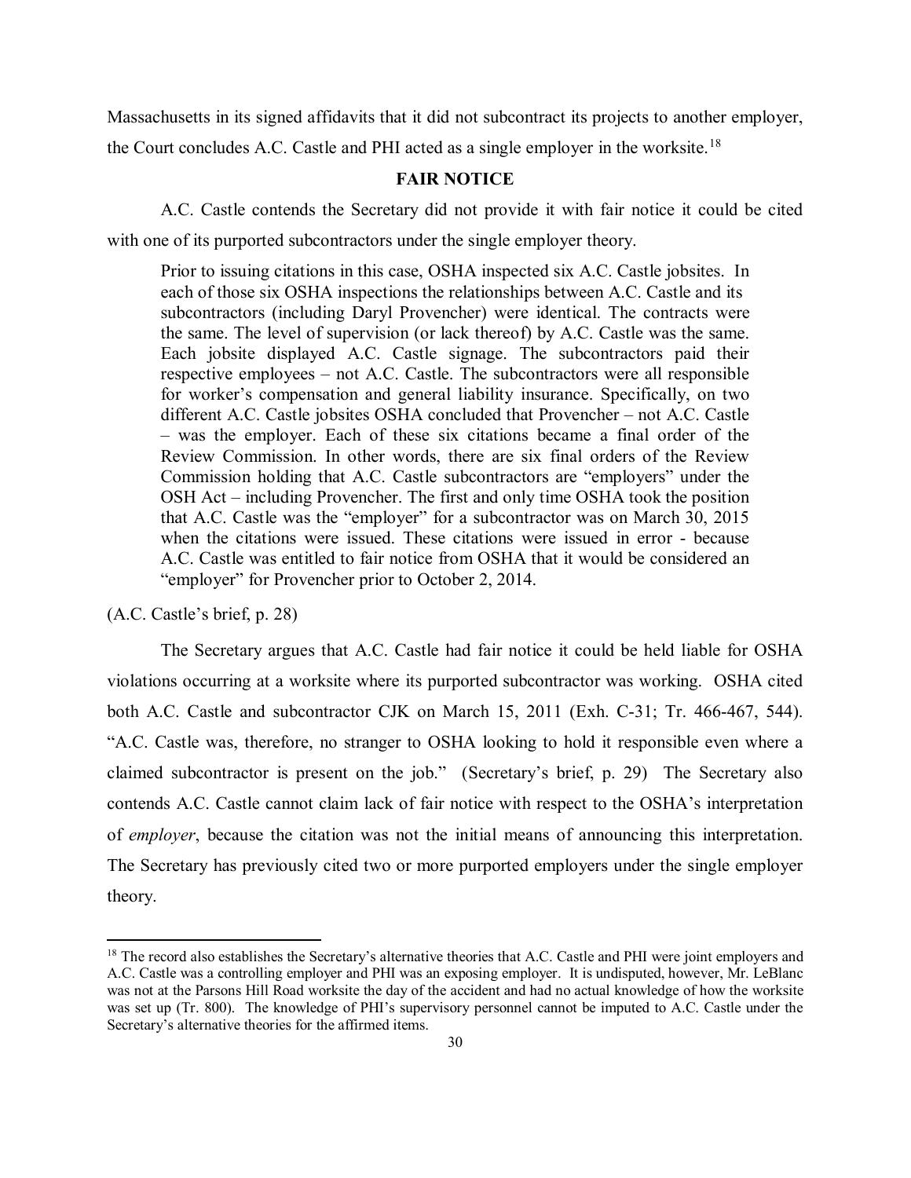Massachusetts in its signed affidavits that it did not subcontract its projects to another employer, the Court concludes A.C. Castle and PHI acted as a single employer in the worksite.[18]

## FAIR NOTICE

A.C. Castle contends the Secretary did not provide it with fair notice it could be cited with one of its purported subcontractors under the single employer theory.

> Prior to issuing citations in this case, OSHA inspected six A.C. Castle jobsites. In each of those six OSHA inspections the relationships between A.C. Castle and its subcontractors (including Daryl Provencher) were identical. The contracts were the same. The level of supervision (or lack thereof) by A.C. Castle was the same. Each jobsite displayed A.C. Castle signage. The subcontractors paid their respective employees – not A.C. Castle. The subcontractors were all responsible for worker's compensation and general liability insurance. Specifically, on two different A.C. Castle jobsites OSHA concluded that Provencher – not A.C. Castle – was the employer. Each of these six citations became a final order of the Review Commission. In other words, there are six final orders of the Review Commission holding that A.C. Castle subcontractors are "employers" under the OSH Act – including Provencher. The first and only time OSHA took the position that A.C. Castle was the "employer" for a subcontractor was on March 30, 2015 when the citations were issued. These citations were issued in error - because A.C. Castle was entitled to fair notice from OSHA that it would be considered an "employer" for Provencher prior to October 2, 2014.

(A.C. Castle's brief, p. 28)

The Secretary argues that A.C. Castle had fair notice it could be held liable for OSHA violations occurring at a worksite where its purported subcontractor was working. OSHA cited both A.C. Castle and subcontractor CJK on March 15, 2011 (Exh. C-31; Tr. 466-467, 544). "A.C. Castle was, therefore, no stranger to OSHA looking to hold it responsible even where a claimed subcontractor is present on the job." (Secretary's brief, p. 29) The Secretary also contends A.C. Castle cannot claim lack of fair notice with respect to the OSHA's interpretation of *employer*, because the citation was not the initial means of announcing this interpretation. The Secretary has previously cited two or more purported employers under the single employer theory.

---

[18] The record also establishes the Secretary's alternative theories that A.C. Castle and PHI were joint employers and A.C. Castle was a controlling employer and PHI was an exposing employer. It is undisputed, however, Mr. LeBlanc was not at the Parsons Hill Road worksite the day of the accident and had no actual knowledge of how the worksite was set up (Tr. 800). The knowledge of PHI's supervisory personnel cannot be imputed to A.C. Castle under the Secretary's alternative theories for the affirmed items.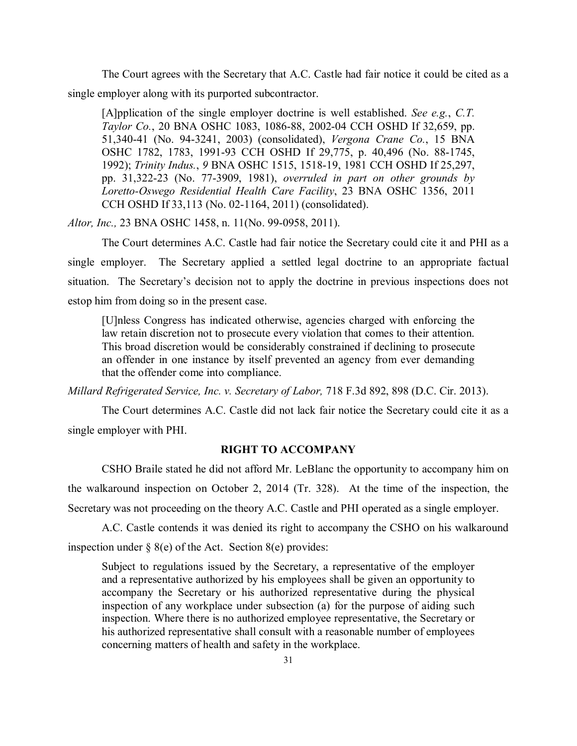The Court agrees with the Secretary that A.C. Castle had fair notice it could be cited as a single employer along with its purported subcontractor.

> [A]pplication of the single employer doctrine is well established. *See e.g.*, *C.T. Taylor Co.*, 20 BNA OSHC 1083, 1086-88, 2002-04 CCH OSHD If 32,659, pp. 51,340-41 (No. 94-3241, 2003) (consolidated), *Vergona Crane Co.*, 15 BNA OSHC 1782, 1783, 1991-93 CCH OSHD If 29,775, p. 40,496 (No. 88-1745, 1992); *Trinity Indus.*, *9* BNA OSHC 1515, 1518-19, 1981 CCH OSHD If 25,297, pp. 31,322-23 (No. 77-3909, 1981), *overruled in part on other grounds by Loretto-Oswego Residential Health Care Facility*, 23 BNA OSHC 1356, 2011 CCH OSHD If 33,113 (No. 02-1164, 2011) (consolidated).

*Altor, Inc.,* 23 BNA OSHC 1458, n. 11(No. 99-0958, 2011).

The Court determines A.C. Castle had fair notice the Secretary could cite it and PHI as a single employer. The Secretary applied a settled legal doctrine to an appropriate factual situation. The Secretary's decision not to apply the doctrine in previous inspections does not estop him from doing so in the present case.

> [U]nless Congress has indicated otherwise, agencies charged with enforcing the law retain discretion not to prosecute every violation that comes to their attention. This broad discretion would be considerably constrained if declining to prosecute an offender in one instance by itself prevented an agency from ever demanding that the offender come into compliance.

*Millard Refrigerated Service, Inc. v. Secretary of Labor,* 718 F.3d 892, 898 (D.C. Cir. 2013).

The Court determines A.C. Castle did not lack fair notice the Secretary could cite it as a single employer with PHI.

## RIGHT TO ACCOMPANY

CSHO Braile stated he did not afford Mr. LeBlanc the opportunity to accompany him on the walkaround inspection on October 2, 2014 (Tr. 328). At the time of the inspection, the Secretary was not proceeding on the theory A.C. Castle and PHI operated as a single employer.

A.C. Castle contends it was denied its right to accompany the CSHO on his walkaround inspection under § 8(e) of the Act. Section 8(e) provides:

> Subject to regulations issued by the Secretary, a representative of the employer and a representative authorized by his employees shall be given an opportunity to accompany the Secretary or his authorized representative during the physical inspection of any workplace under subsection (a) for the purpose of aiding such inspection. Where there is no authorized employee representative, the Secretary or his authorized representative shall consult with a reasonable number of employees concerning matters of health and safety in the workplace.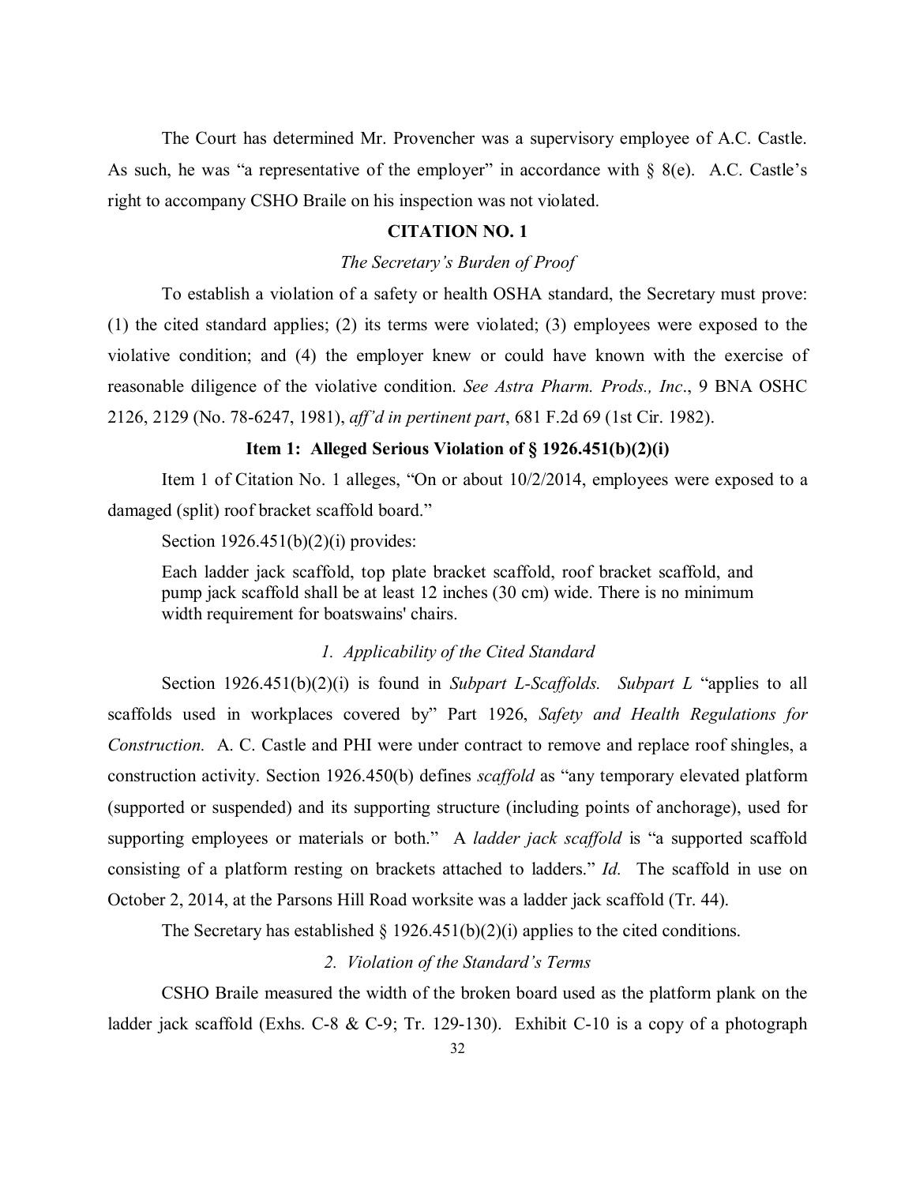The Court has determined Mr. Provencher was a supervisory employee of A.C. Castle. As such, he was "a representative of the employer" in accordance with § 8(e). A.C. Castle's right to accompany CSHO Braile on his inspection was not violated.

## CITATION NO. 1

*The Secretary's Burden of Proof*

To establish a violation of a safety or health OSHA standard, the Secretary must prove: (1) the cited standard applies; (2) its terms were violated; (3) employees were exposed to the violative condition; and (4) the employer knew or could have known with the exercise of reasonable diligence of the violative condition. *See Astra Pharm. Prods., Inc*., 9 BNA OSHC 2126, 2129 (No. 78-6247, 1981), *aff'd in pertinent part*, 681 F.2d 69 (1st Cir. 1982).

### Item 1: Alleged Serious Violation of § 1926.451(b)(2)(i)

Item 1 of Citation No. 1 alleges, "On or about 10/2/2014, employees were exposed to a damaged (split) roof bracket scaffold board."

Section 1926.451(b)(2)(i) provides:

> Each ladder jack scaffold, top plate bracket scaffold, roof bracket scaffold, and pump jack scaffold shall be at least 12 inches (30 cm) wide. There is no minimum width requirement for boatswains' chairs.

*1. Applicability of the Cited Standard*

Section 1926.451(b)(2)(i) is found in *Subpart L-Scaffolds. Subpart L* "applies to all scaffolds used in workplaces covered by" Part 1926, *Safety and Health Regulations for Construction.* A. C. Castle and PHI were under contract to remove and replace roof shingles, a construction activity. Section 1926.450(b) defines *scaffold* as "any temporary elevated platform (supported or suspended) and its supporting structure (including points of anchorage), used for supporting employees or materials or both." A *ladder jack scaffold* is "a supported scaffold consisting of a platform resting on brackets attached to ladders." *Id.* The scaffold in use on October 2, 2014, at the Parsons Hill Road worksite was a ladder jack scaffold (Tr. 44).

The Secretary has established § 1926.451(b)(2)(i) applies to the cited conditions.

*2. Violation of the Standard's Terms*

CSHO Braile measured the width of the broken board used as the platform plank on the ladder jack scaffold (Exhs. C-8 & C-9; Tr. 129-130). Exhibit C-10 is a copy of a photograph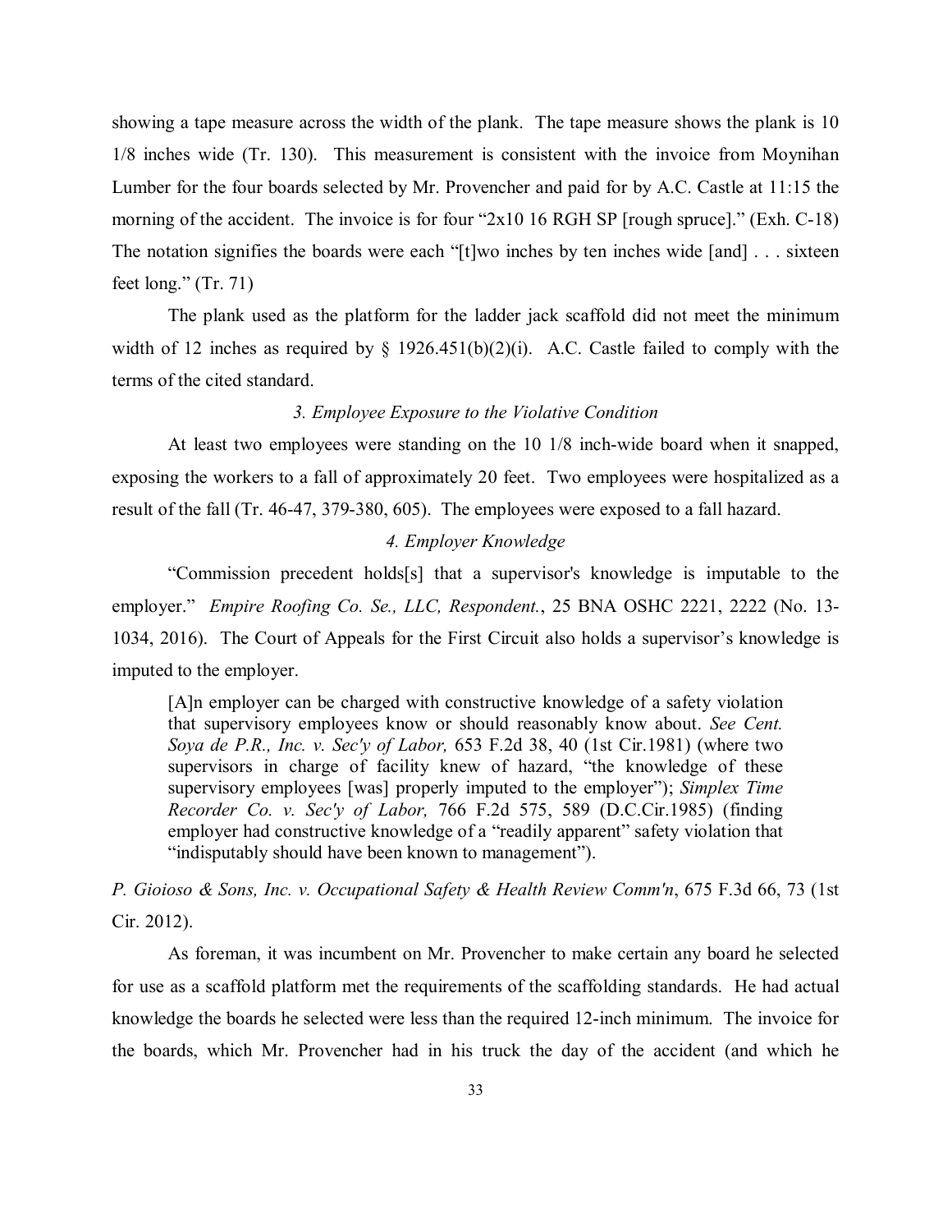showing a tape measure across the width of the plank. The tape measure shows the plank is 10 1/8 inches wide (Tr. 130). This measurement is consistent with the invoice from Moynihan Lumber for the four boards selected by Mr. Provencher and paid for by A.C. Castle at 11:15 the morning of the accident. The invoice is for four "2x10 16 RGH SP [rough spruce]." (Exh. C-18) The notation signifies the boards were each "[t]wo inches by ten inches wide [and] . . . sixteen feet long." (Tr. 71)

The plank used as the platform for the ladder jack scaffold did not meet the minimum width of 12 inches as required by § 1926.451(b)(2)(i). A.C. Castle failed to comply with the terms of the cited standard.

*3. Employee Exposure to the Violative Condition*

At least two employees were standing on the 10 1/8 inch-wide board when it snapped, exposing the workers to a fall of approximately 20 feet. Two employees were hospitalized as a result of the fall (Tr. 46-47, 379-380, 605). The employees were exposed to a fall hazard.

*4. Employer Knowledge*

"Commission precedent holds[s] that a supervisor's knowledge is imputable to the employer." *Empire Roofing Co. Se., LLC, Respondent.*, 25 BNA OSHC 2221, 2222 (No. 13-1034, 2016). The Court of Appeals for the First Circuit also holds a supervisor's knowledge is imputed to the employer.

> [A]n employer can be charged with constructive knowledge of a safety violation that supervisory employees know or should reasonably know about. *See Cent. Soya de P.R., Inc. v. Sec'y of Labor,* 653 F.2d 38, 40 (1st Cir.1981) (where two supervisors in charge of facility knew of hazard, "the knowledge of these supervisory employees [was] properly imputed to the employer"); *Simplex Time Recorder Co. v. Sec'y of Labor,* 766 F.2d 575, 589 (D.C.Cir.1985) (finding employer had constructive knowledge of a "readily apparent" safety violation that "indisputably should have been known to management").

*P. Gioioso & Sons, Inc. v. Occupational Safety & Health Review Comm'n*, 675 F.3d 66, 73 (1st Cir. 2012).

As foreman, it was incumbent on Mr. Provencher to make certain any board he selected for use as a scaffold platform met the requirements of the scaffolding standards. He had actual knowledge the boards he selected were less than the required 12-inch minimum. The invoice for the boards, which Mr. Provencher had in his truck the day of the accident (and which he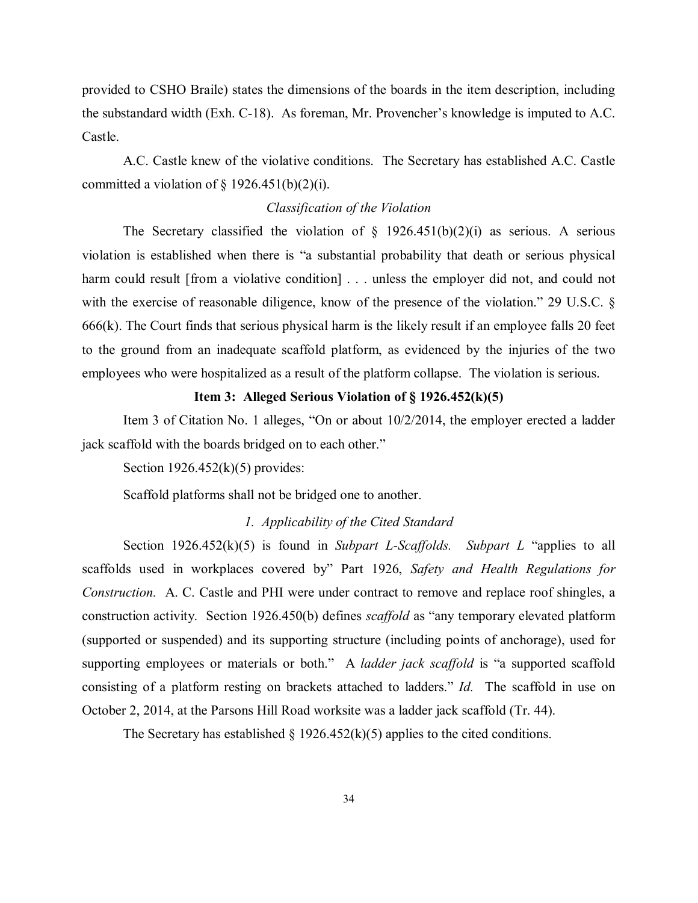provided to CSHO Braile) states the dimensions of the boards in the item description, including the substandard width (Exh. C-18). As foreman, Mr. Provencher's knowledge is imputed to A.C. Castle.

A.C. Castle knew of the violative conditions. The Secretary has established A.C. Castle committed a violation of § 1926.451(b)(2)(i).

*Classification of the Violation*

The Secretary classified the violation of § 1926.451(b)(2)(i) as serious. A serious violation is established when there is "a substantial probability that death or serious physical harm could result [from a violative condition] . . . unless the employer did not, and could not with the exercise of reasonable diligence, know of the presence of the violation." 29 U.S.C. § 666(k). The Court finds that serious physical harm is the likely result if an employee falls 20 feet to the ground from an inadequate scaffold platform, as evidenced by the injuries of the two employees who were hospitalized as a result of the platform collapse. The violation is serious.

**Item 3: Alleged Serious Violation of § 1926.452(k)(5)**

Item 3 of Citation No. 1 alleges, "On or about 10/2/2014, the employer erected a ladder jack scaffold with the boards bridged on to each other."

Section 1926.452(k)(5) provides:

Scaffold platforms shall not be bridged one to another.

*1. Applicability of the Cited Standard*

Section 1926.452(k)(5) is found in *Subpart L-Scaffolds. Subpart L* "applies to all scaffolds used in workplaces covered by" Part 1926, *Safety and Health Regulations for Construction.* A. C. Castle and PHI were under contract to remove and replace roof shingles, a construction activity. Section 1926.450(b) defines *scaffold* as "any temporary elevated platform (supported or suspended) and its supporting structure (including points of anchorage), used for supporting employees or materials or both." A *ladder jack scaffold* is "a supported scaffold consisting of a platform resting on brackets attached to ladders." *Id.* The scaffold in use on October 2, 2014, at the Parsons Hill Road worksite was a ladder jack scaffold (Tr. 44).

The Secretary has established § 1926.452(k)(5) applies to the cited conditions.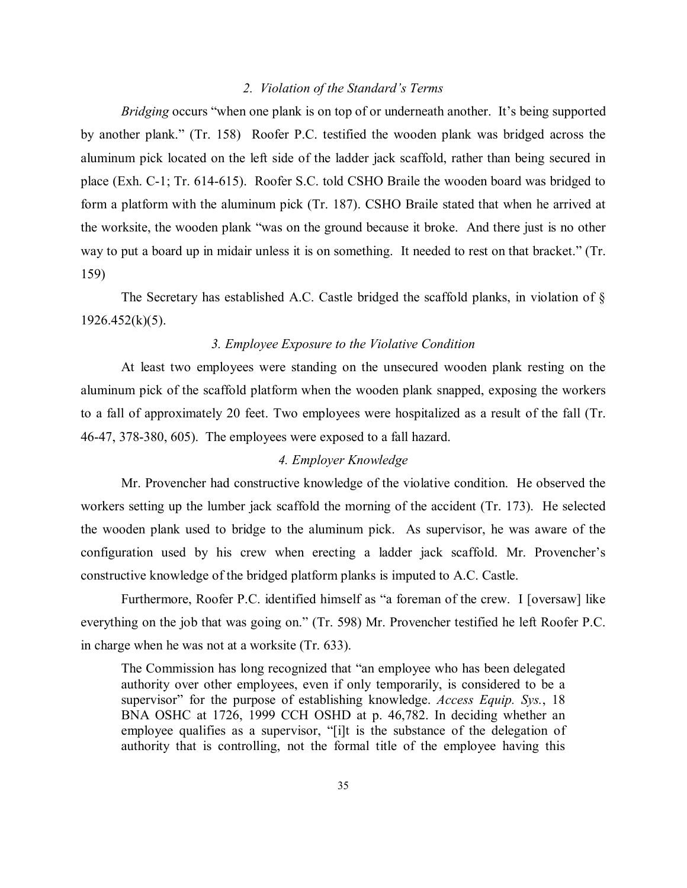### *2. Violation of the Standard's Terms*

*Bridging* occurs "when one plank is on top of or underneath another. It's being supported by another plank." (Tr. 158) Roofer P.C. testified the wooden plank was bridged across the aluminum pick located on the left side of the ladder jack scaffold, rather than being secured in place (Exh. C-1; Tr. 614-615). Roofer S.C. told CSHO Braile the wooden board was bridged to form a platform with the aluminum pick (Tr. 187). CSHO Braile stated that when he arrived at the worksite, the wooden plank "was on the ground because it broke. And there just is no other way to put a board up in midair unless it is on something. It needed to rest on that bracket." (Tr. 159)

The Secretary has established A.C. Castle bridged the scaffold planks, in violation of § 1926.452(k)(5).

### *3. Employee Exposure to the Violative Condition*

At least two employees were standing on the unsecured wooden plank resting on the aluminum pick of the scaffold platform when the wooden plank snapped, exposing the workers to a fall of approximately 20 feet. Two employees were hospitalized as a result of the fall (Tr. 46-47, 378-380, 605). The employees were exposed to a fall hazard.

### *4. Employer Knowledge*

Mr. Provencher had constructive knowledge of the violative condition. He observed the workers setting up the lumber jack scaffold the morning of the accident (Tr. 173). He selected the wooden plank used to bridge to the aluminum pick. As supervisor, he was aware of the configuration used by his crew when erecting a ladder jack scaffold. Mr. Provencher's constructive knowledge of the bridged platform planks is imputed to A.C. Castle.

Furthermore, Roofer P.C. identified himself as "a foreman of the crew. I [oversaw] like everything on the job that was going on." (Tr. 598) Mr. Provencher testified he left Roofer P.C. in charge when he was not at a worksite (Tr. 633).

> The Commission has long recognized that "an employee who has been delegated authority over other employees, even if only temporarily, is considered to be a supervisor" for the purpose of establishing knowledge. *Access Equip. Sys.*, 18 BNA OSHC at 1726, 1999 CCH OSHD at p. 46,782. In deciding whether an employee qualifies as a supervisor, "[i]t is the substance of the delegation of authority that is controlling, not the formal title of the employee having this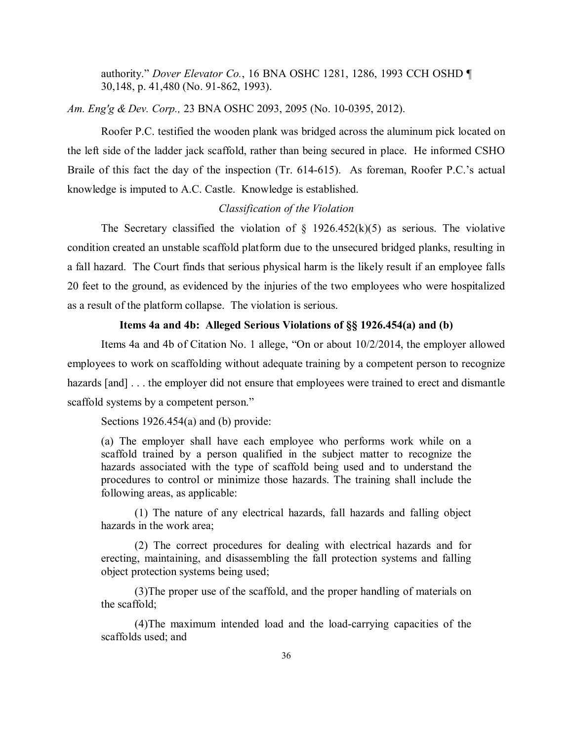> authority." *Dover Elevator Co.*, 16 BNA OSHC 1281, 1286, 1993 CCH OSHD ¶ 30,148, p. 41,480 (No. 91-862, 1993).

*Am. Eng'g & Dev. Corp.,* 23 BNA OSHC 2093, 2095 (No. 10-0395, 2012).

Roofer P.C. testified the wooden plank was bridged across the aluminum pick located on the left side of the ladder jack scaffold, rather than being secured in place. He informed CSHO Braile of this fact the day of the inspection (Tr. 614-615). As foreman, Roofer P.C.'s actual knowledge is imputed to A.C. Castle. Knowledge is established.

*Classification of the Violation*

The Secretary classified the violation of § 1926.452(k)(5) as serious. The violative condition created an unstable scaffold platform due to the unsecured bridged planks, resulting in a fall hazard. The Court finds that serious physical harm is the likely result if an employee falls 20 feet to the ground, as evidenced by the injuries of the two employees who were hospitalized as a result of the platform collapse. The violation is serious.

**Items 4a and 4b: Alleged Serious Violations of §§ 1926.454(a) and (b)**

Items 4a and 4b of Citation No. 1 allege, "On or about 10/2/2014, the employer allowed employees to work on scaffolding without adequate training by a competent person to recognize hazards [and] . . . the employer did not ensure that employees were trained to erect and dismantle scaffold systems by a competent person."

Sections 1926.454(a) and (b) provide:

> (a) The employer shall have each employee who performs work while on a scaffold trained by a person qualified in the subject matter to recognize the hazards associated with the type of scaffold being used and to understand the procedures to control or minimize those hazards. The training shall include the following areas, as applicable:
>
> (1) The nature of any electrical hazards, fall hazards and falling object hazards in the work area;
>
> (2) The correct procedures for dealing with electrical hazards and for erecting, maintaining, and disassembling the fall protection systems and falling object protection systems being used;
>
> (3)The proper use of the scaffold, and the proper handling of materials on the scaffold;
>
> (4)The maximum intended load and the load-carrying capacities of the scaffolds used; and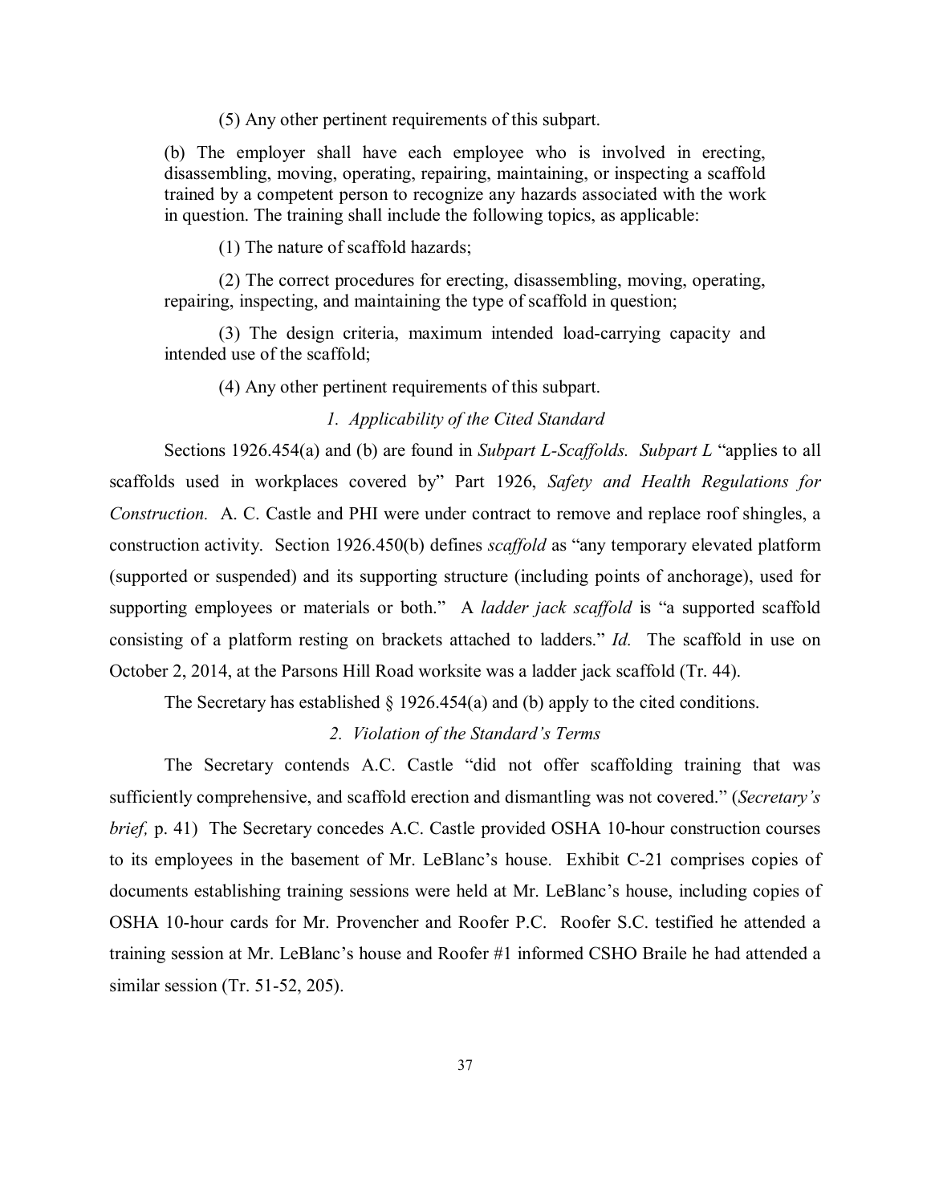(5) Any other pertinent requirements of this subpart.

(b) The employer shall have each employee who is involved in erecting, disassembling, moving, operating, repairing, maintaining, or inspecting a scaffold trained by a competent person to recognize any hazards associated with the work in question. The training shall include the following topics, as applicable:

(1) The nature of scaffold hazards;

(2) The correct procedures for erecting, disassembling, moving, operating, repairing, inspecting, and maintaining the type of scaffold in question;

(3) The design criteria, maximum intended load-carrying capacity and intended use of the scaffold;

(4) Any other pertinent requirements of this subpart.

*1. Applicability of the Cited Standard*

Sections 1926.454(a) and (b) are found in *Subpart L-Scaffolds. Subpart L* "applies to all scaffolds used in workplaces covered by" Part 1926, *Safety and Health Regulations for Construction.* A. C. Castle and PHI were under contract to remove and replace roof shingles, a construction activity. Section 1926.450(b) defines *scaffold* as "any temporary elevated platform (supported or suspended) and its supporting structure (including points of anchorage), used for supporting employees or materials or both." A *ladder jack scaffold* is "a supported scaffold consisting of a platform resting on brackets attached to ladders." *Id.* The scaffold in use on October 2, 2014, at the Parsons Hill Road worksite was a ladder jack scaffold (Tr. 44).

The Secretary has established § 1926.454(a) and (b) apply to the cited conditions.

*2. Violation of the Standard's Terms*

The Secretary contends A.C. Castle "did not offer scaffolding training that was sufficiently comprehensive, and scaffold erection and dismantling was not covered." (*Secretary's brief,* p. 41) The Secretary concedes A.C. Castle provided OSHA 10-hour construction courses to its employees in the basement of Mr. LeBlanc's house. Exhibit C-21 comprises copies of documents establishing training sessions were held at Mr. LeBlanc's house, including copies of OSHA 10-hour cards for Mr. Provencher and Roofer P.C. Roofer S.C. testified he attended a training session at Mr. LeBlanc's house and Roofer #1 informed CSHO Braile he had attended a similar session (Tr. 51-52, 205).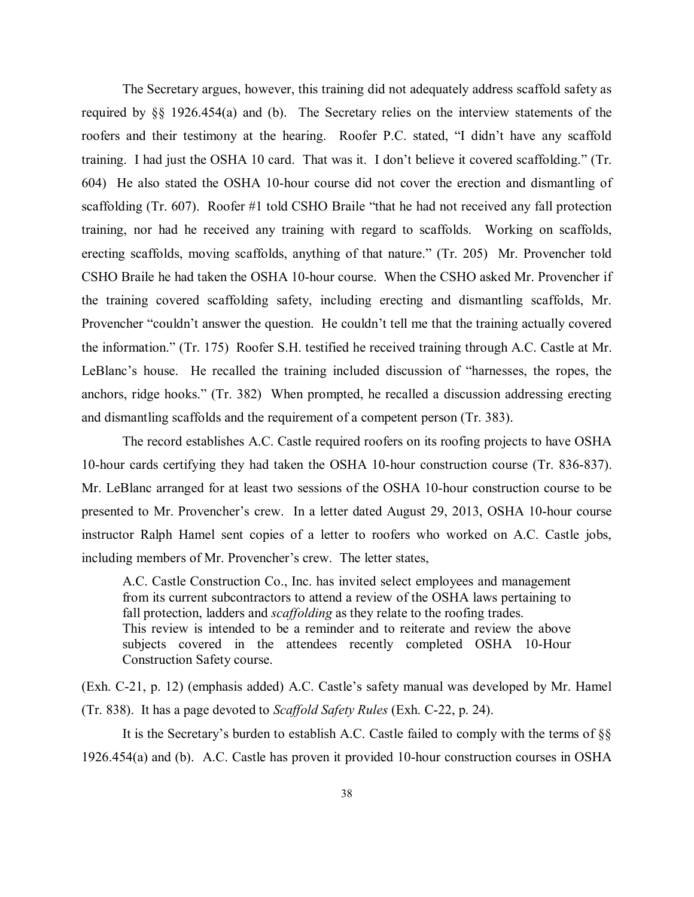The Secretary argues, however, this training did not adequately address scaffold safety as required by §§ 1926.454(a) and (b). The Secretary relies on the interview statements of the roofers and their testimony at the hearing. Roofer P.C. stated, "I didn't have any scaffold training. I had just the OSHA 10 card. That was it. I don't believe it covered scaffolding." (Tr. 604) He also stated the OSHA 10-hour course did not cover the erection and dismantling of scaffolding (Tr. 607). Roofer #1 told CSHO Braile "that he had not received any fall protection training, nor had he received any training with regard to scaffolds. Working on scaffolds, erecting scaffolds, moving scaffolds, anything of that nature." (Tr. 205) Mr. Provencher told CSHO Braile he had taken the OSHA 10-hour course. When the CSHO asked Mr. Provencher if the training covered scaffolding safety, including erecting and dismantling scaffolds, Mr. Provencher "couldn't answer the question. He couldn't tell me that the training actually covered the information." (Tr. 175) Roofer S.H. testified he received training through A.C. Castle at Mr. LeBlanc's house. He recalled the training included discussion of "harnesses, the ropes, the anchors, ridge hooks." (Tr. 382) When prompted, he recalled a discussion addressing erecting and dismantling scaffolds and the requirement of a competent person (Tr. 383).

The record establishes A.C. Castle required roofers on its roofing projects to have OSHA 10-hour cards certifying they had taken the OSHA 10-hour construction course (Tr. 836-837). Mr. LeBlanc arranged for at least two sessions of the OSHA 10-hour construction course to be presented to Mr. Provencher's crew. In a letter dated August 29, 2013, OSHA 10-hour course instructor Ralph Hamel sent copies of a letter to roofers who worked on A.C. Castle jobs, including members of Mr. Provencher's crew. The letter states,

> A.C. Castle Construction Co., Inc. has invited select employees and management from its current subcontractors to attend a review of the OSHA laws pertaining to fall protection, ladders and *scaffolding* as they relate to the roofing trades.
> This review is intended to be a reminder and to reiterate and review the above subjects covered in the attendees recently completed OSHA 10-Hour Construction Safety course.

(Exh. C-21, p. 12) (emphasis added) A.C. Castle's safety manual was developed by Mr. Hamel (Tr. 838). It has a page devoted to *Scaffold Safety Rules* (Exh. C-22, p. 24).

It is the Secretary's burden to establish A.C. Castle failed to comply with the terms of §§ 1926.454(a) and (b). A.C. Castle has proven it provided 10-hour construction courses in OSHA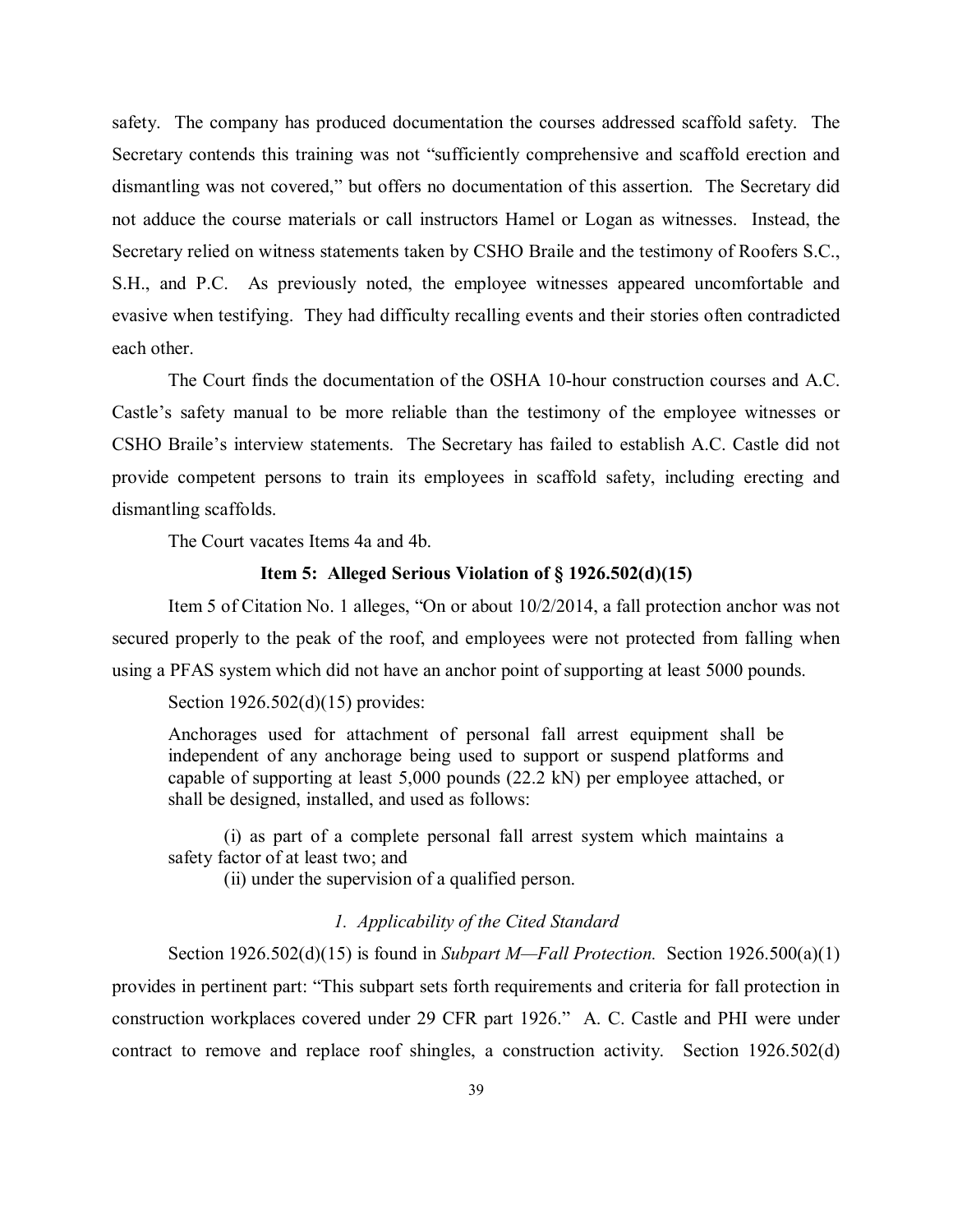safety. The company has produced documentation the courses addressed scaffold safety. The Secretary contends this training was not "sufficiently comprehensive and scaffold erection and dismantling was not covered," but offers no documentation of this assertion. The Secretary did not adduce the course materials or call instructors Hamel or Logan as witnesses. Instead, the Secretary relied on witness statements taken by CSHO Braile and the testimony of Roofers S.C., S.H., and P.C. As previously noted, the employee witnesses appeared uncomfortable and evasive when testifying. They had difficulty recalling events and their stories often contradicted each other.

The Court finds the documentation of the OSHA 10-hour construction courses and A.C. Castle's safety manual to be more reliable than the testimony of the employee witnesses or CSHO Braile's interview statements. The Secretary has failed to establish A.C. Castle did not provide competent persons to train its employees in scaffold safety, including erecting and dismantling scaffolds.

The Court vacates Items 4a and 4b.

**Item 5: Alleged Serious Violation of § 1926.502(d)(15)**

Item 5 of Citation No. 1 alleges, "On or about 10/2/2014, a fall protection anchor was not secured properly to the peak of the roof, and employees were not protected from falling when using a PFAS system which did not have an anchor point of supporting at least 5000 pounds.

Section 1926.502(d)(15) provides:

> Anchorages used for attachment of personal fall arrest equipment shall be independent of any anchorage being used to support or suspend platforms and capable of supporting at least 5,000 pounds (22.2 kN) per employee attached, or shall be designed, installed, and used as follows:
>
> (i) as part of a complete personal fall arrest system which maintains a safety factor of at least two; and
>
> (ii) under the supervision of a qualified person.

*1. Applicability of the Cited Standard*

Section 1926.502(d)(15) is found in *Subpart M—Fall Protection.* Section 1926.500(a)(1) provides in pertinent part: "This subpart sets forth requirements and criteria for fall protection in construction workplaces covered under 29 CFR part 1926." A. C. Castle and PHI were under contract to remove and replace roof shingles, a construction activity. Section 1926.502(d)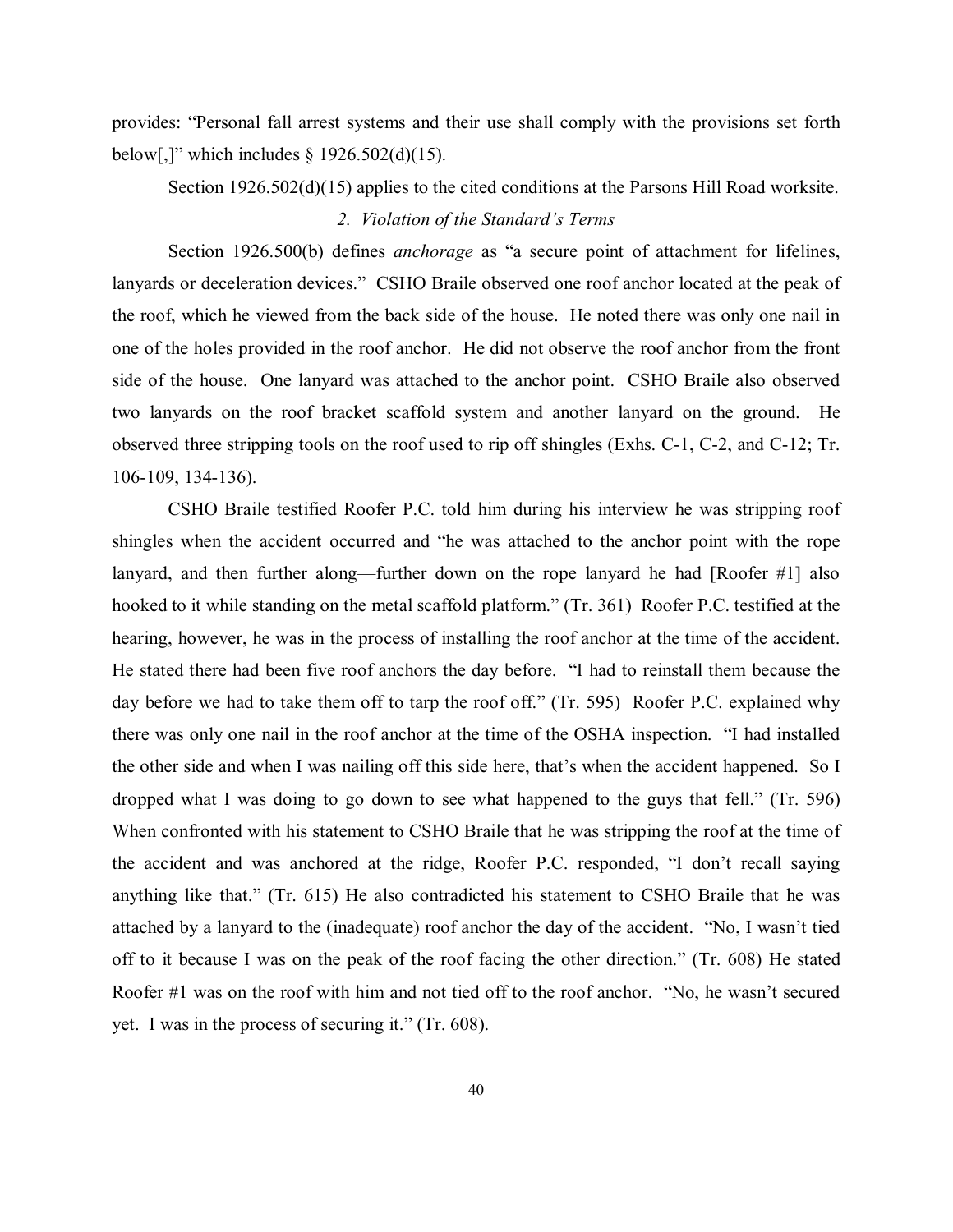provides: "Personal fall arrest systems and their use shall comply with the provisions set forth below[,]" which includes § 1926.502(d)(15).

Section 1926.502(d)(15) applies to the cited conditions at the Parsons Hill Road worksite.

*2. Violation of the Standard's Terms*

Section 1926.500(b) defines *anchorage* as "a secure point of attachment for lifelines, lanyards or deceleration devices." CSHO Braile observed one roof anchor located at the peak of the roof, which he viewed from the back side of the house. He noted there was only one nail in one of the holes provided in the roof anchor. He did not observe the roof anchor from the front side of the house. One lanyard was attached to the anchor point. CSHO Braile also observed two lanyards on the roof bracket scaffold system and another lanyard on the ground. He observed three stripping tools on the roof used to rip off shingles (Exhs. C-1, C-2, and C-12; Tr. 106-109, 134-136).

CSHO Braile testified Roofer P.C. told him during his interview he was stripping roof shingles when the accident occurred and "he was attached to the anchor point with the rope lanyard, and then further along—further down on the rope lanyard he had [Roofer #1] also hooked to it while standing on the metal scaffold platform." (Tr. 361) Roofer P.C. testified at the hearing, however, he was in the process of installing the roof anchor at the time of the accident. He stated there had been five roof anchors the day before. "I had to reinstall them because the day before we had to take them off to tarp the roof off." (Tr. 595) Roofer P.C. explained why there was only one nail in the roof anchor at the time of the OSHA inspection. "I had installed the other side and when I was nailing off this side here, that's when the accident happened. So I dropped what I was doing to go down to see what happened to the guys that fell." (Tr. 596) When confronted with his statement to CSHO Braile that he was stripping the roof at the time of the accident and was anchored at the ridge, Roofer P.C. responded, "I don't recall saying anything like that." (Tr. 615) He also contradicted his statement to CSHO Braile that he was attached by a lanyard to the (inadequate) roof anchor the day of the accident. "No, I wasn't tied off to it because I was on the peak of the roof facing the other direction." (Tr. 608) He stated Roofer #1 was on the roof with him and not tied off to the roof anchor. "No, he wasn't secured yet. I was in the process of securing it." (Tr. 608).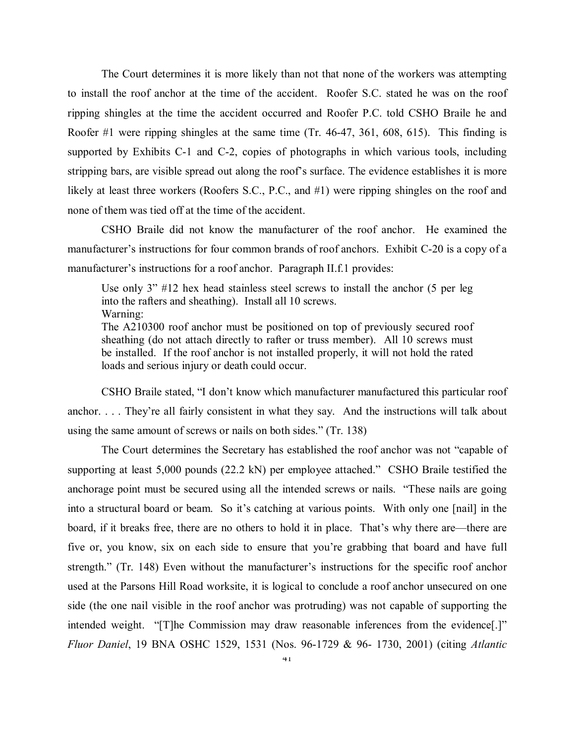The Court determines it is more likely than not that none of the workers was attempting to install the roof anchor at the time of the accident. Roofer S.C. stated he was on the roof ripping shingles at the time the accident occurred and Roofer P.C. told CSHO Braile he and Roofer #1 were ripping shingles at the same time (Tr. 46-47, 361, 608, 615). This finding is supported by Exhibits C-1 and C-2, copies of photographs in which various tools, including stripping bars, are visible spread out along the roof's surface. The evidence establishes it is more likely at least three workers (Roofers S.C., P.C., and #1) were ripping shingles on the roof and none of them was tied off at the time of the accident.

CSHO Braile did not know the manufacturer of the roof anchor. He examined the manufacturer's instructions for four common brands of roof anchors. Exhibit C-20 is a copy of a manufacturer's instructions for a roof anchor. Paragraph II.f.1 provides:

> Use only 3" #12 hex head stainless steel screws to install the anchor (5 per leg into the rafters and sheathing). Install all 10 screws.
> Warning:
> The A210300 roof anchor must be positioned on top of previously secured roof sheathing (do not attach directly to rafter or truss member). All 10 screws must be installed. If the roof anchor is not installed properly, it will not hold the rated loads and serious injury or death could occur.

CSHO Braile stated, "I don't know which manufacturer manufactured this particular roof anchor. . . . They're all fairly consistent in what they say. And the instructions will talk about using the same amount of screws or nails on both sides." (Tr. 138)

The Court determines the Secretary has established the roof anchor was not "capable of supporting at least 5,000 pounds (22.2 kN) per employee attached." CSHO Braile testified the anchorage point must be secured using all the intended screws or nails. "These nails are going into a structural board or beam. So it's catching at various points. With only one [nail] in the board, if it breaks free, there are no others to hold it in place. That's why there are—there are five or, you know, six on each side to ensure that you're grabbing that board and have full strength." (Tr. 148) Even without the manufacturer's instructions for the specific roof anchor used at the Parsons Hill Road worksite, it is logical to conclude a roof anchor unsecured on one side (the one nail visible in the roof anchor was protruding) was not capable of supporting the intended weight. "[T]he Commission may draw reasonable inferences from the evidence[.]" *Fluor Daniel*, 19 BNA OSHC 1529, 1531 (Nos. 96-1729 & 96- 1730, 2001) (citing *Atlantic*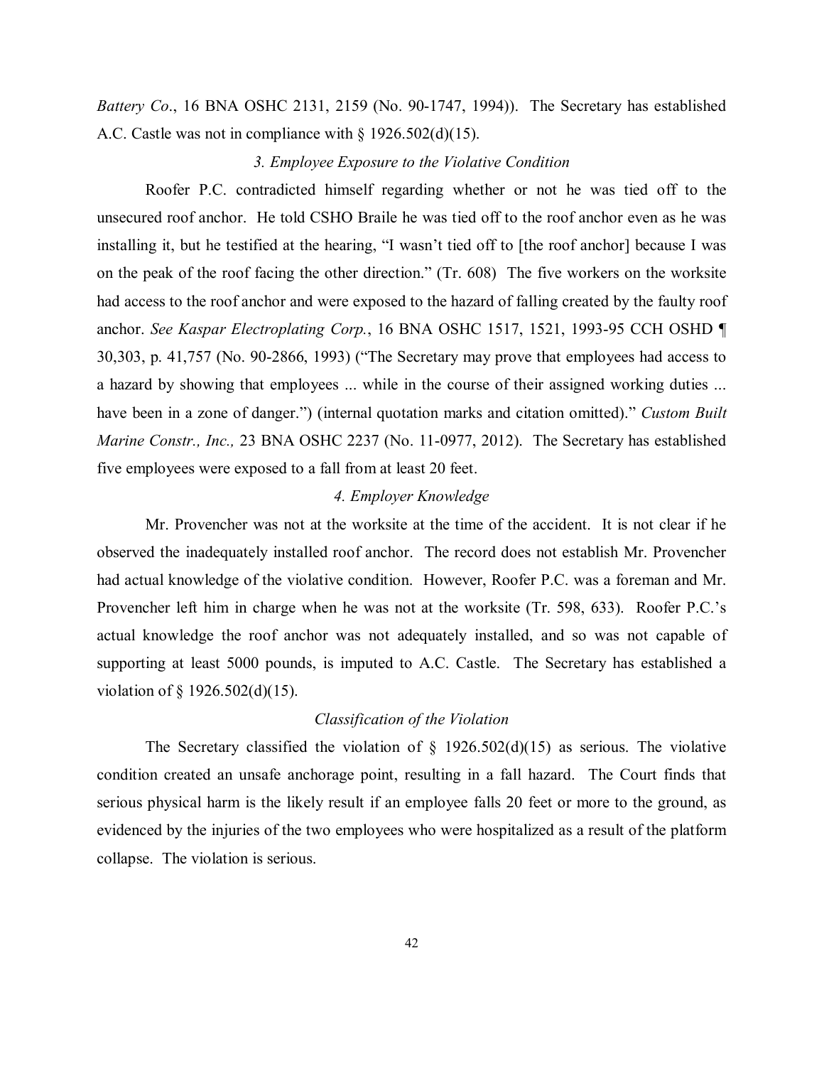*Battery Co*., 16 BNA OSHC 2131, 2159 (No. 90-1747, 1994)). The Secretary has established A.C. Castle was not in compliance with § 1926.502(d)(15).

*3. Employee Exposure to the Violative Condition*

Roofer P.C. contradicted himself regarding whether or not he was tied off to the unsecured roof anchor. He told CSHO Braile he was tied off to the roof anchor even as he was installing it, but he testified at the hearing, "I wasn't tied off to [the roof anchor] because I was on the peak of the roof facing the other direction." (Tr. 608) The five workers on the worksite had access to the roof anchor and were exposed to the hazard of falling created by the faulty roof anchor. *See Kaspar Electroplating Corp.*, 16 BNA OSHC 1517, 1521, 1993-95 CCH OSHD ¶ 30,303, p. 41,757 (No. 90-2866, 1993) ("The Secretary may prove that employees had access to a hazard by showing that employees ... while in the course of their assigned working duties ... have been in a zone of danger.") (internal quotation marks and citation omitted)." *Custom Built Marine Constr., Inc.,* 23 BNA OSHC 2237 (No. 11-0977, 2012). The Secretary has established five employees were exposed to a fall from at least 20 feet.

*4. Employer Knowledge*

Mr. Provencher was not at the worksite at the time of the accident. It is not clear if he observed the inadequately installed roof anchor. The record does not establish Mr. Provencher had actual knowledge of the violative condition. However, Roofer P.C. was a foreman and Mr. Provencher left him in charge when he was not at the worksite (Tr. 598, 633). Roofer P.C.'s actual knowledge the roof anchor was not adequately installed, and so was not capable of supporting at least 5000 pounds, is imputed to A.C. Castle. The Secretary has established a violation of § 1926.502(d)(15).

*Classification of the Violation*

The Secretary classified the violation of § 1926.502(d)(15) as serious. The violative condition created an unsafe anchorage point, resulting in a fall hazard. The Court finds that serious physical harm is the likely result if an employee falls 20 feet or more to the ground, as evidenced by the injuries of the two employees who were hospitalized as a result of the platform collapse. The violation is serious.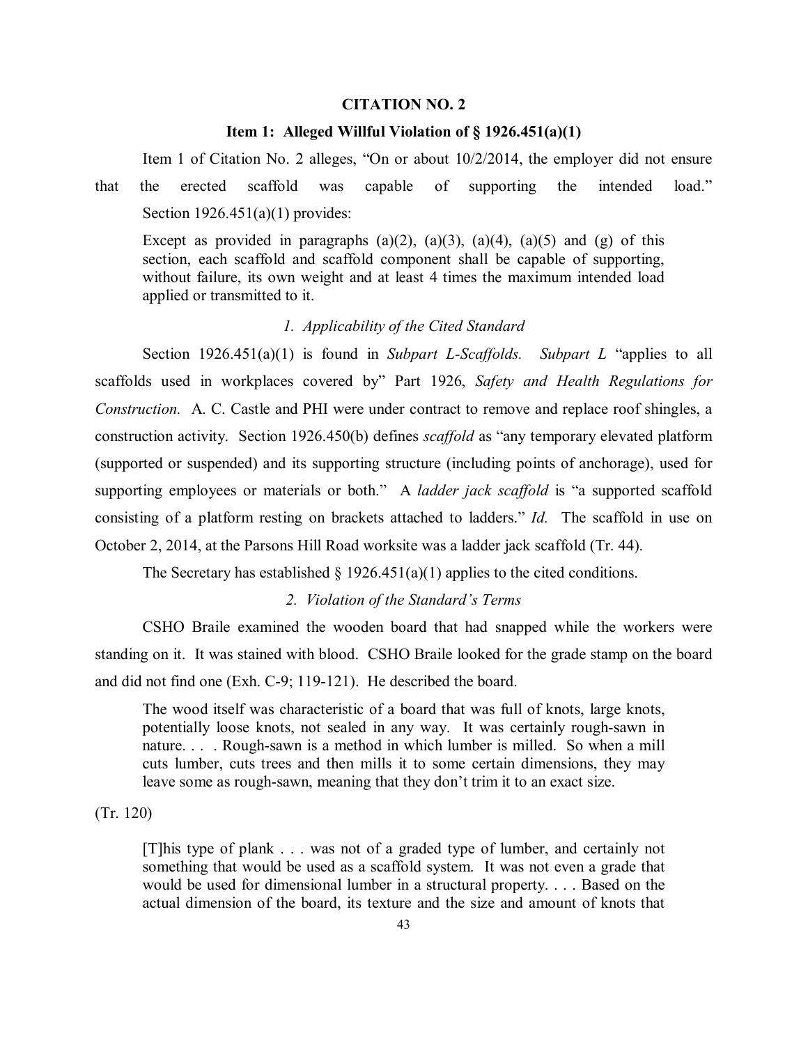**CITATION NO. 2**

**Item 1: Alleged Willful Violation of § 1926.451(a)(1)**

Item 1 of Citation No. 2 alleges, "On or about 10/2/2014, the employer did not ensure that the erected scaffold was capable of supporting the intended load."

Section 1926.451(a)(1) provides:

> Except as provided in paragraphs (a)(2), (a)(3), (a)(4), (a)(5) and (g) of this section, each scaffold and scaffold component shall be capable of supporting, without failure, its own weight and at least 4 times the maximum intended load applied or transmitted to it.

*1. Applicability of the Cited Standard*

Section 1926.451(a)(1) is found in *Subpart L-Scaffolds. Subpart L* "applies to all scaffolds used in workplaces covered by" Part 1926, *Safety and Health Regulations for Construction.* A. C. Castle and PHI were under contract to remove and replace roof shingles, a construction activity. Section 1926.450(b) defines *scaffold* as "any temporary elevated platform (supported or suspended) and its supporting structure (including points of anchorage), used for supporting employees or materials or both." A *ladder jack scaffold* is "a supported scaffold consisting of a platform resting on brackets attached to ladders." *Id.* The scaffold in use on October 2, 2014, at the Parsons Hill Road worksite was a ladder jack scaffold (Tr. 44).

The Secretary has established § 1926.451(a)(1) applies to the cited conditions.

*2. Violation of the Standard's Terms*

CSHO Braile examined the wooden board that had snapped while the workers were standing on it. It was stained with blood. CSHO Braile looked for the grade stamp on the board and did not find one (Exh. C-9; 119-121). He described the board.

> The wood itself was characteristic of a board that was full of knots, large knots, potentially loose knots, not sealed in any way. It was certainly rough-sawn in nature. . . . Rough-sawn is a method in which lumber is milled. So when a mill cuts lumber, cuts trees and then mills it to some certain dimensions, they may leave some as rough-sawn, meaning that they don't trim it to an exact size.

(Tr. 120)

> [T]his type of plank . . . was not of a graded type of lumber, and certainly not something that would be used as a scaffold system. It was not even a grade that would be used for dimensional lumber in a structural property. . . . Based on the actual dimension of the board, its texture and the size and amount of knots that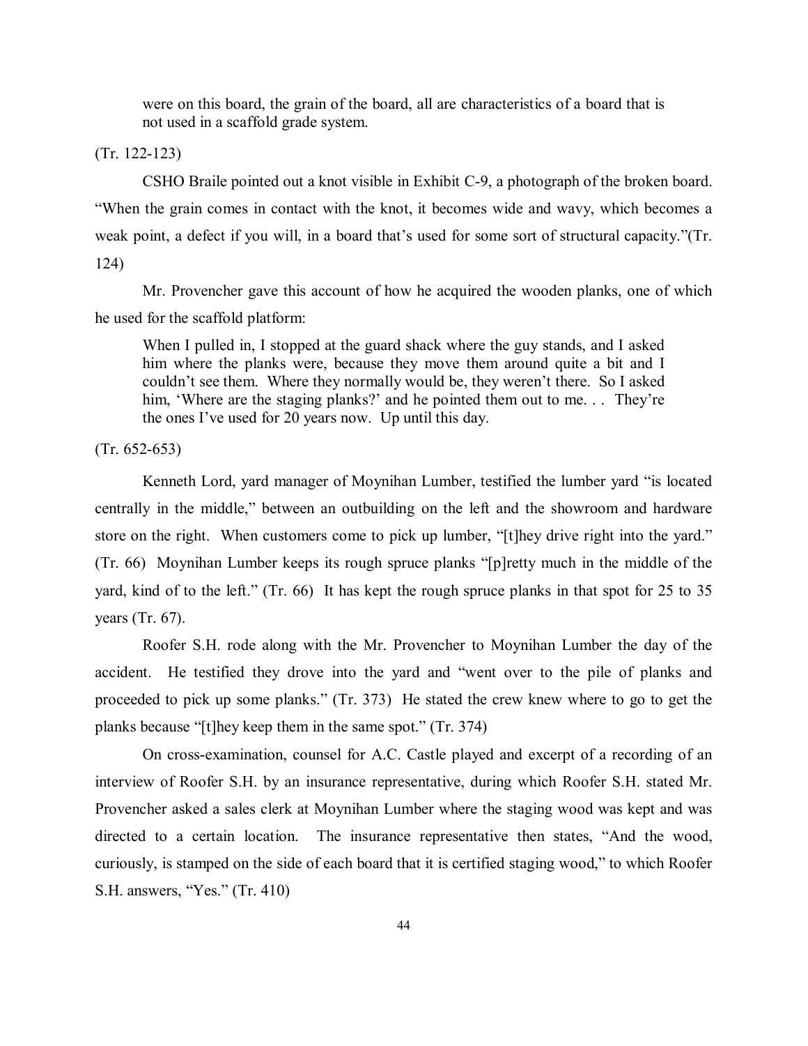> were on this board, the grain of the board, all are characteristics of a board that is not used in a scaffold grade system.

(Tr. 122-123)

CSHO Braile pointed out a knot visible in Exhibit C-9, a photograph of the broken board. "When the grain comes in contact with the knot, it becomes wide and wavy, which becomes a weak point, a defect if you will, in a board that's used for some sort of structural capacity."(Tr. 124)

Mr. Provencher gave this account of how he acquired the wooden planks, one of which he used for the scaffold platform:

> When I pulled in, I stopped at the guard shack where the guy stands, and I asked him where the planks were, because they move them around quite a bit and I couldn't see them. Where they normally would be, they weren't there. So I asked him, 'Where are the staging planks?' and he pointed them out to me. . . They're the ones I've used for 20 years now. Up until this day.

(Tr. 652-653)

Kenneth Lord, yard manager of Moynihan Lumber, testified the lumber yard "is located centrally in the middle," between an outbuilding on the left and the showroom and hardware store on the right. When customers come to pick up lumber, "[t]hey drive right into the yard." (Tr. 66) Moynihan Lumber keeps its rough spruce planks "[p]retty much in the middle of the yard, kind of to the left." (Tr. 66) It has kept the rough spruce planks in that spot for 25 to 35 years (Tr. 67).

Roofer S.H. rode along with the Mr. Provencher to Moynihan Lumber the day of the accident. He testified they drove into the yard and "went over to the pile of planks and proceeded to pick up some planks." (Tr. 373) He stated the crew knew where to go to get the planks because "[t]hey keep them in the same spot." (Tr. 374)

On cross-examination, counsel for A.C. Castle played and excerpt of a recording of an interview of Roofer S.H. by an insurance representative, during which Roofer S.H. stated Mr. Provencher asked a sales clerk at Moynihan Lumber where the staging wood was kept and was directed to a certain location. The insurance representative then states, "And the wood, curiously, is stamped on the side of each board that it is certified staging wood," to which Roofer S.H. answers, "Yes." (Tr. 410)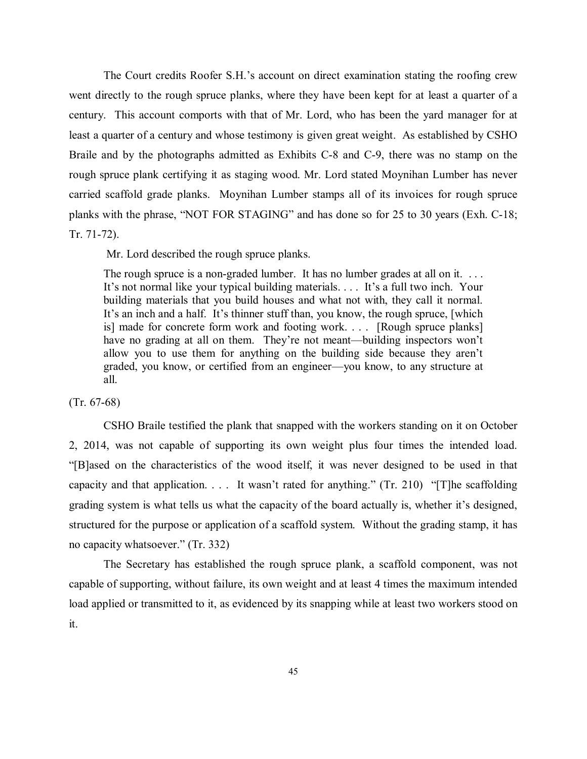The Court credits Roofer S.H.'s account on direct examination stating the roofing crew went directly to the rough spruce planks, where they have been kept for at least a quarter of a century. This account comports with that of Mr. Lord, who has been the yard manager for at least a quarter of a century and whose testimony is given great weight. As established by CSHO Braile and by the photographs admitted as Exhibits C-8 and C-9, there was no stamp on the rough spruce plank certifying it as staging wood. Mr. Lord stated Moynihan Lumber has never carried scaffold grade planks. Moynihan Lumber stamps all of its invoices for rough spruce planks with the phrase, "NOT FOR STAGING" and has done so for 25 to 30 years (Exh. C-18; Tr. 71-72).

Mr. Lord described the rough spruce planks.

> The rough spruce is a non-graded lumber. It has no lumber grades at all on it. . . . It's not normal like your typical building materials. . . . It's a full two inch. Your building materials that you build houses and what not with, they call it normal. It's an inch and a half. It's thinner stuff than, you know, the rough spruce, [which is] made for concrete form work and footing work. . . . [Rough spruce planks] have no grading at all on them. They're not meant—building inspectors won't allow you to use them for anything on the building side because they aren't graded, you know, or certified from an engineer—you know, to any structure at all.

(Tr. 67-68)

CSHO Braile testified the plank that snapped with the workers standing on it on October 2, 2014, was not capable of supporting its own weight plus four times the intended load. "[B]ased on the characteristics of the wood itself, it was never designed to be used in that capacity and that application. . . . It wasn't rated for anything." (Tr. 210) "[T]he scaffolding grading system is what tells us what the capacity of the board actually is, whether it's designed, structured for the purpose or application of a scaffold system. Without the grading stamp, it has no capacity whatsoever." (Tr. 332)

The Secretary has established the rough spruce plank, a scaffold component, was not capable of supporting, without failure, its own weight and at least 4 times the maximum intended load applied or transmitted to it, as evidenced by its snapping while at least two workers stood on it.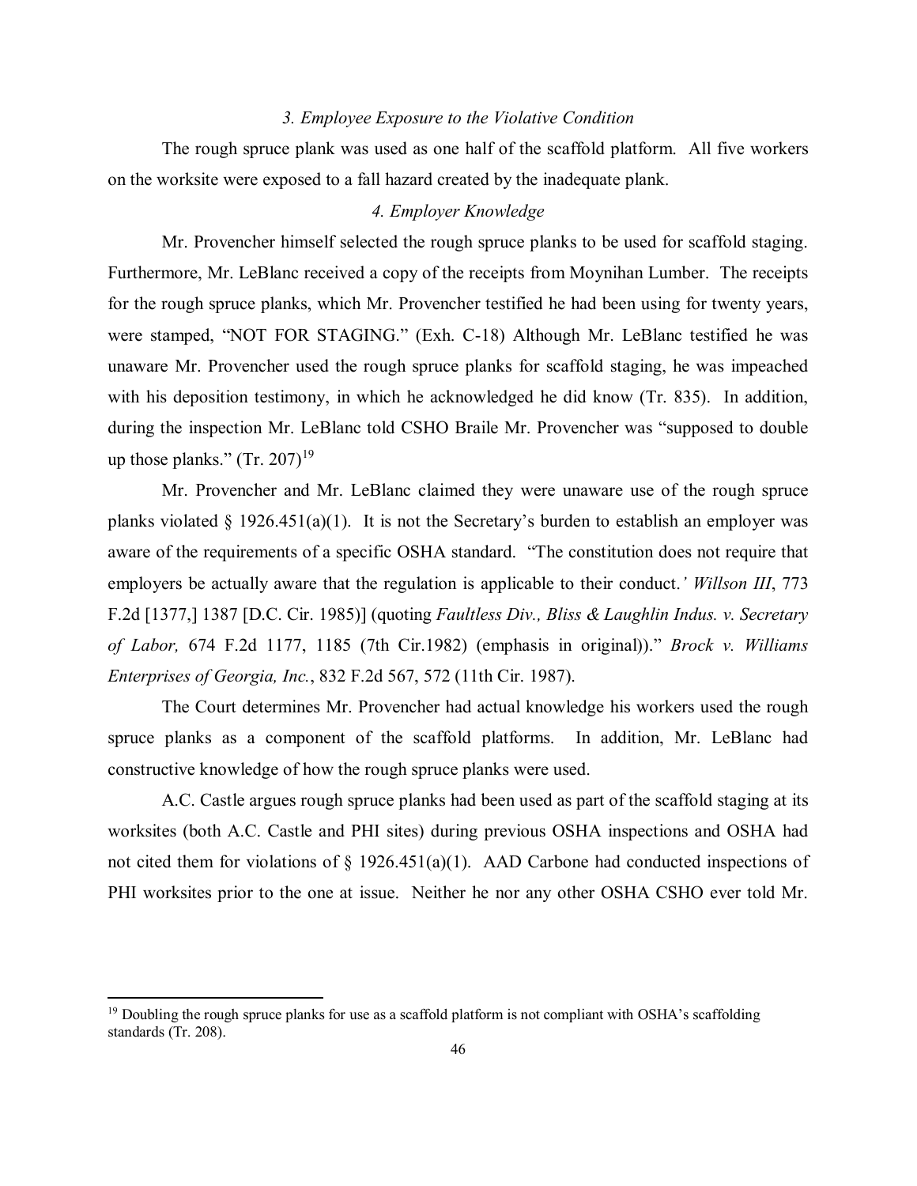*3. Employee Exposure to the Violative Condition*

The rough spruce plank was used as one half of the scaffold platform. All five workers on the worksite were exposed to a fall hazard created by the inadequate plank.

*4. Employer Knowledge*

Mr. Provencher himself selected the rough spruce planks to be used for scaffold staging. Furthermore, Mr. LeBlanc received a copy of the receipts from Moynihan Lumber. The receipts for the rough spruce planks, which Mr. Provencher testified he had been using for twenty years, were stamped, "NOT FOR STAGING." (Exh. C-18) Although Mr. LeBlanc testified he was unaware Mr. Provencher used the rough spruce planks for scaffold staging, he was impeached with his deposition testimony, in which he acknowledged he did know (Tr. 835). In addition, during the inspection Mr. LeBlanc told CSHO Braile Mr. Provencher was "supposed to double up those planks." (Tr. 207)[19]

Mr. Provencher and Mr. LeBlanc claimed they were unaware use of the rough spruce planks violated § 1926.451(a)(1). It is not the Secretary's burden to establish an employer was aware of the requirements of a specific OSHA standard. "The constitution does not require that employers be actually aware that the regulation is applicable to their conduct.*' Willson III*, 773 F.2d [1377,] 1387 [D.C. Cir. 1985)] (quoting *Faultless Div., Bliss & Laughlin Indus. v. Secretary of Labor,* 674 F.2d 1177, 1185 (7th Cir.1982) (emphasis in original))." *Brock v. Williams Enterprises of Georgia, Inc.*, 832 F.2d 567, 572 (11th Cir. 1987).

The Court determines Mr. Provencher had actual knowledge his workers used the rough spruce planks as a component of the scaffold platforms. In addition, Mr. LeBlanc had constructive knowledge of how the rough spruce planks were used.

A.C. Castle argues rough spruce planks had been used as part of the scaffold staging at its worksites (both A.C. Castle and PHI sites) during previous OSHA inspections and OSHA had not cited them for violations of § 1926.451(a)(1). AAD Carbone had conducted inspections of PHI worksites prior to the one at issue. Neither he nor any other OSHA CSHO ever told Mr.

---

[19] Doubling the rough spruce planks for use as a scaffold platform is not compliant with OSHA's scaffolding standards (Tr. 208).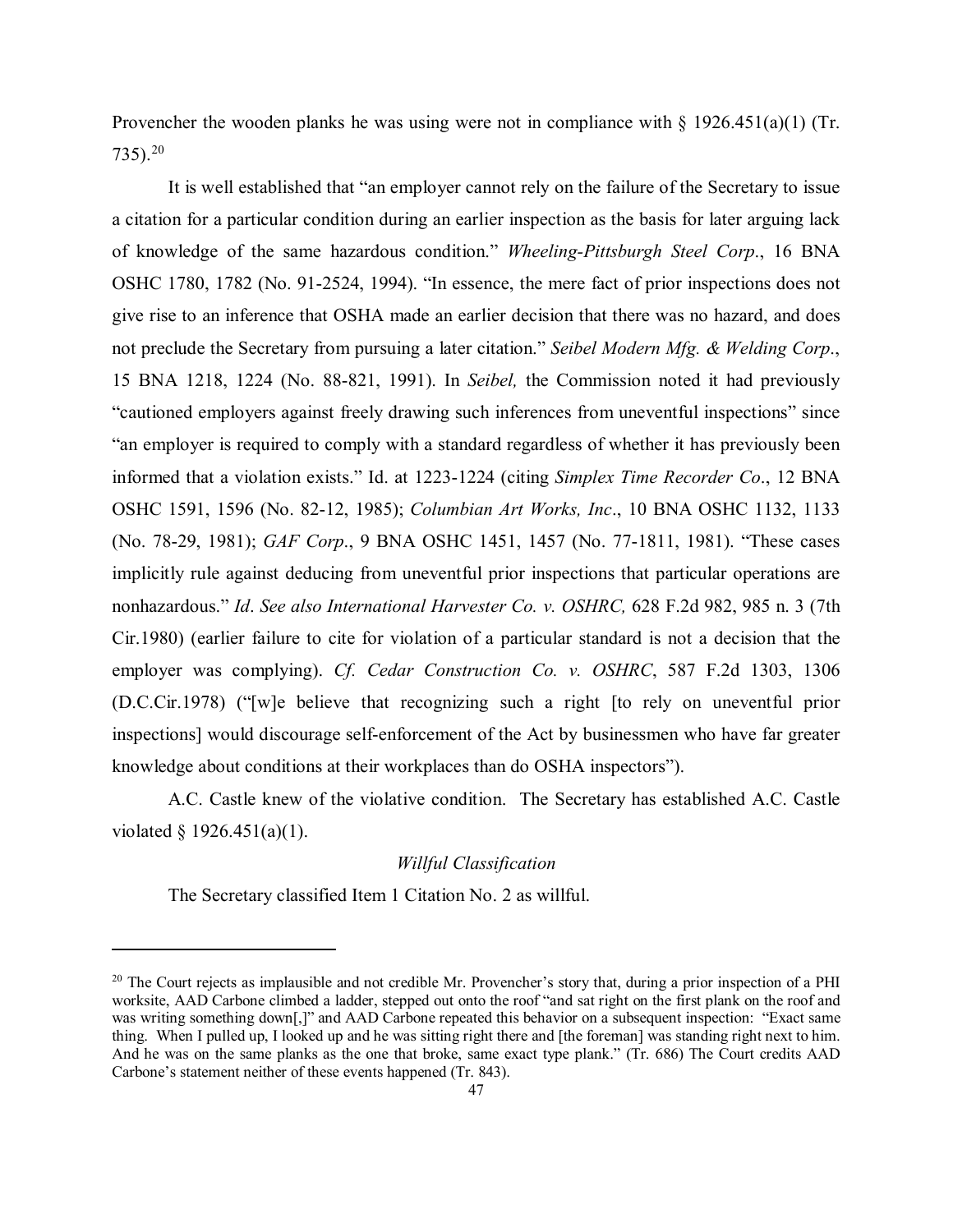Provencher the wooden planks he was using were not in compliance with § 1926.451(a)(1) (Tr. 735).[20]

It is well established that "an employer cannot rely on the failure of the Secretary to issue a citation for a particular condition during an earlier inspection as the basis for later arguing lack of knowledge of the same hazardous condition." *Wheeling-Pittsburgh Steel Corp*., 16 BNA OSHC 1780, 1782 (No. 91-2524, 1994). "In essence, the mere fact of prior inspections does not give rise to an inference that OSHA made an earlier decision that there was no hazard, and does not preclude the Secretary from pursuing a later citation." *Seibel Modern Mfg. & Welding Corp*., 15 BNA 1218, 1224 (No. 88-821, 1991). In *Seibel,* the Commission noted it had previously "cautioned employers against freely drawing such inferences from uneventful inspections" since "an employer is required to comply with a standard regardless of whether it has previously been informed that a violation exists." Id. at 1223-1224 (citing *Simplex Time Recorder Co*., 12 BNA OSHC 1591, 1596 (No. 82-12, 1985); *Columbian Art Works, Inc*., 10 BNA OSHC 1132, 1133 (No. 78-29, 1981); *GAF Corp*., 9 BNA OSHC 1451, 1457 (No. 77-1811, 1981). "These cases implicitly rule against deducing from uneventful prior inspections that particular operations are nonhazardous." *Id*. *See also International Harvester Co. v. OSHRC,* 628 F.2d 982, 985 n. 3 (7th Cir.1980) (earlier failure to cite for violation of a particular standard is not a decision that the employer was complying). *Cf. Cedar Construction Co. v. OSHRC*, 587 F.2d 1303, 1306 (D.C.Cir.1978) ("[w]e believe that recognizing such a right [to rely on uneventful prior inspections] would discourage self-enforcement of the Act by businessmen who have far greater knowledge about conditions at their workplaces than do OSHA inspectors").

A.C. Castle knew of the violative condition. The Secretary has established A.C. Castle violated § 1926.451(a)(1).

*Willful Classification*

The Secretary classified Item 1 Citation No. 2 as willful.

---

[20] The Court rejects as implausible and not credible Mr. Provencher's story that, during a prior inspection of a PHI worksite, AAD Carbone climbed a ladder, stepped out onto the roof "and sat right on the first plank on the roof and was writing something down[,]" and AAD Carbone repeated this behavior on a subsequent inspection: "Exact same thing. When I pulled up, I looked up and he was sitting right there and [the foreman] was standing right next to him. And he was on the same planks as the one that broke, same exact type plank." (Tr. 686) The Court credits AAD Carbone's statement neither of these events happened (Tr. 843).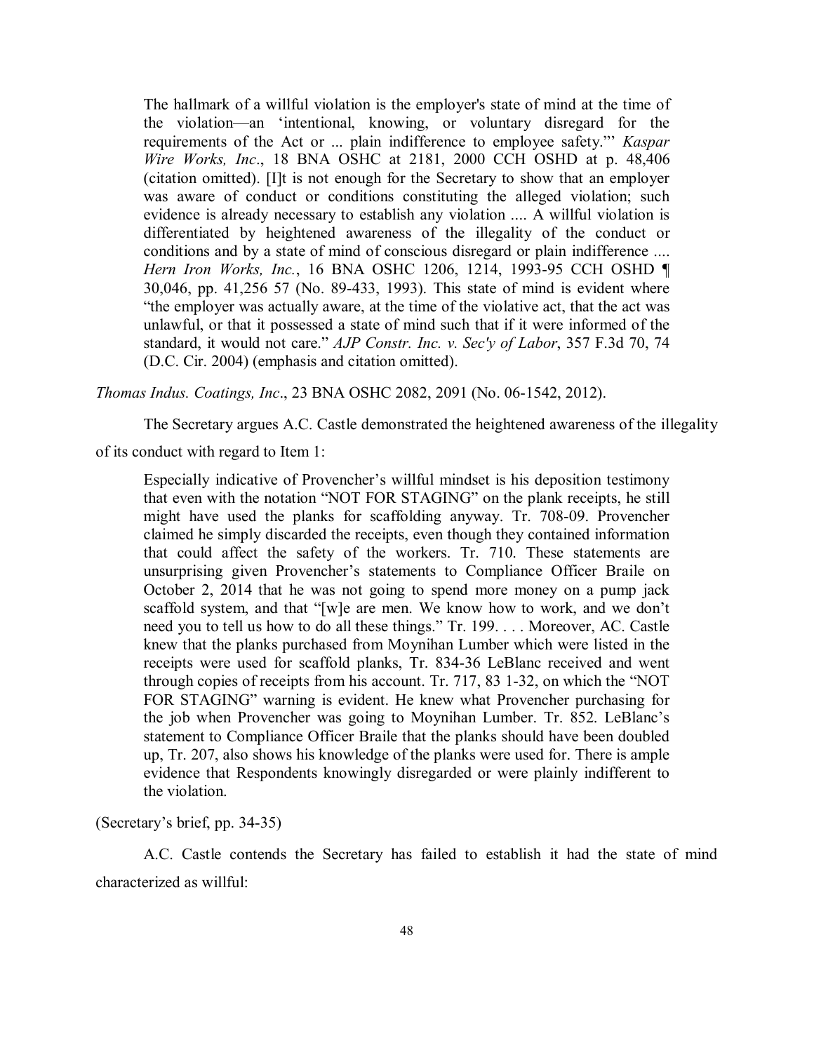> The hallmark of a willful violation is the employer's state of mind at the time of the violation—an 'intentional, knowing, or voluntary disregard for the requirements of the Act or ... plain indifference to employee safety."' *Kaspar Wire Works, Inc*., 18 BNA OSHC at 2181, 2000 CCH OSHD at p. 48,406 (citation omitted). [I]t is not enough for the Secretary to show that an employer was aware of conduct or conditions constituting the alleged violation; such evidence is already necessary to establish any violation .... A willful violation is differentiated by heightened awareness of the illegality of the conduct or conditions and by a state of mind of conscious disregard or plain indifference .... *Hern Iron Works, Inc.*, 16 BNA OSHC 1206, 1214, 1993-95 CCH OSHD ¶ 30,046, pp. 41,256 57 (No. 89-433, 1993). This state of mind is evident where "the employer was actually aware, at the time of the violative act, that the act was unlawful, or that it possessed a state of mind such that if it were informed of the standard, it would not care." *AJP Constr. Inc. v. Sec'y of Labor*, 357 F.3d 70, 74 (D.C. Cir. 2004) (emphasis and citation omitted).

*Thomas Indus. Coatings, Inc*., 23 BNA OSHC 2082, 2091 (No. 06-1542, 2012).

The Secretary argues A.C. Castle demonstrated the heightened awareness of the illegality of its conduct with regard to Item 1:

> Especially indicative of Provencher's willful mindset is his deposition testimony that even with the notation "NOT FOR STAGING" on the plank receipts, he still might have used the planks for scaffolding anyway. Tr. 708-09. Provencher claimed he simply discarded the receipts, even though they contained information that could affect the safety of the workers. Tr. 710. These statements are unsurprising given Provencher's statements to Compliance Officer Braile on October 2, 2014 that he was not going to spend more money on a pump jack scaffold system, and that "[w]e are men. We know how to work, and we don't need you to tell us how to do all these things." Tr. 199. . . . Moreover, AC. Castle knew that the planks purchased from Moynihan Lumber which were listed in the receipts were used for scaffold planks, Tr. 834-36 LeBlanc received and went through copies of receipts from his account. Tr. 717, 83 1-32, on which the "NOT FOR STAGING" warning is evident. He knew what Provencher purchasing for the job when Provencher was going to Moynihan Lumber. Tr. 852. LeBlanc's statement to Compliance Officer Braile that the planks should have been doubled up, Tr. 207, also shows his knowledge of the planks were used for. There is ample evidence that Respondents knowingly disregarded or were plainly indifferent to the violation.

(Secretary's brief, pp. 34-35)

A.C. Castle contends the Secretary has failed to establish it had the state of mind characterized as willful: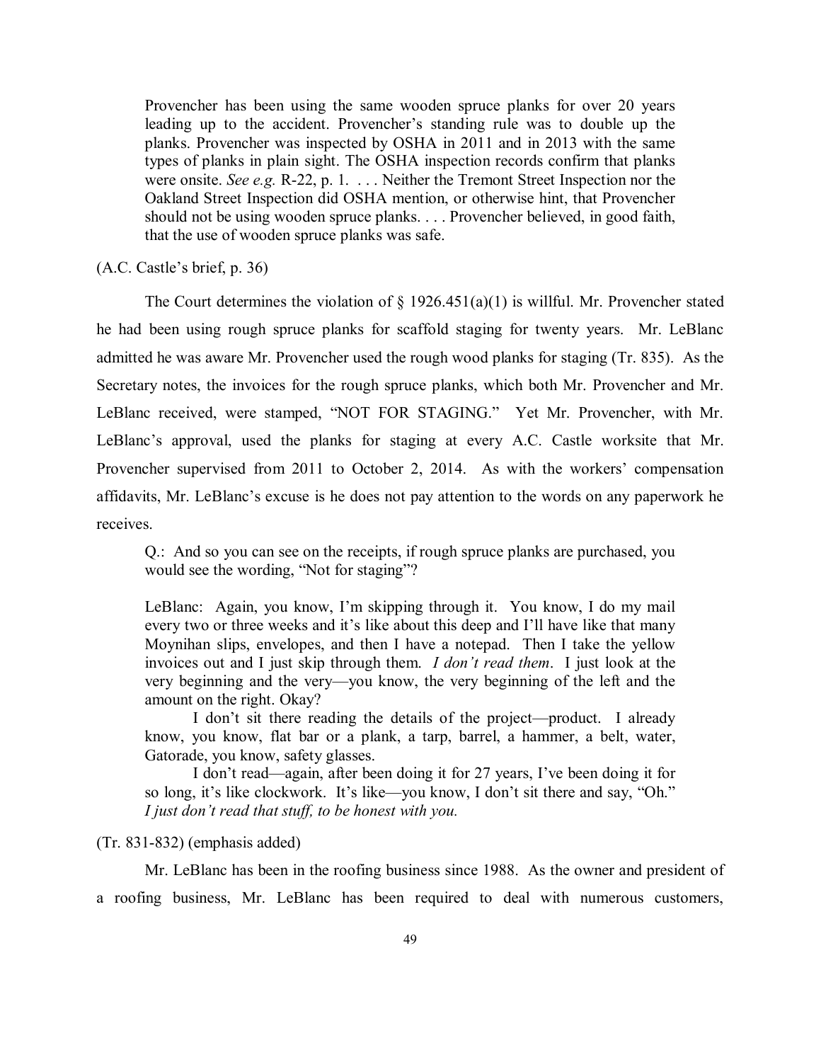> Provencher has been using the same wooden spruce planks for over 20 years leading up to the accident. Provencher's standing rule was to double up the planks. Provencher was inspected by OSHA in 2011 and in 2013 with the same types of planks in plain sight. The OSHA inspection records confirm that planks were onsite. *See e.g.* R-22, p. 1. . . . Neither the Tremont Street Inspection nor the Oakland Street Inspection did OSHA mention, or otherwise hint, that Provencher should not be using wooden spruce planks. . . . Provencher believed, in good faith, that the use of wooden spruce planks was safe.

(A.C. Castle's brief, p. 36)

The Court determines the violation of § 1926.451(a)(1) is willful. Mr. Provencher stated he had been using rough spruce planks for scaffold staging for twenty years. Mr. LeBlanc admitted he was aware Mr. Provencher used the rough wood planks for staging (Tr. 835). As the Secretary notes, the invoices for the rough spruce planks, which both Mr. Provencher and Mr. LeBlanc received, were stamped, "NOT FOR STAGING." Yet Mr. Provencher, with Mr. LeBlanc's approval, used the planks for staging at every A.C. Castle worksite that Mr. Provencher supervised from 2011 to October 2, 2014. As with the workers' compensation affidavits, Mr. LeBlanc's excuse is he does not pay attention to the words on any paperwork he receives.

> Q.: And so you can see on the receipts, if rough spruce planks are purchased, you would see the wording, "Not for staging"?
>
> LeBlanc: Again, you know, I'm skipping through it. You know, I do my mail every two or three weeks and it's like about this deep and I'll have like that many Moynihan slips, envelopes, and then I have a notepad. Then I take the yellow invoices out and I just skip through them. *I don't read them*. I just look at the very beginning and the very—you know, the very beginning of the left and the amount on the right. Okay?
>
> I don't sit there reading the details of the project—product. I already know, you know, flat bar or a plank, a tarp, barrel, a hammer, a belt, water, Gatorade, you know, safety glasses.
>
> I don't read—again, after been doing it for 27 years, I've been doing it for so long, it's like clockwork. It's like—you know, I don't sit there and say, "Oh." *I just don't read that stuff, to be honest with you.*

(Tr. 831-832) (emphasis added)

Mr. LeBlanc has been in the roofing business since 1988. As the owner and president of a roofing business, Mr. LeBlanc has been required to deal with numerous customers,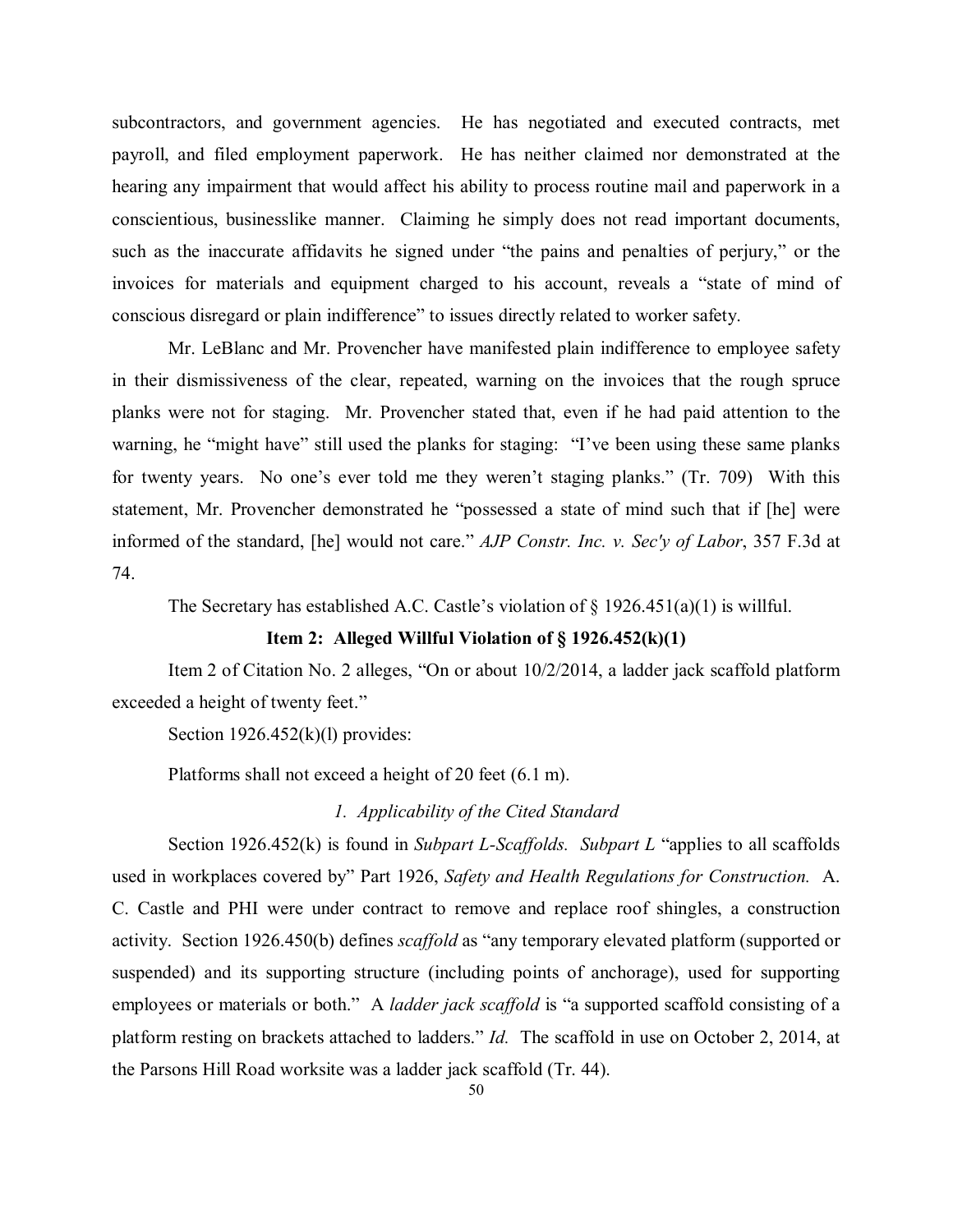subcontractors, and government agencies. He has negotiated and executed contracts, met payroll, and filed employment paperwork. He has neither claimed nor demonstrated at the hearing any impairment that would affect his ability to process routine mail and paperwork in a conscientious, businesslike manner. Claiming he simply does not read important documents, such as the inaccurate affidavits he signed under "the pains and penalties of perjury," or the invoices for materials and equipment charged to his account, reveals a "state of mind of conscious disregard or plain indifference" to issues directly related to worker safety.

Mr. LeBlanc and Mr. Provencher have manifested plain indifference to employee safety in their dismissiveness of the clear, repeated, warning on the invoices that the rough spruce planks were not for staging. Mr. Provencher stated that, even if he had paid attention to the warning, he "might have" still used the planks for staging: "I've been using these same planks for twenty years. No one's ever told me they weren't staging planks." (Tr. 709) With this statement, Mr. Provencher demonstrated he "possessed a state of mind such that if [he] were informed of the standard, [he] would not care." *AJP Constr. Inc. v. Sec'y of Labor*, 357 F.3d at 74.

The Secretary has established A.C. Castle's violation of § 1926.451(a)(1) is willful.

**Item 2: Alleged Willful Violation of § 1926.452(k)(1)**

Item 2 of Citation No. 2 alleges, "On or about 10/2/2014, a ladder jack scaffold platform exceeded a height of twenty feet."

Section 1926.452(k)(l) provides:

Platforms shall not exceed a height of 20 feet (6.1 m).

*1. Applicability of the Cited Standard*

Section 1926.452(k) is found in *Subpart L-Scaffolds. Subpart L* "applies to all scaffolds used in workplaces covered by" Part 1926, *Safety and Health Regulations for Construction.* A. C. Castle and PHI were under contract to remove and replace roof shingles, a construction activity. Section 1926.450(b) defines *scaffold* as "any temporary elevated platform (supported or suspended) and its supporting structure (including points of anchorage), used for supporting employees or materials or both." A *ladder jack scaffold* is "a supported scaffold consisting of a platform resting on brackets attached to ladders." *Id.* The scaffold in use on October 2, 2014, at the Parsons Hill Road worksite was a ladder jack scaffold (Tr. 44).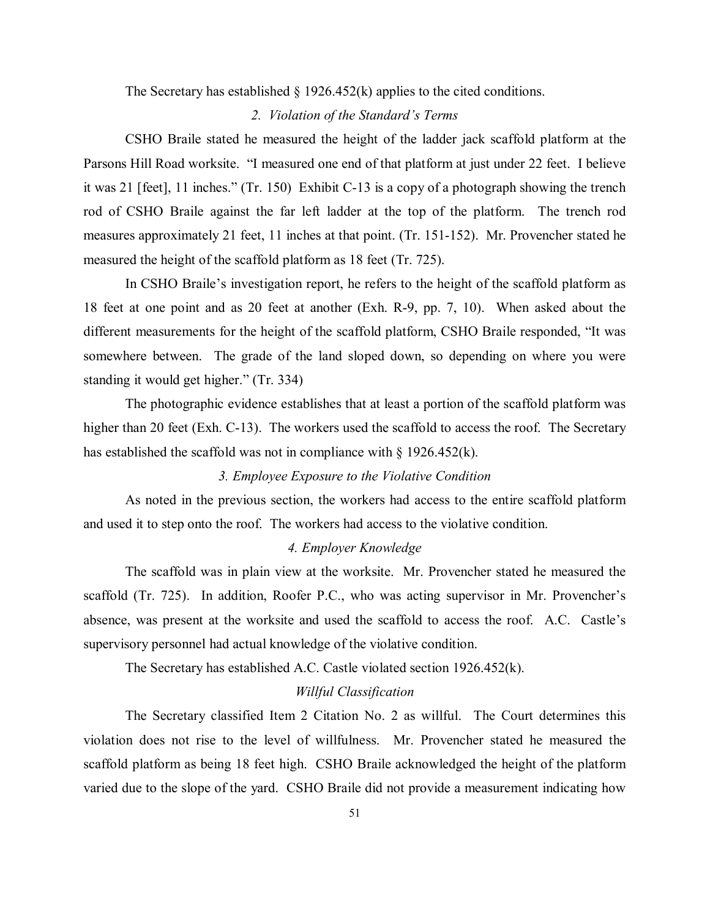The Secretary has established § 1926.452(k) applies to the cited conditions.

*2. Violation of the Standard's Terms*

CSHO Braile stated he measured the height of the ladder jack scaffold platform at the Parsons Hill Road worksite. "I measured one end of that platform at just under 22 feet. I believe it was 21 [feet], 11 inches." (Tr. 150) Exhibit C-13 is a copy of a photograph showing the trench rod of CSHO Braile against the far left ladder at the top of the platform. The trench rod measures approximately 21 feet, 11 inches at that point. (Tr. 151-152). Mr. Provencher stated he measured the height of the scaffold platform as 18 feet (Tr. 725).

In CSHO Braile's investigation report, he refers to the height of the scaffold platform as 18 feet at one point and as 20 feet at another (Exh. R-9, pp. 7, 10). When asked about the different measurements for the height of the scaffold platform, CSHO Braile responded, "It was somewhere between. The grade of the land sloped down, so depending on where you were standing it would get higher." (Tr. 334)

The photographic evidence establishes that at least a portion of the scaffold platform was higher than 20 feet (Exh. C-13). The workers used the scaffold to access the roof. The Secretary has established the scaffold was not in compliance with § 1926.452(k).

*3. Employee Exposure to the Violative Condition*

As noted in the previous section, the workers had access to the entire scaffold platform and used it to step onto the roof. The workers had access to the violative condition.

*4. Employer Knowledge*

The scaffold was in plain view at the worksite. Mr. Provencher stated he measured the scaffold (Tr. 725). In addition, Roofer P.C., who was acting supervisor in Mr. Provencher's absence, was present at the worksite and used the scaffold to access the roof. A.C. Castle's supervisory personnel had actual knowledge of the violative condition.

The Secretary has established A.C. Castle violated section 1926.452(k).

*Willful Classification*

The Secretary classified Item 2 Citation No. 2 as willful. The Court determines this violation does not rise to the level of willfulness. Mr. Provencher stated he measured the scaffold platform as being 18 feet high. CSHO Braile acknowledged the height of the platform varied due to the slope of the yard. CSHO Braile did not provide a measurement indicating how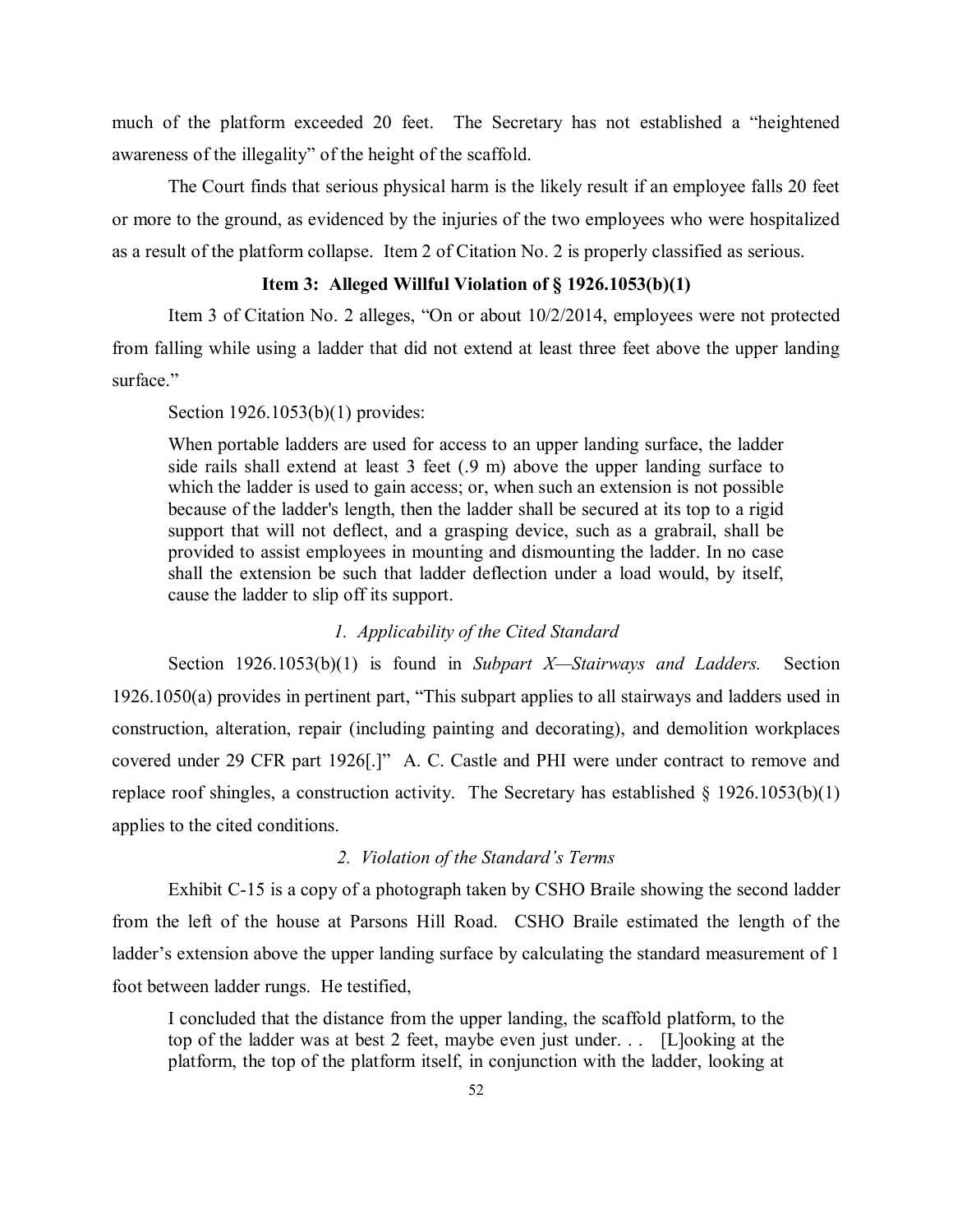much of the platform exceeded 20 feet. The Secretary has not established a "heightened awareness of the illegality" of the height of the scaffold.

The Court finds that serious physical harm is the likely result if an employee falls 20 feet or more to the ground, as evidenced by the injuries of the two employees who were hospitalized as a result of the platform collapse. Item 2 of Citation No. 2 is properly classified as serious.

### Item 3: Alleged Willful Violation of § 1926.1053(b)(1)

Item 3 of Citation No. 2 alleges, "On or about 10/2/2014, employees were not protected from falling while using a ladder that did not extend at least three feet above the upper landing surface."

Section 1926.1053(b)(1) provides:

> When portable ladders are used for access to an upper landing surface, the ladder side rails shall extend at least 3 feet (.9 m) above the upper landing surface to which the ladder is used to gain access; or, when such an extension is not possible because of the ladder's length, then the ladder shall be secured at its top to a rigid support that will not deflect, and a grasping device, such as a grabrail, shall be provided to assist employees in mounting and dismounting the ladder. In no case shall the extension be such that ladder deflection under a load would, by itself, cause the ladder to slip off its support.

*1. Applicability of the Cited Standard*

Section 1926.1053(b)(1) is found in *Subpart X—Stairways and Ladders.* Section 1926.1050(a) provides in pertinent part, "This subpart applies to all stairways and ladders used in construction, alteration, repair (including painting and decorating), and demolition workplaces covered under 29 CFR part 1926[.]" A. C. Castle and PHI were under contract to remove and replace roof shingles, a construction activity. The Secretary has established § 1926.1053(b)(1) applies to the cited conditions.

*2. Violation of the Standard's Terms*

Exhibit C-15 is a copy of a photograph taken by CSHO Braile showing the second ladder from the left of the house at Parsons Hill Road. CSHO Braile estimated the length of the ladder's extension above the upper landing surface by calculating the standard measurement of 1 foot between ladder rungs. He testified,

> I concluded that the distance from the upper landing, the scaffold platform, to the top of the ladder was at best 2 feet, maybe even just under. . . [L]ooking at the platform, the top of the platform itself, in conjunction with the ladder, looking at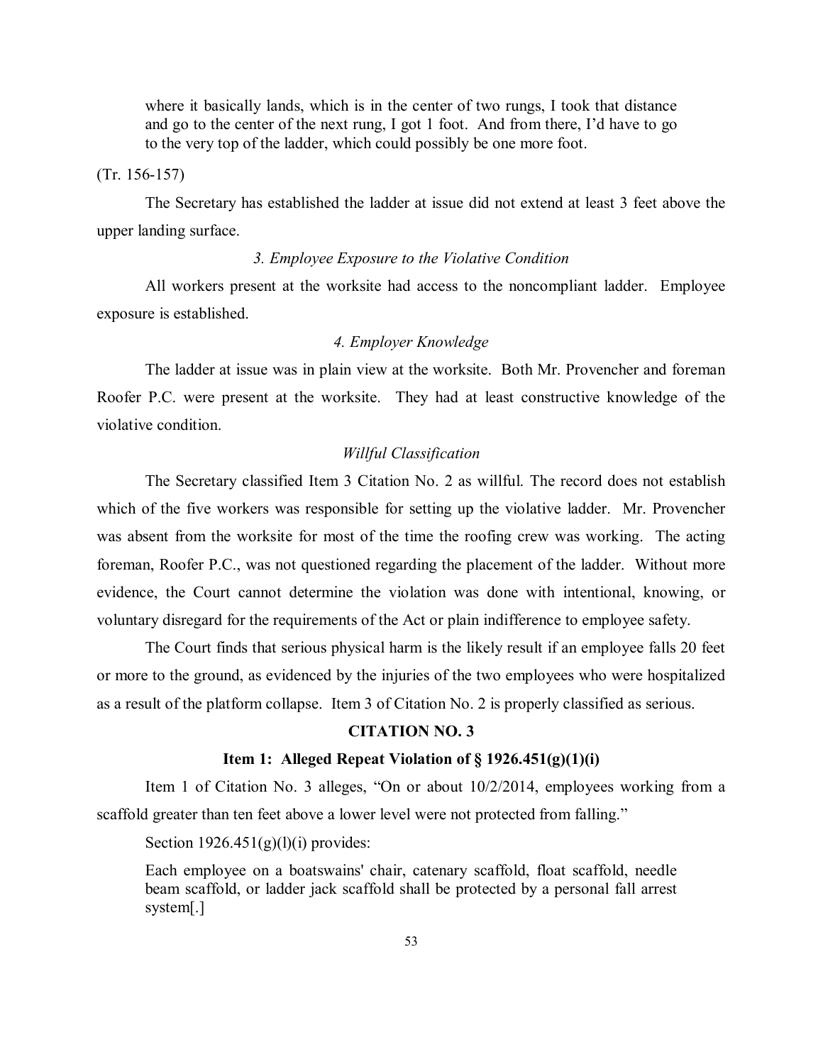> where it basically lands, which is in the center of two rungs, I took that distance and go to the center of the next rung, I got 1 foot. And from there, I'd have to go to the very top of the ladder, which could possibly be one more foot.

(Tr. 156-157)

The Secretary has established the ladder at issue did not extend at least 3 feet above the upper landing surface.

*3. Employee Exposure to the Violative Condition*

All workers present at the worksite had access to the noncompliant ladder. Employee exposure is established.

*4. Employer Knowledge*

The ladder at issue was in plain view at the worksite. Both Mr. Provencher and foreman Roofer P.C. were present at the worksite. They had at least constructive knowledge of the violative condition.

*Willful Classification*

The Secretary classified Item 3 Citation No. 2 as willful. The record does not establish which of the five workers was responsible for setting up the violative ladder. Mr. Provencher was absent from the worksite for most of the time the roofing crew was working. The acting foreman, Roofer P.C., was not questioned regarding the placement of the ladder. Without more evidence, the Court cannot determine the violation was done with intentional, knowing, or voluntary disregard for the requirements of the Act or plain indifference to employee safety.

The Court finds that serious physical harm is the likely result if an employee falls 20 feet or more to the ground, as evidenced by the injuries of the two employees who were hospitalized as a result of the platform collapse. Item 3 of Citation No. 2 is properly classified as serious.

**CITATION NO. 3**

**Item 1: Alleged Repeat Violation of § 1926.451(g)(1)(i)**

Item 1 of Citation No. 3 alleges, "On or about 10/2/2014, employees working from a scaffold greater than ten feet above a lower level were not protected from falling."

Section 1926.451(g)(l)(i) provides:

> Each employee on a boatswains' chair, catenary scaffold, float scaffold, needle beam scaffold, or ladder jack scaffold shall be protected by a personal fall arrest system[.]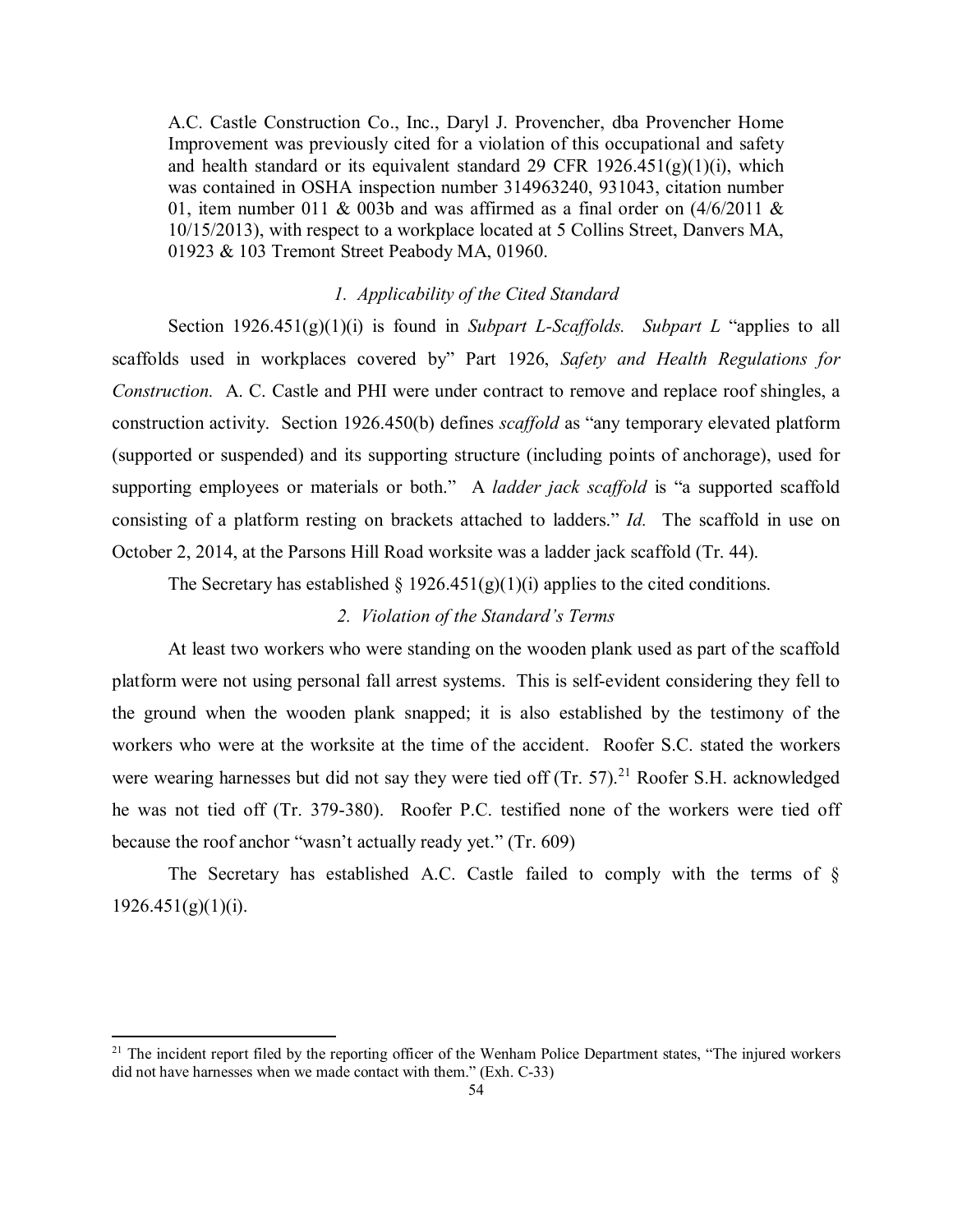A.C. Castle Construction Co., Inc., Daryl J. Provencher, dba Provencher Home Improvement was previously cited for a violation of this occupational and safety and health standard or its equivalent standard 29 CFR 1926.451(g)(1)(i), which was contained in OSHA inspection number 314963240, 931043, citation number 01, item number 011 & 003b and was affirmed as a final order on (4/6/2011 & 10/15/2013), with respect to a workplace located at 5 Collins Street, Danvers MA, 01923 & 103 Tremont Street Peabody MA, 01960.

*1. Applicability of the Cited Standard*

Section 1926.451(g)(1)(i) is found in *Subpart L-Scaffolds. Subpart L* "applies to all scaffolds used in workplaces covered by" Part 1926, *Safety and Health Regulations for Construction.* A. C. Castle and PHI were under contract to remove and replace roof shingles, a construction activity. Section 1926.450(b) defines *scaffold* as "any temporary elevated platform (supported or suspended) and its supporting structure (including points of anchorage), used for supporting employees or materials or both." A *ladder jack scaffold* is "a supported scaffold consisting of a platform resting on brackets attached to ladders." *Id.* The scaffold in use on October 2, 2014, at the Parsons Hill Road worksite was a ladder jack scaffold (Tr. 44).

The Secretary has established § 1926.451(g)(1)(i) applies to the cited conditions.

*2. Violation of the Standard's Terms*

At least two workers who were standing on the wooden plank used as part of the scaffold platform were not using personal fall arrest systems. This is self-evident considering they fell to the ground when the wooden plank snapped; it is also established by the testimony of the workers who were at the worksite at the time of the accident. Roofer S.C. stated the workers were wearing harnesses but did not say they were tied off (Tr. 57).[21] Roofer S.H. acknowledged he was not tied off (Tr. 379-380). Roofer P.C. testified none of the workers were tied off because the roof anchor "wasn't actually ready yet." (Tr. 609)

The Secretary has established A.C. Castle failed to comply with the terms of § 1926.451(g)(1)(i).

[21] The incident report filed by the reporting officer of the Wenham Police Department states, "The injured workers did not have harnesses when we made contact with them." (Exh. C-33)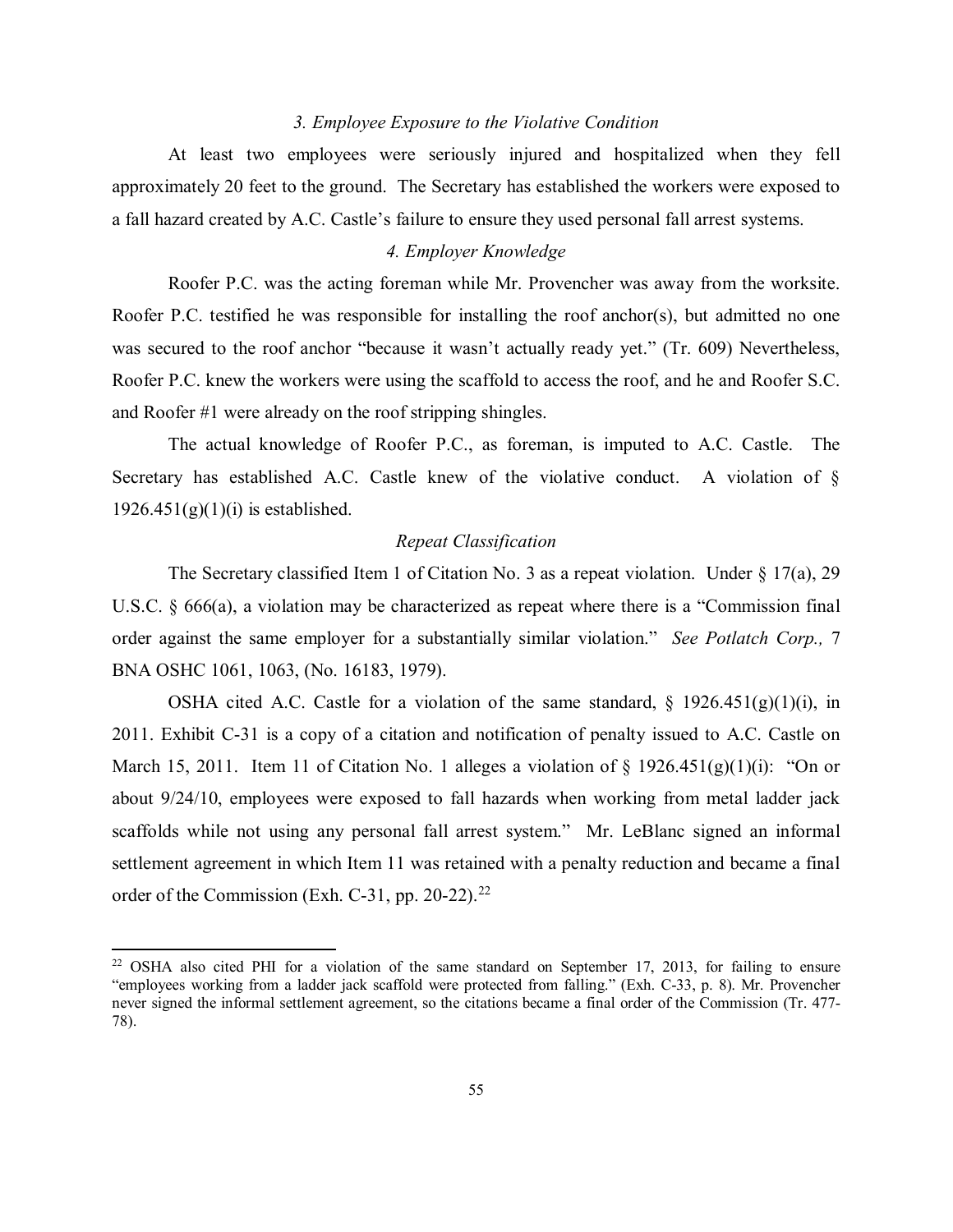### *3. Employee Exposure to the Violative Condition*

At least two employees were seriously injured and hospitalized when they fell approximately 20 feet to the ground. The Secretary has established the workers were exposed to a fall hazard created by A.C. Castle's failure to ensure they used personal fall arrest systems.

### *4. Employer Knowledge*

Roofer P.C. was the acting foreman while Mr. Provencher was away from the worksite. Roofer P.C. testified he was responsible for installing the roof anchor(s), but admitted no one was secured to the roof anchor "because it wasn't actually ready yet." (Tr. 609) Nevertheless, Roofer P.C. knew the workers were using the scaffold to access the roof, and he and Roofer S.C. and Roofer #1 were already on the roof stripping shingles.

The actual knowledge of Roofer P.C., as foreman, is imputed to A.C. Castle. The Secretary has established A.C. Castle knew of the violative conduct. A violation of § 1926.451(g)(1)(i) is established.

### *Repeat Classification*

The Secretary classified Item 1 of Citation No. 3 as a repeat violation. Under § 17(a), 29 U.S.C. § 666(a), a violation may be characterized as repeat where there is a "Commission final order against the same employer for a substantially similar violation." *See Potlatch Corp.,* 7 BNA OSHC 1061, 1063, (No. 16183, 1979).

OSHA cited A.C. Castle for a violation of the same standard, § 1926.451(g)(1)(i), in 2011. Exhibit C-31 is a copy of a citation and notification of penalty issued to A.C. Castle on March 15, 2011. Item 11 of Citation No. 1 alleges a violation of § 1926.451(g)(1)(i): "On or about 9/24/10, employees were exposed to fall hazards when working from metal ladder jack scaffolds while not using any personal fall arrest system." Mr. LeBlanc signed an informal settlement agreement in which Item 11 was retained with a penalty reduction and became a final order of the Commission (Exh. C-31, pp. 20-22).[22]

[22] OSHA also cited PHI for a violation of the same standard on September 17, 2013, for failing to ensure "employees working from a ladder jack scaffold were protected from falling." (Exh. C-33, p. 8). Mr. Provencher never signed the informal settlement agreement, so the citations became a final order of the Commission (Tr. 477-78).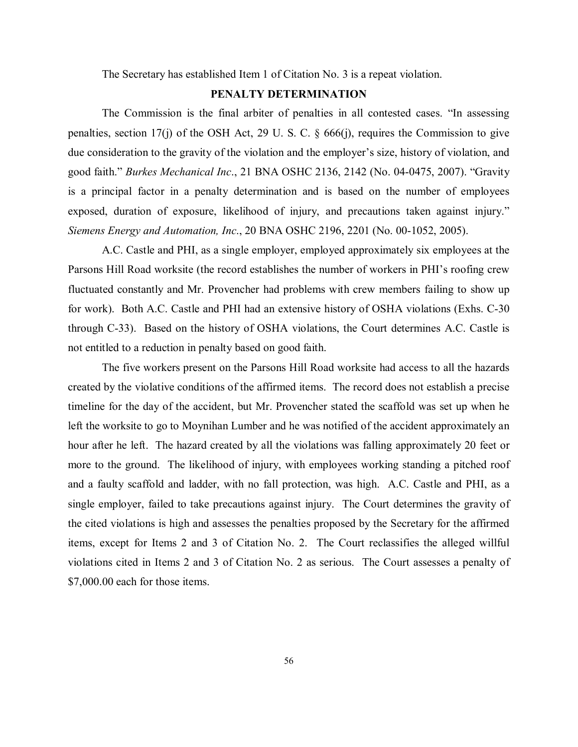The Secretary has established Item 1 of Citation No. 3 is a repeat violation.

## PENALTY DETERMINATION

The Commission is the final arbiter of penalties in all contested cases. "In assessing penalties, section 17(j) of the OSH Act, 29 U. S. C. § 666(j), requires the Commission to give due consideration to the gravity of the violation and the employer's size, history of violation, and good faith." *Burkes Mechanical Inc*., 21 BNA OSHC 2136, 2142 (No. 04-0475, 2007). "Gravity is a principal factor in a penalty determination and is based on the number of employees exposed, duration of exposure, likelihood of injury, and precautions taken against injury." *Siemens Energy and Automation, Inc*., 20 BNA OSHC 2196, 2201 (No. 00-1052, 2005).

A.C. Castle and PHI, as a single employer, employed approximately six employees at the Parsons Hill Road worksite (the record establishes the number of workers in PHI's roofing crew fluctuated constantly and Mr. Provencher had problems with crew members failing to show up for work). Both A.C. Castle and PHI had an extensive history of OSHA violations (Exhs. C-30 through C-33). Based on the history of OSHA violations, the Court determines A.C. Castle is not entitled to a reduction in penalty based on good faith.

The five workers present on the Parsons Hill Road worksite had access to all the hazards created by the violative conditions of the affirmed items. The record does not establish a precise timeline for the day of the accident, but Mr. Provencher stated the scaffold was set up when he left the worksite to go to Moynihan Lumber and he was notified of the accident approximately an hour after he left. The hazard created by all the violations was falling approximately 20 feet or more to the ground. The likelihood of injury, with employees working standing a pitched roof and a faulty scaffold and ladder, with no fall protection, was high. A.C. Castle and PHI, as a single employer, failed to take precautions against injury. The Court determines the gravity of the cited violations is high and assesses the penalties proposed by the Secretary for the affirmed items, except for Items 2 and 3 of Citation No. 2. The Court reclassifies the alleged willful violations cited in Items 2 and 3 of Citation No. 2 as serious. The Court assesses a penalty of $7,000.00 each for those items.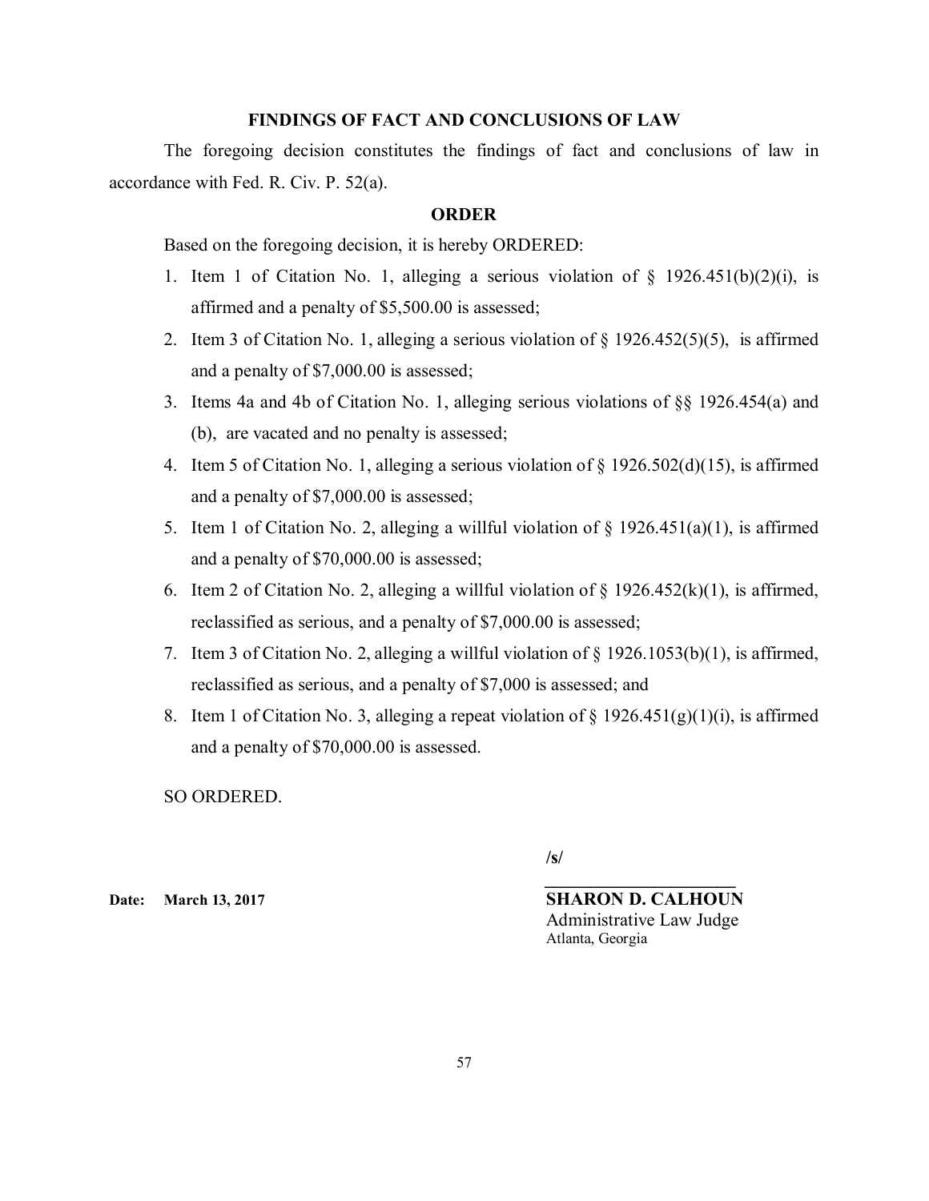## FINDINGS OF FACT AND CONCLUSIONS OF LAW

The foregoing decision constitutes the findings of fact and conclusions of law in accordance with Fed. R. Civ. P. 52(a).

## ORDER

Based on the foregoing decision, it is hereby ORDERED:

1. Item 1 of Citation No. 1, alleging a serious violation of § 1926.451(b)(2)(i), is affirmed and a penalty of $5,500.00 is assessed;
2. Item 3 of Citation No. 1, alleging a serious violation of § 1926.452(5)(5), is affirmed and a penalty of $7,000.00 is assessed;
3. Items 4a and 4b of Citation No. 1, alleging serious violations of §§ 1926.454(a) and (b), are vacated and no penalty is assessed;
4. Item 5 of Citation No. 1, alleging a serious violation of § 1926.502(d)(15), is affirmed and a penalty of $7,000.00 is assessed;
5. Item 1 of Citation No. 2, alleging a willful violation of § 1926.451(a)(1), is affirmed and a penalty of $70,000.00 is assessed;
6. Item 2 of Citation No. 2, alleging a willful violation of § 1926.452(k)(1), is affirmed, reclassified as serious, and a penalty of $7,000.00 is assessed;
7. Item 3 of Citation No. 2, alleging a willful violation of § 1926.1053(b)(1), is affirmed, reclassified as serious, and a penalty of $7,000 is assessed; and
8. Item 1 of Citation No. 3, alleging a repeat violation of § 1926.451(g)(1)(i), is affirmed and a penalty of $70,000.00 is assessed.

SO ORDERED.

**/s/**

**SHARON D. CALHOUN**
Administrative Law Judge
Atlanta, Georgia

**Date: March 13, 2017**